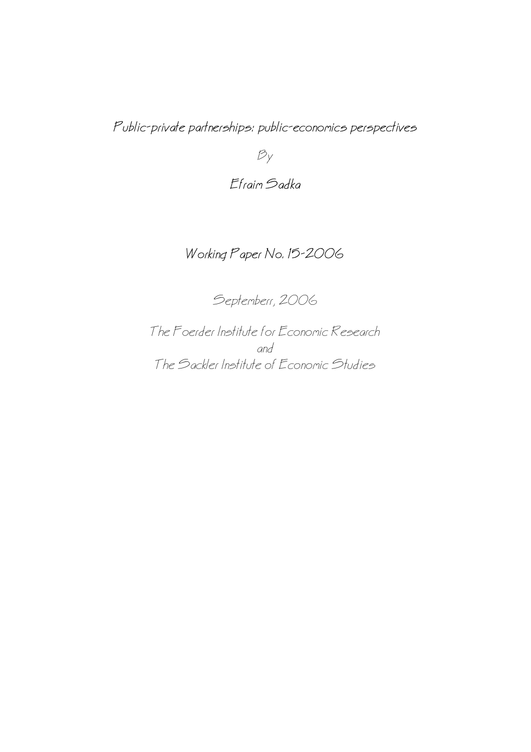# Public-private partnerships: public-economics perspectives

By

Efraim Sadka

Working Paper No. 15-2006

Septemberr, 2006

The Foerder Institute for Economic Research
and
The Sackler Institute of Economic Studies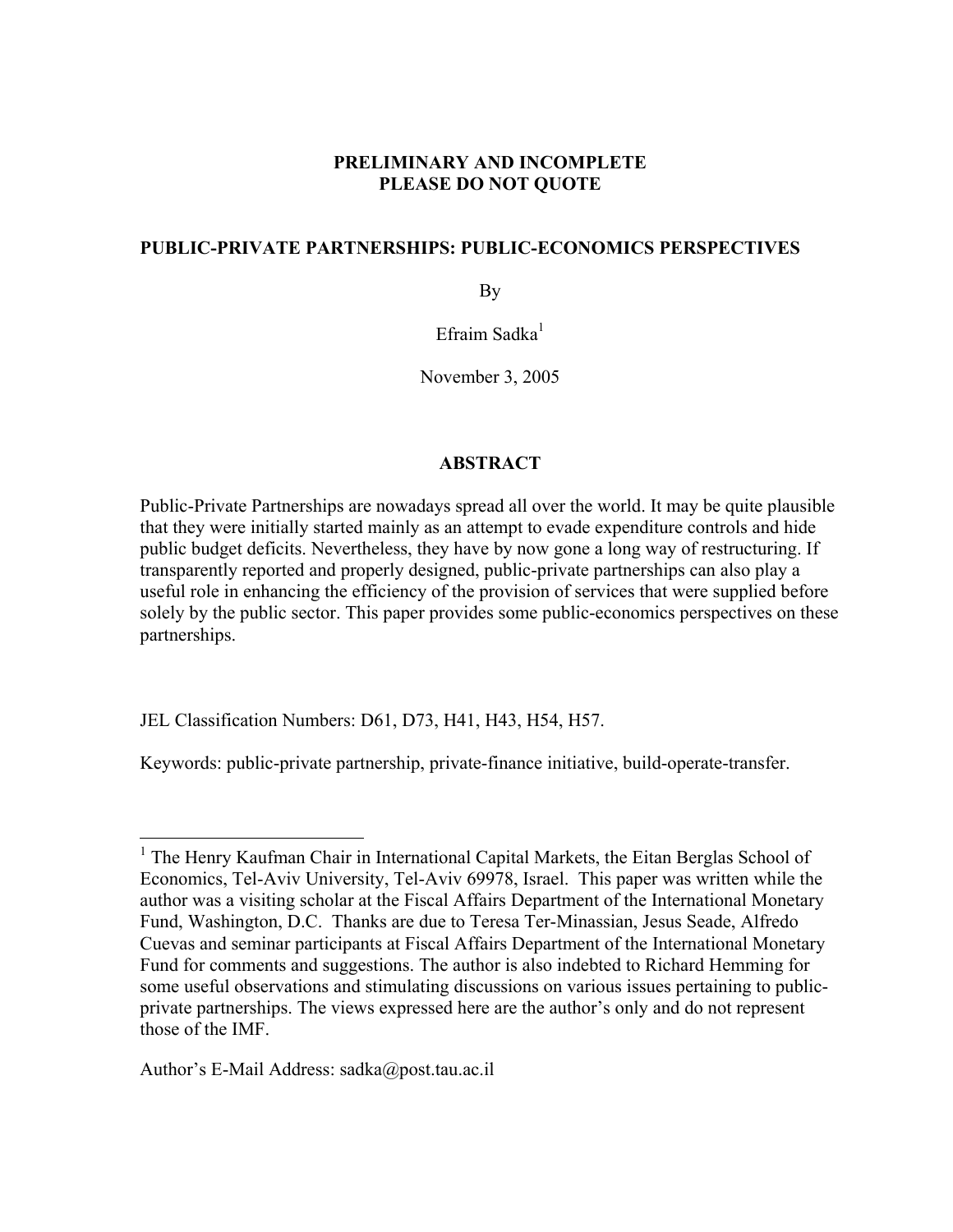**PRELIMINARY AND INCOMPLETE**
**PLEASE DO NOT QUOTE**

# PUBLIC-PRIVATE PARTNERSHIPS: PUBLIC-ECONOMICS PERSPECTIVES

By

Efraim Sadka[1]

November 3, 2005

## ABSTRACT

Public-Private Partnerships are nowadays spread all over the world. It may be quite plausible that they were initially started mainly as an attempt to evade expenditure controls and hide public budget deficits. Nevertheless, they have by now gone a long way of restructuring. If transparently reported and properly designed, public-private partnerships can also play a useful role in enhancing the efficiency of the provision of services that were supplied before solely by the public sector. This paper provides some public-economics perspectives on these partnerships.

JEL Classification Numbers: D61, D73, H41, H43, H54, H57.

Keywords: public-private partnership, private-finance initiative, build-operate-transfer.

---

[1] The Henry Kaufman Chair in International Capital Markets, the Eitan Berglas School of Economics, Tel-Aviv University, Tel-Aviv 69978, Israel. This paper was written while the author was a visiting scholar at the Fiscal Affairs Department of the International Monetary Fund, Washington, D.C. Thanks are due to Teresa Ter-Minassian, Jesus Seade, Alfredo Cuevas and seminar participants at Fiscal Affairs Department of the International Monetary Fund for comments and suggestions. The author is also indebted to Richard Hemming for some useful observations and stimulating discussions on various issues pertaining to public-private partnerships. The views expressed here are the author's only and do not represent those of the IMF.

Author's E-Mail Address: sadka@post.tau.ac.il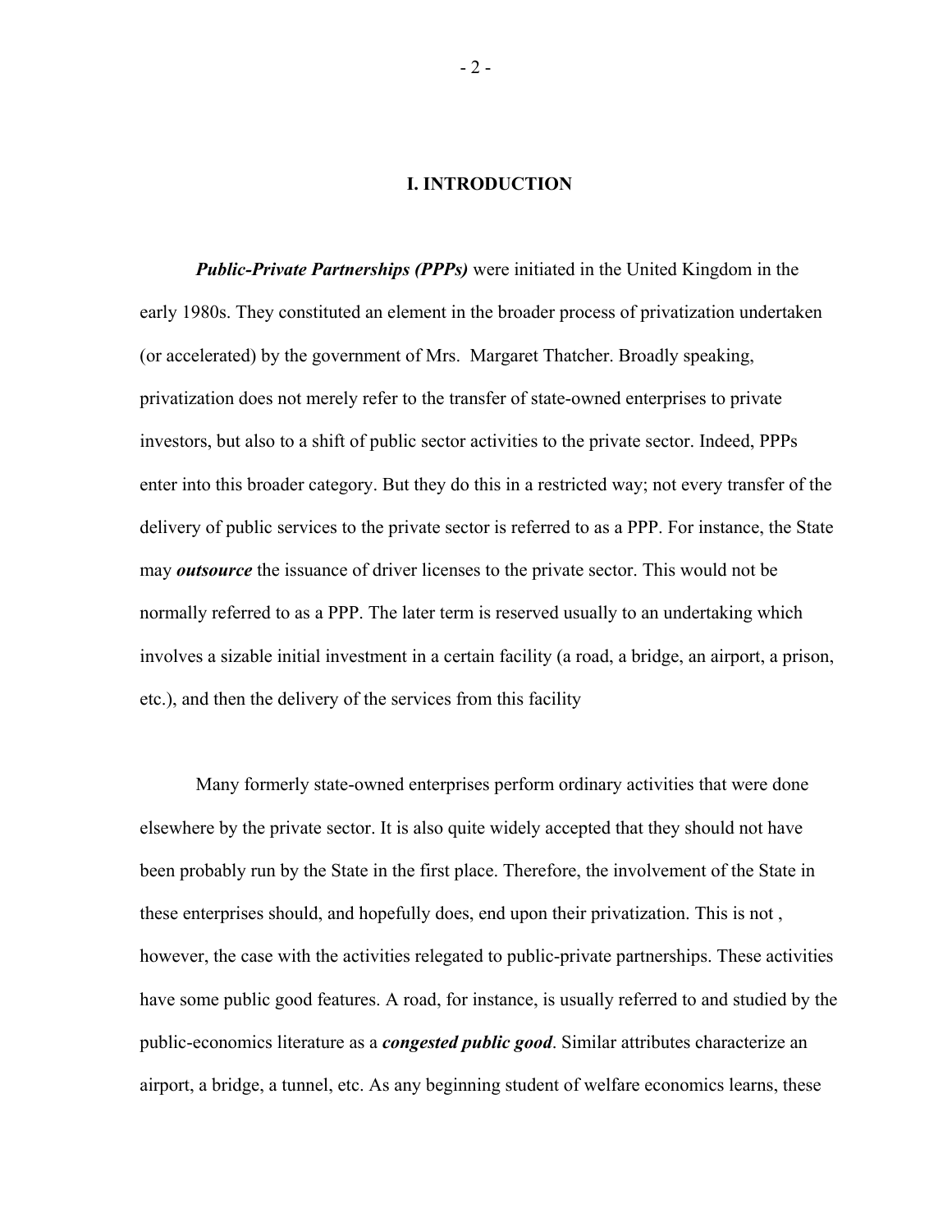# I. INTRODUCTION

***Public-Private Partnerships (PPPs)*** were initiated in the United Kingdom in the early 1980s. They constituted an element in the broader process of privatization undertaken (or accelerated) by the government of Mrs. Margaret Thatcher. Broadly speaking, privatization does not merely refer to the transfer of state-owned enterprises to private investors, but also to a shift of public sector activities to the private sector. Indeed, PPPs enter into this broader category. But they do this in a restricted way; not every transfer of the delivery of public services to the private sector is referred to as a PPP. For instance, the State may ***outsource*** the issuance of driver licenses to the private sector. This would not be normally referred to as a PPP. The later term is reserved usually to an undertaking which involves a sizable initial investment in a certain facility (a road, a bridge, an airport, a prison, etc.), and then the delivery of the services from this facility

Many formerly state-owned enterprises perform ordinary activities that were done elsewhere by the private sector. It is also quite widely accepted that they should not have been probably run by the State in the first place. Therefore, the involvement of the State in these enterprises should, and hopefully does, end upon their privatization. This is not , however, the case with the activities relegated to public-private partnerships. These activities have some public good features. A road, for instance, is usually referred to and studied by the public-economics literature as a ***congested public good***. Similar attributes characterize an airport, a bridge, a tunnel, etc. As any beginning student of welfare economics learns, these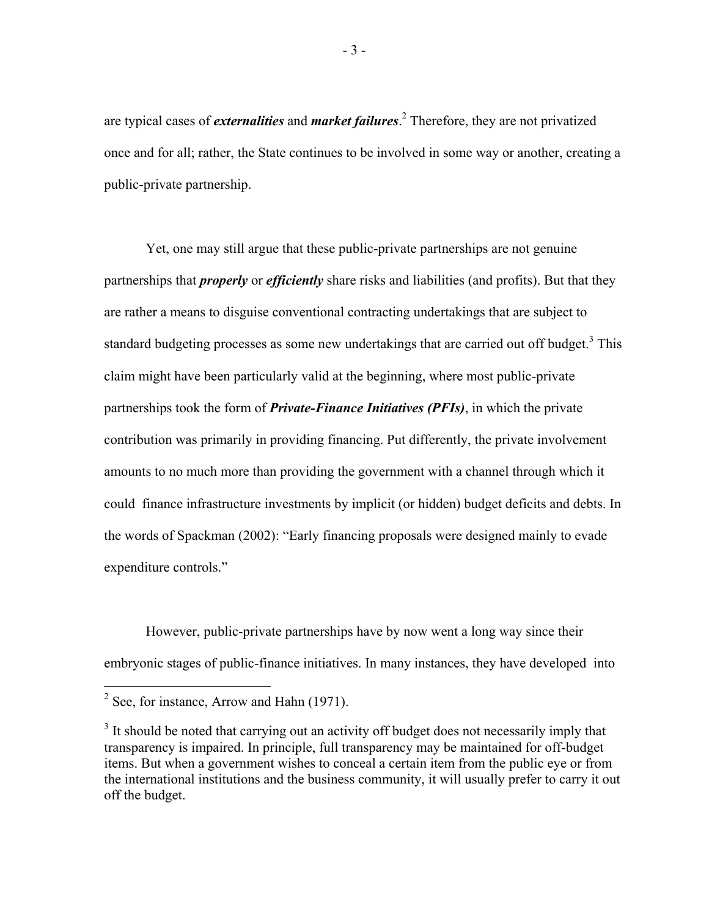are typical cases of ***externalities*** and ***market failures***.[2] Therefore, they are not privatized once and for all; rather, the State continues to be involved in some way or another, creating a public-private partnership.

Yet, one may still argue that these public-private partnerships are not genuine partnerships that ***properly*** or ***efficiently*** share risks and liabilities (and profits). But that they are rather a means to disguise conventional contracting undertakings that are subject to standard budgeting processes as some new undertakings that are carried out off budget.[3] This claim might have been particularly valid at the beginning, where most public-private partnerships took the form of ***Private-Finance Initiatives (PFIs)***, in which the private contribution was primarily in providing financing. Put differently, the private involvement amounts to no much more than providing the government with a channel through which it could finance infrastructure investments by implicit (or hidden) budget deficits and debts. In the words of Spackman (2002): "Early financing proposals were designed mainly to evade expenditure controls."

However, public-private partnerships have by now went a long way since their embryonic stages of public-finance initiatives. In many instances, they have developed into

---

[2] See, for instance, Arrow and Hahn (1971).

[3] It should be noted that carrying out an activity off budget does not necessarily imply that transparency is impaired. In principle, full transparency may be maintained for off-budget items. But when a government wishes to conceal a certain item from the public eye or from the international institutions and the business community, it will usually prefer to carry it out off the budget.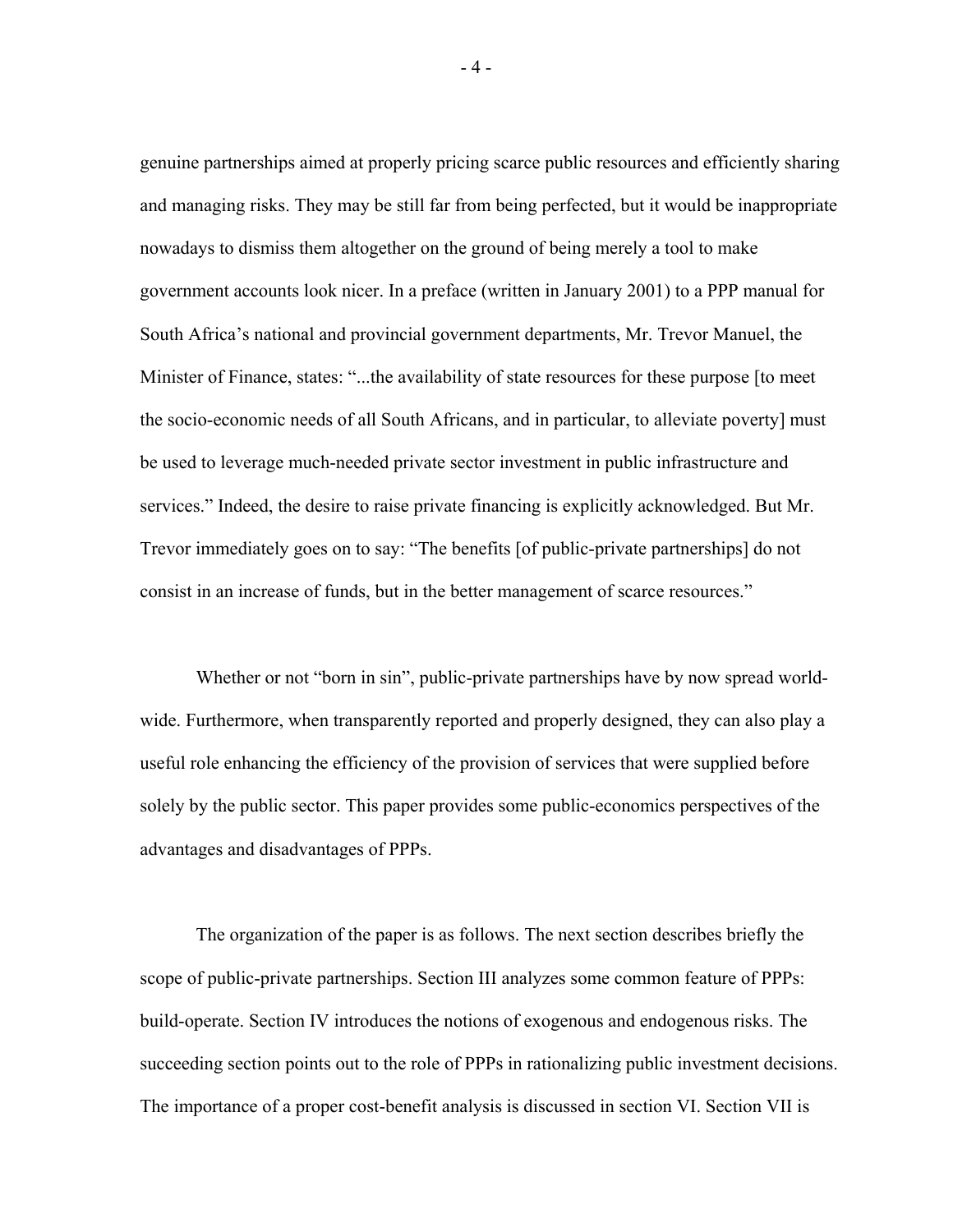genuine partnerships aimed at properly pricing scarce public resources and efficiently sharing and managing risks. They may be still far from being perfected, but it would be inappropriate nowadays to dismiss them altogether on the ground of being merely a tool to make government accounts look nicer. In a preface (written in January 2001) to a PPP manual for South Africa's national and provincial government departments, Mr. Trevor Manuel, the Minister of Finance, states: "...the availability of state resources for these purpose [to meet the socio-economic needs of all South Africans, and in particular, to alleviate poverty] must be used to leverage much-needed private sector investment in public infrastructure and services." Indeed, the desire to raise private financing is explicitly acknowledged. But Mr. Trevor immediately goes on to say: "The benefits [of public-private partnerships] do not consist in an increase of funds, but in the better management of scarce resources."

Whether or not "born in sin", public-private partnerships have by now spread world-wide. Furthermore, when transparently reported and properly designed, they can also play a useful role enhancing the efficiency of the provision of services that were supplied before solely by the public sector. This paper provides some public-economics perspectives of the advantages and disadvantages of PPPs.

The organization of the paper is as follows. The next section describes briefly the scope of public-private partnerships. Section III analyzes some common feature of PPPs: build-operate. Section IV introduces the notions of exogenous and endogenous risks. The succeeding section points out to the role of PPPs in rationalizing public investment decisions. The importance of a proper cost-benefit analysis is discussed in section VI. Section VII is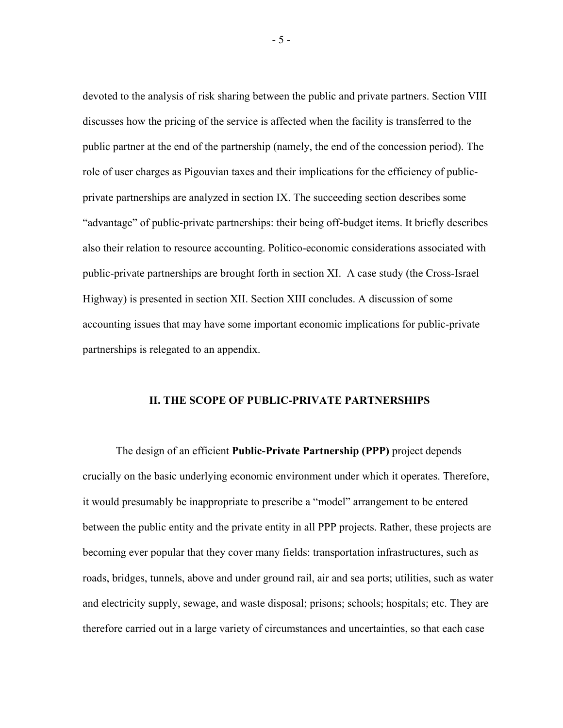devoted to the analysis of risk sharing between the public and private partners. Section VIII discusses how the pricing of the service is affected when the facility is transferred to the public partner at the end of the partnership (namely, the end of the concession period). The role of user charges as Pigouvian taxes and their implications for the efficiency of public-private partnerships are analyzed in section IX. The succeeding section describes some "advantage" of public-private partnerships: their being off-budget items. It briefly describes also their relation to resource accounting. Politico-economic considerations associated with public-private partnerships are brought forth in section XI. A case study (the Cross-Israel Highway) is presented in section XII. Section XIII concludes. A discussion of some accounting issues that may have some important economic implications for public-private partnerships is relegated to an appendix.

## II. THE SCOPE OF PUBLIC-PRIVATE PARTNERSHIPS

The design of an efficient **Public-Private Partnership (PPP)** project depends crucially on the basic underlying economic environment under which it operates. Therefore, it would presumably be inappropriate to prescribe a "model" arrangement to be entered between the public entity and the private entity in all PPP projects. Rather, these projects are becoming ever popular that they cover many fields: transportation infrastructures, such as roads, bridges, tunnels, above and under ground rail, air and sea ports; utilities, such as water and electricity supply, sewage, and waste disposal; prisons; schools; hospitals; etc. They are therefore carried out in a large variety of circumstances and uncertainties, so that each case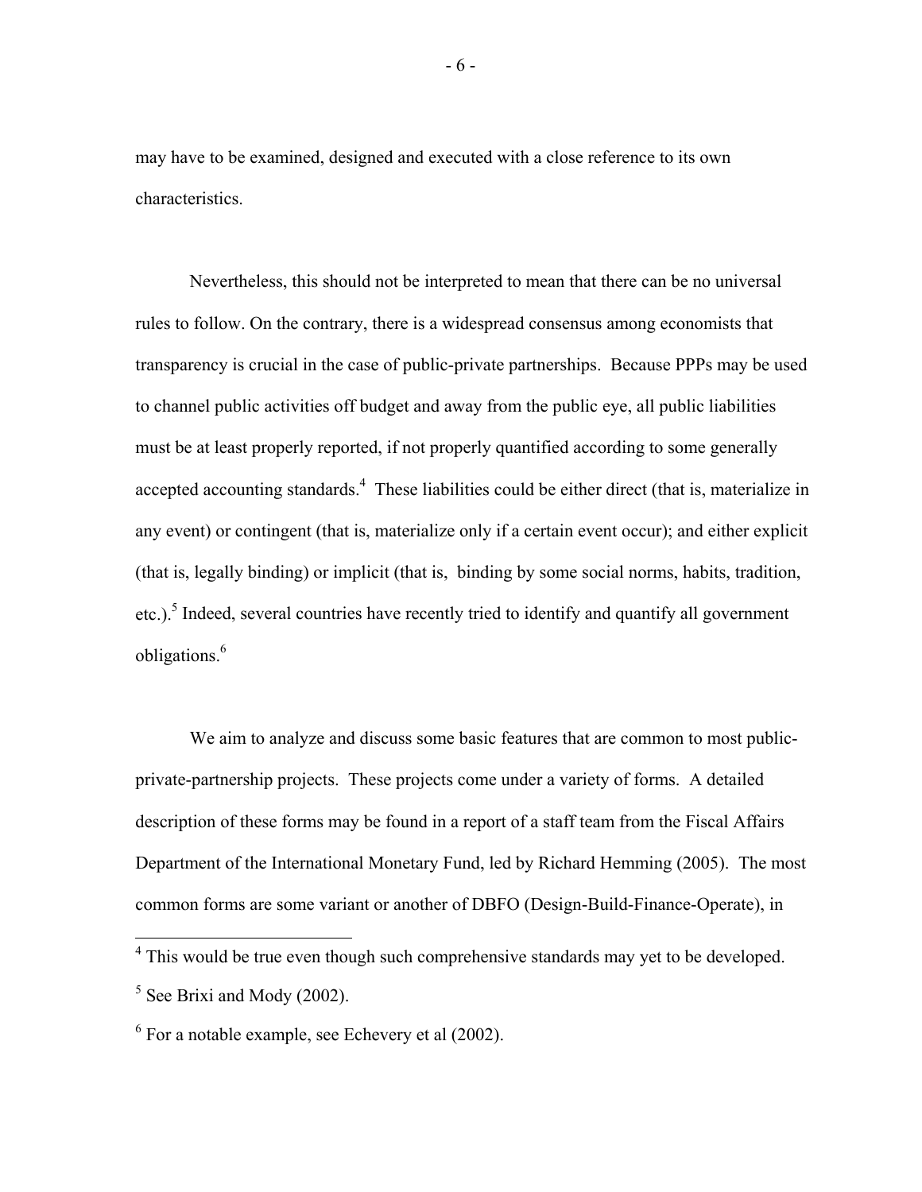may have to be examined, designed and executed with a close reference to its own characteristics.

Nevertheless, this should not be interpreted to mean that there can be no universal rules to follow. On the contrary, there is a widespread consensus among economists that transparency is crucial in the case of public-private partnerships. Because PPPs may be used to channel public activities off budget and away from the public eye, all public liabilities must be at least properly reported, if not properly quantified according to some generally accepted accounting standards.[4] These liabilities could be either direct (that is, materialize in any event) or contingent (that is, materialize only if a certain event occur); and either explicit (that is, legally binding) or implicit (that is, binding by some social norms, habits, tradition, etc.).[5] Indeed, several countries have recently tried to identify and quantify all government obligations.[6]

We aim to analyze and discuss some basic features that are common to most public-private-partnership projects. These projects come under a variety of forms. A detailed description of these forms may be found in a report of a staff team from the Fiscal Affairs Department of the International Monetary Fund, led by Richard Hemming (2005). The most common forms are some variant or another of DBFO (Design-Build-Finance-Operate), in

---

[4] This would be true even though such comprehensive standards may yet to be developed.

[5] See Brixi and Mody (2002).

[6] For a notable example, see Echevery et al (2002).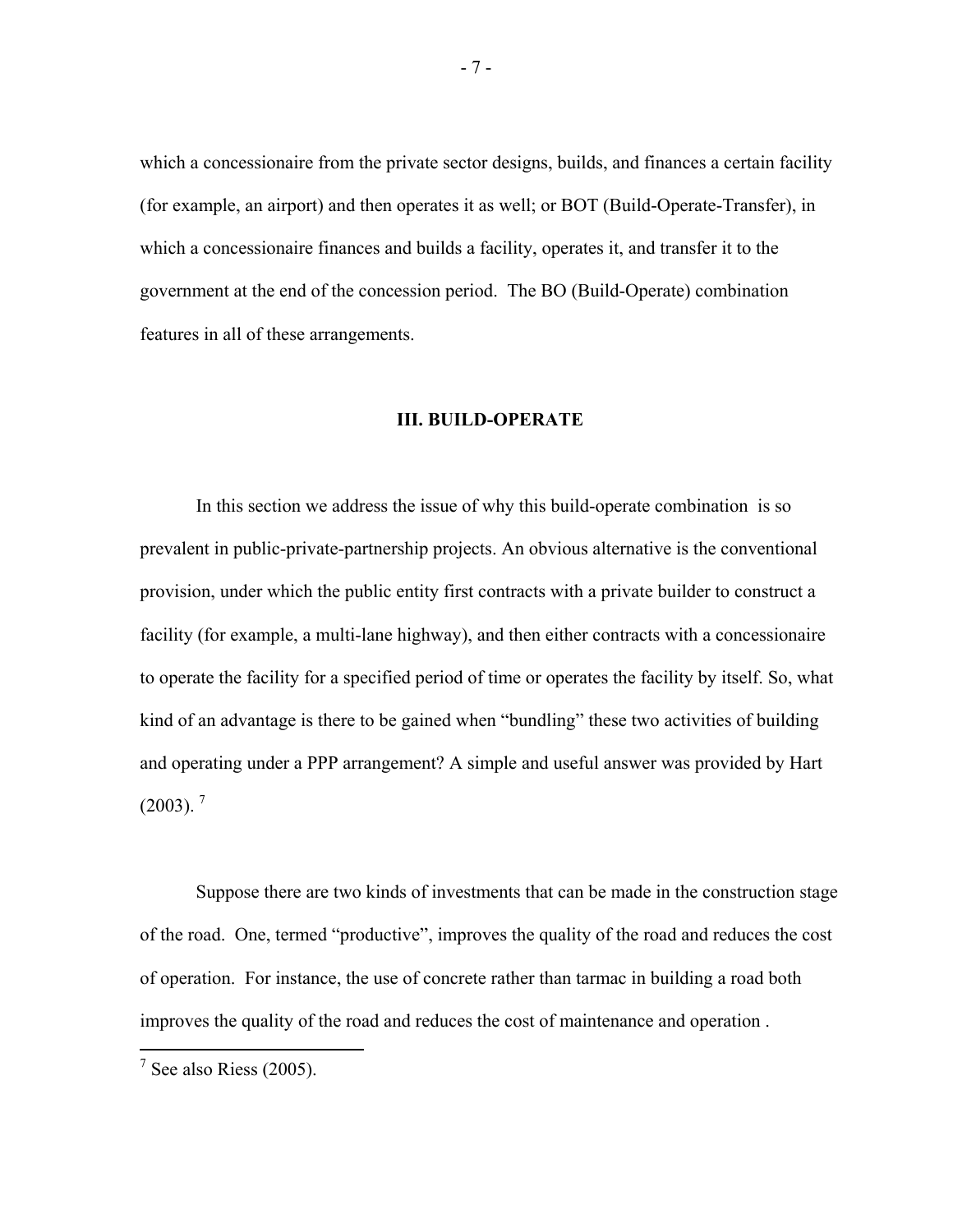which a concessionaire from the private sector designs, builds, and finances a certain facility (for example, an airport) and then operates it as well; or BOT (Build-Operate-Transfer), in which a concessionaire finances and builds a facility, operates it, and transfer it to the government at the end of the concession period. The BO (Build-Operate) combination features in all of these arrangements.

## III. BUILD-OPERATE

In this section we address the issue of why this build-operate combination is so prevalent in public-private-partnership projects. An obvious alternative is the conventional provision, under which the public entity first contracts with a private builder to construct a facility (for example, a multi-lane highway), and then either contracts with a concessionaire to operate the facility for a specified period of time or operates the facility by itself. So, what kind of an advantage is there to be gained when "bundling" these two activities of building and operating under a PPP arrangement? A simple and useful answer was provided by Hart (2003). [7]

Suppose there are two kinds of investments that can be made in the construction stage of the road. One, termed "productive", improves the quality of the road and reduces the cost of operation. For instance, the use of concrete rather than tarmac in building a road both improves the quality of the road and reduces the cost of maintenance and operation .

[7] See also Riess (2005).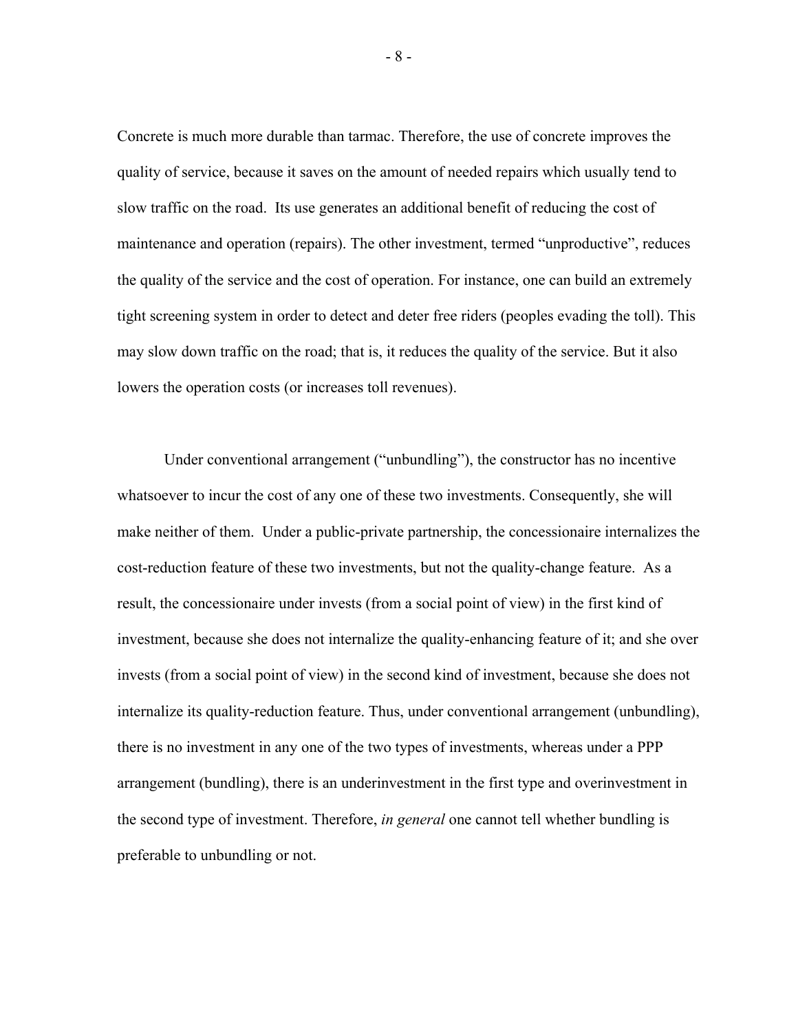Concrete is much more durable than tarmac. Therefore, the use of concrete improves the quality of service, because it saves on the amount of needed repairs which usually tend to slow traffic on the road. Its use generates an additional benefit of reducing the cost of maintenance and operation (repairs). The other investment, termed "unproductive", reduces the quality of the service and the cost of operation. For instance, one can build an extremely tight screening system in order to detect and deter free riders (peoples evading the toll). This may slow down traffic on the road; that is, it reduces the quality of the service. But it also lowers the operation costs (or increases toll revenues).

Under conventional arrangement ("unbundling"), the constructor has no incentive whatsoever to incur the cost of any one of these two investments. Consequently, she will make neither of them. Under a public-private partnership, the concessionaire internalizes the cost-reduction feature of these two investments, but not the quality-change feature. As a result, the concessionaire under invests (from a social point of view) in the first kind of investment, because she does not internalize the quality-enhancing feature of it; and she over invests (from a social point of view) in the second kind of investment, because she does not internalize its quality-reduction feature. Thus, under conventional arrangement (unbundling), there is no investment in any one of the two types of investments, whereas under a PPP arrangement (bundling), there is an underinvestment in the first type and overinvestment in the second type of investment. Therefore, *in general* one cannot tell whether bundling is preferable to unbundling or not.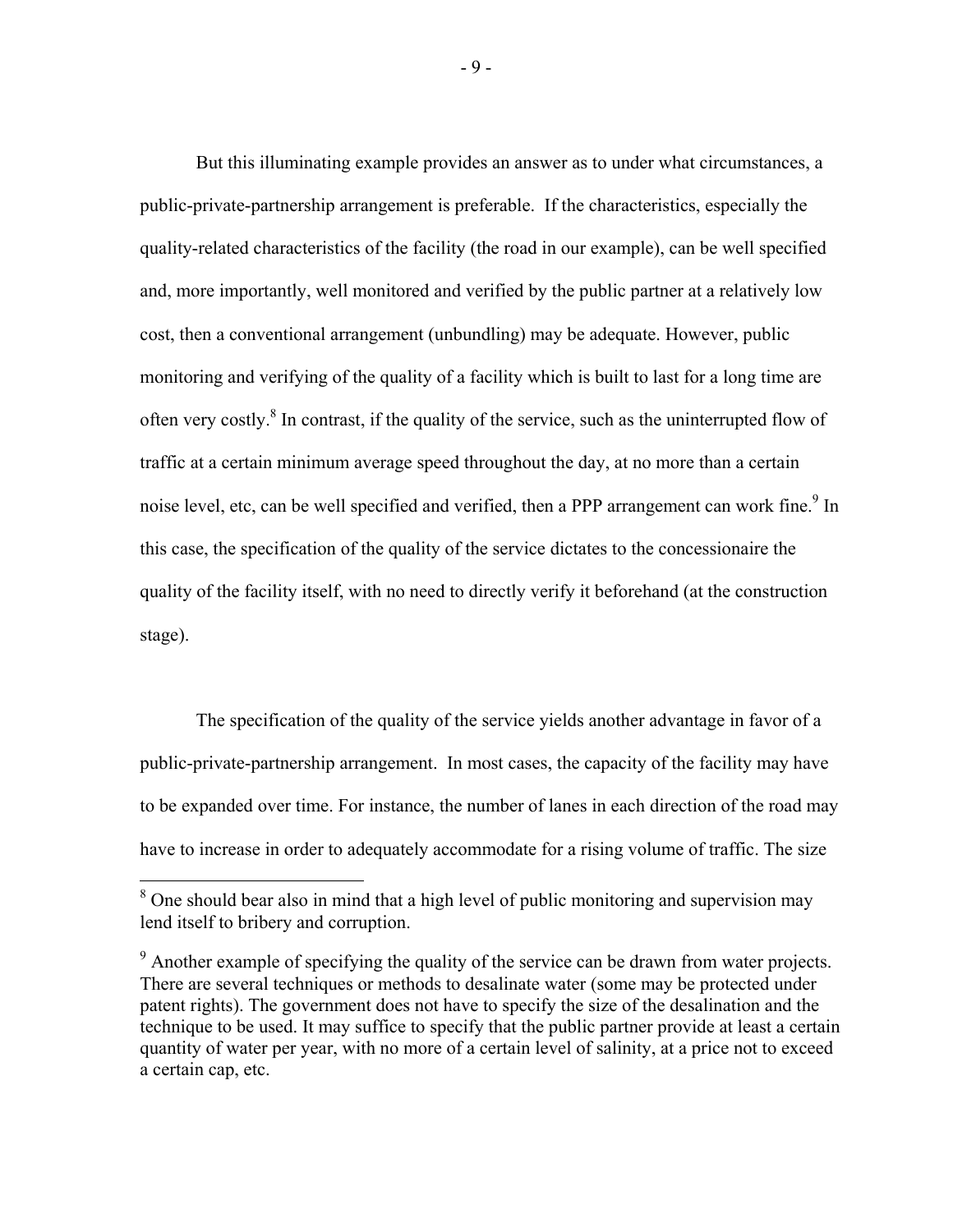But this illuminating example provides an answer as to under what circumstances, a public-private-partnership arrangement is preferable. If the characteristics, especially the quality-related characteristics of the facility (the road in our example), can be well specified and, more importantly, well monitored and verified by the public partner at a relatively low cost, then a conventional arrangement (unbundling) may be adequate. However, public monitoring and verifying of the quality of a facility which is built to last for a long time are often very costly.[8] In contrast, if the quality of the service, such as the uninterrupted flow of traffic at a certain minimum average speed throughout the day, at no more than a certain noise level, etc, can be well specified and verified, then a PPP arrangement can work fine.[9] In this case, the specification of the quality of the service dictates to the concessionaire the quality of the facility itself, with no need to directly verify it beforehand (at the construction stage).

The specification of the quality of the service yields another advantage in favor of a public-private-partnership arrangement. In most cases, the capacity of the facility may have to be expanded over time. For instance, the number of lanes in each direction of the road may have to increase in order to adequately accommodate for a rising volume of traffic. The size

---

[8] One should bear also in mind that a high level of public monitoring and supervision may lend itself to bribery and corruption.

[9] Another example of specifying the quality of the service can be drawn from water projects. There are several techniques or methods to desalinate water (some may be protected under patent rights). The government does not have to specify the size of the desalination and the technique to be used. It may suffice to specify that the public partner provide at least a certain quantity of water per year, with no more of a certain level of salinity, at a price not to exceed a certain cap, etc.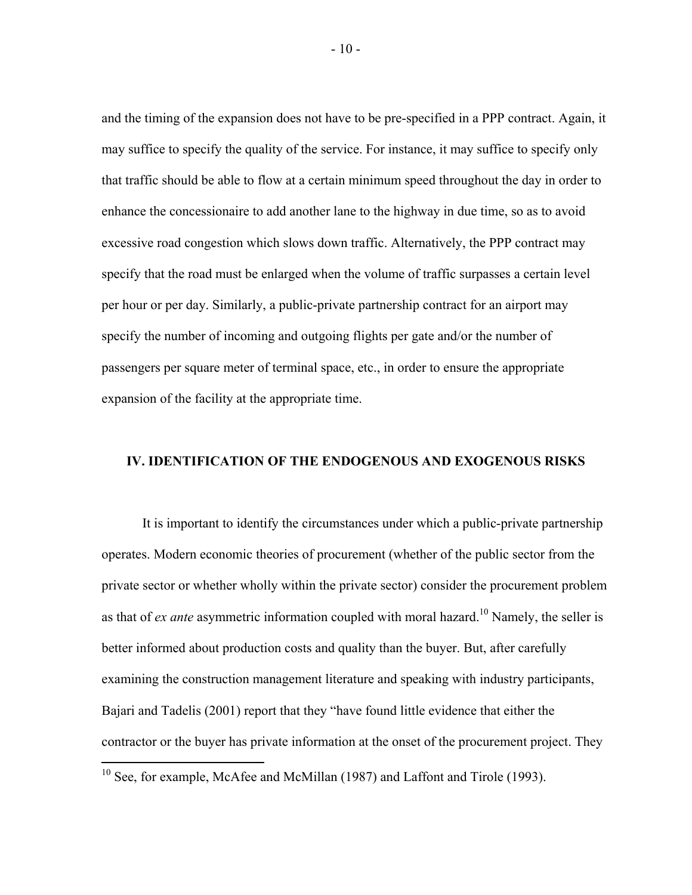and the timing of the expansion does not have to be pre-specified in a PPP contract. Again, it may suffice to specify the quality of the service. For instance, it may suffice to specify only that traffic should be able to flow at a certain minimum speed throughout the day in order to enhance the concessionaire to add another lane to the highway in due time, so as to avoid excessive road congestion which slows down traffic. Alternatively, the PPP contract may specify that the road must be enlarged when the volume of traffic surpasses a certain level per hour or per day. Similarly, a public-private partnership contract for an airport may specify the number of incoming and outgoing flights per gate and/or the number of passengers per square meter of terminal space, etc., in order to ensure the appropriate expansion of the facility at the appropriate time.

## IV. Identification of the Endogenous and Exogenous Risks

It is important to identify the circumstances under which a public-private partnership operates. Modern economic theories of procurement (whether of the public sector from the private sector or whether wholly within the private sector) consider the procurement problem as that of *ex ante* asymmetric information coupled with moral hazard.[10] Namely, the seller is better informed about production costs and quality than the buyer. But, after carefully examining the construction management literature and speaking with industry participants, Bajari and Tadelis (2001) report that they "have found little evidence that either the contractor or the buyer has private information at the onset of the procurement project. They

---

[10] See, for example, McAfee and McMillan (1987) and Laffont and Tirole (1993).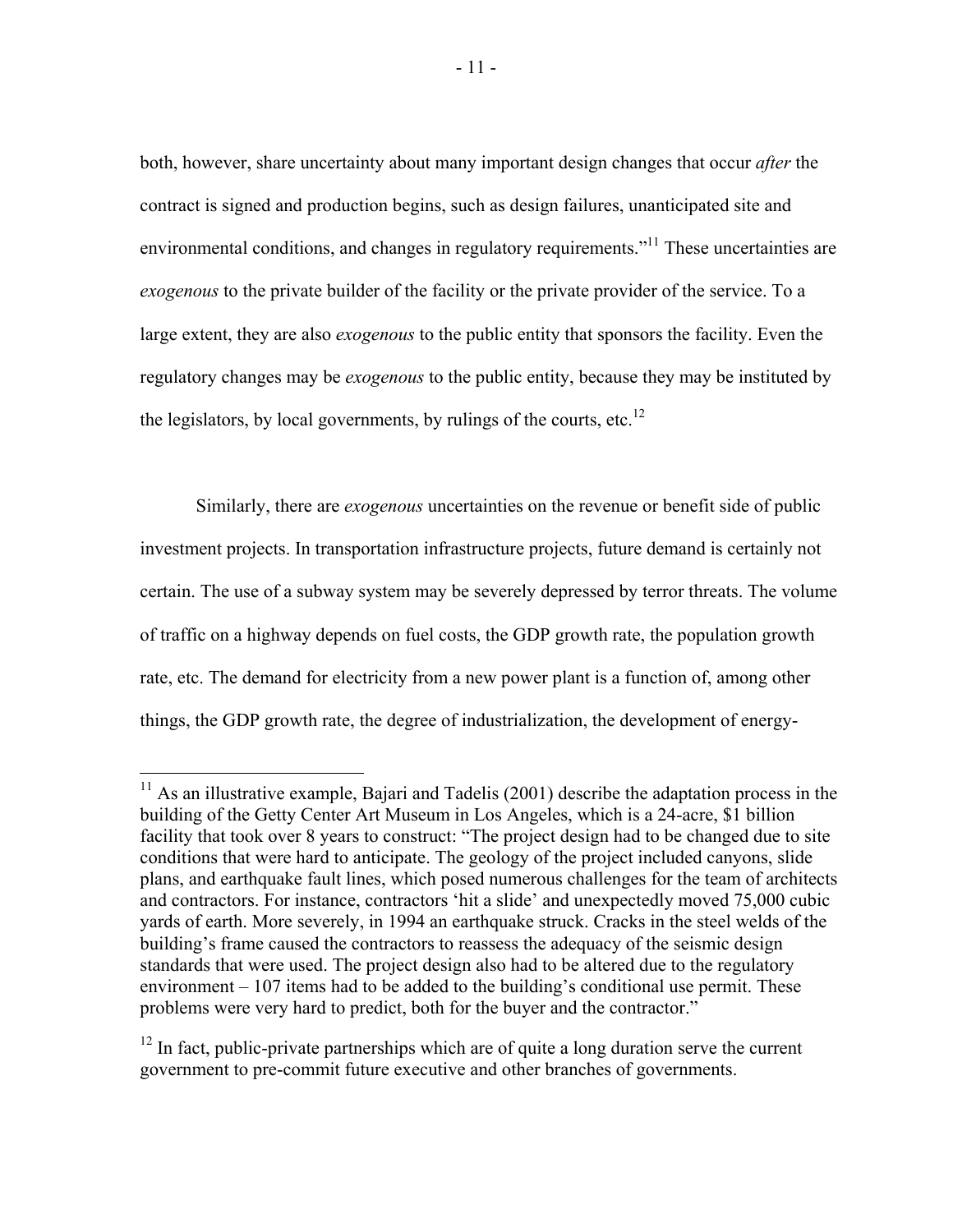both, however, share uncertainty about many important design changes that occur *after* the contract is signed and production begins, such as design failures, unanticipated site and environmental conditions, and changes in regulatory requirements."[11] These uncertainties are *exogenous* to the private builder of the facility or the private provider of the service. To a large extent, they are also *exogenous* to the public entity that sponsors the facility. Even the regulatory changes may be *exogenous* to the public entity, because they may be instituted by the legislators, by local governments, by rulings of the courts, etc.[12]

Similarly, there are *exogenous* uncertainties on the revenue or benefit side of public investment projects. In transportation infrastructure projects, future demand is certainly not certain. The use of a subway system may be severely depressed by terror threats. The volume of traffic on a highway depends on fuel costs, the GDP growth rate, the population growth rate, etc. The demand for electricity from a new power plant is a function of, among other things, the GDP growth rate, the degree of industrialization, the development of energy-

---

[11] As an illustrative example, Bajari and Tadelis (2001) describe the adaptation process in the building of the Getty Center Art Museum in Los Angeles, which is a 24-acre, $1 billion facility that took over 8 years to construct: "The project design had to be changed due to site conditions that were hard to anticipate. The geology of the project included canyons, slide plans, and earthquake fault lines, which posed numerous challenges for the team of architects and contractors. For instance, contractors 'hit a slide' and unexpectedly moved 75,000 cubic yards of earth. More severely, in 1994 an earthquake struck. Cracks in the steel welds of the building's frame caused the contractors to reassess the adequacy of the seismic design standards that were used. The project design also had to be altered due to the regulatory environment – 107 items had to be added to the building's conditional use permit. These problems were very hard to predict, both for the buyer and the contractor."

[12] In fact, public-private partnerships which are of quite a long duration serve the current government to pre-commit future executive and other branches of governments.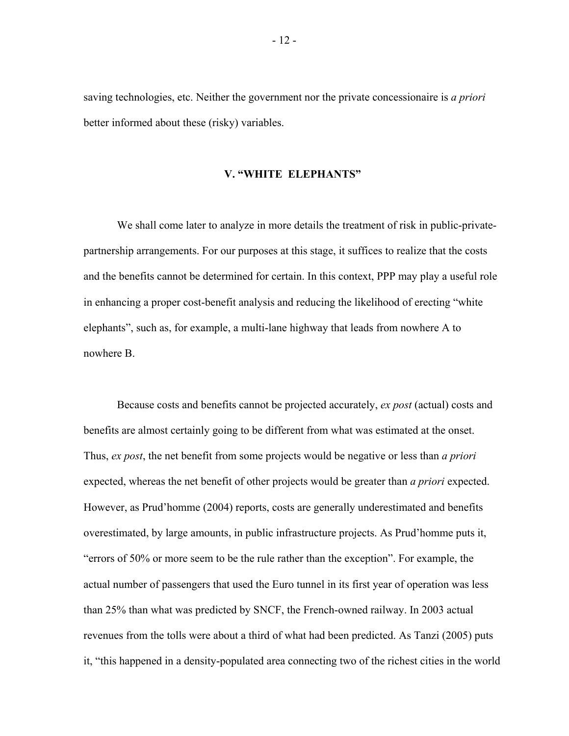saving technologies, etc. Neither the government nor the private concessionaire is *a priori* better informed about these (risky) variables.

## V. "WHITE ELEPHANTS"

We shall come later to analyze in more details the treatment of risk in public-private-partnership arrangements. For our purposes at this stage, it suffices to realize that the costs and the benefits cannot be determined for certain. In this context, PPP may play a useful role in enhancing a proper cost-benefit analysis and reducing the likelihood of erecting "white elephants", such as, for example, a multi-lane highway that leads from nowhere A to nowhere B.

Because costs and benefits cannot be projected accurately, *ex post* (actual) costs and benefits are almost certainly going to be different from what was estimated at the onset. Thus, *ex post*, the net benefit from some projects would be negative or less than *a priori* expected, whereas the net benefit of other projects would be greater than *a priori* expected. However, as Prud'homme (2004) reports, costs are generally underestimated and benefits overestimated, by large amounts, in public infrastructure projects. As Prud'homme puts it, "errors of 50% or more seem to be the rule rather than the exception". For example, the actual number of passengers that used the Euro tunnel in its first year of operation was less than 25% than what was predicted by SNCF, the French-owned railway. In 2003 actual revenues from the tolls were about a third of what had been predicted. As Tanzi (2005) puts it, "this happened in a density-populated area connecting two of the richest cities in the world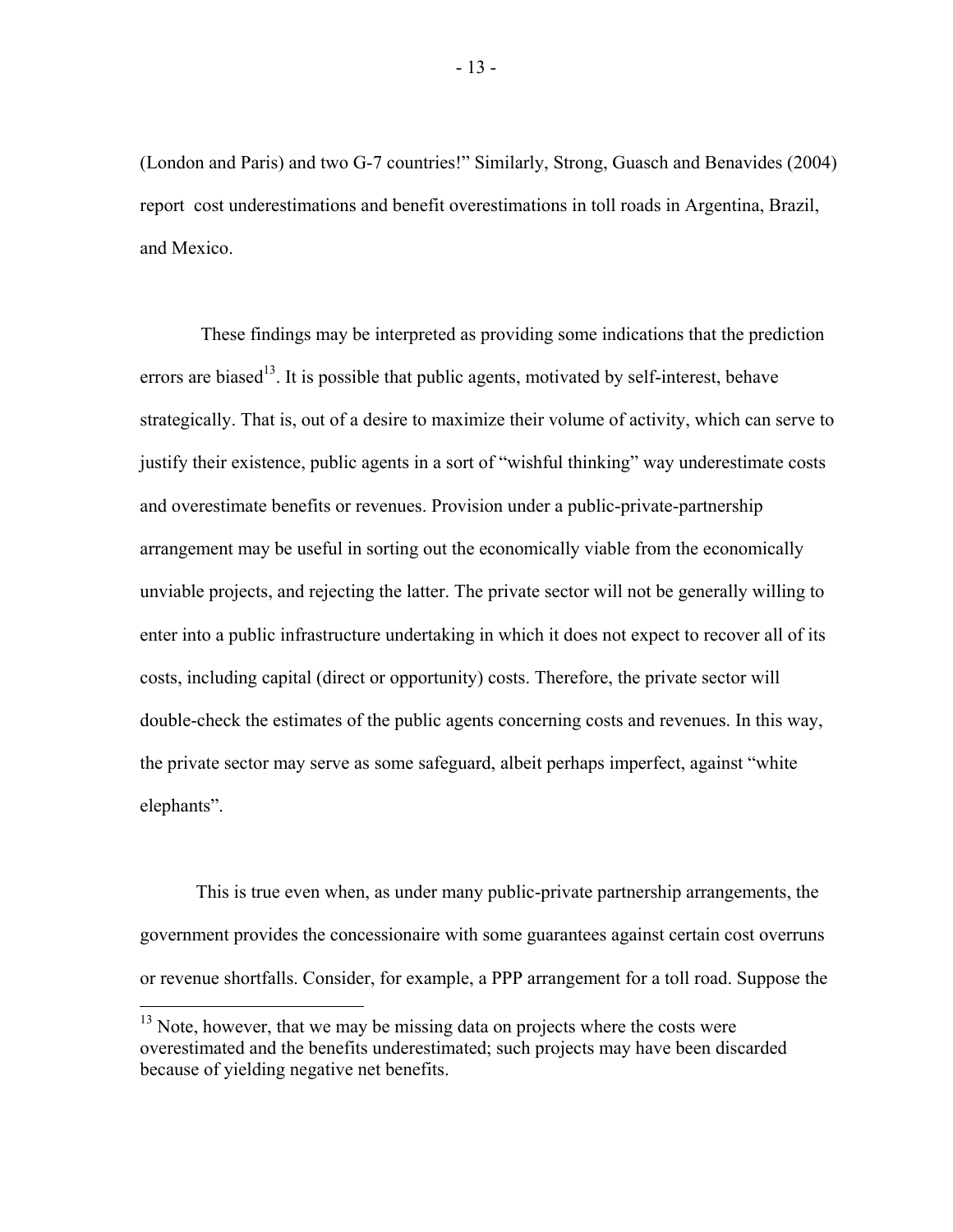(London and Paris) and two G-7 countries!" Similarly, Strong, Guasch and Benavides (2004) report cost underestimations and benefit overestimations in toll roads in Argentina, Brazil, and Mexico.

These findings may be interpreted as providing some indications that the prediction errors are biased[13]. It is possible that public agents, motivated by self-interest, behave strategically. That is, out of a desire to maximize their volume of activity, which can serve to justify their existence, public agents in a sort of "wishful thinking" way underestimate costs and overestimate benefits or revenues. Provision under a public-private-partnership arrangement may be useful in sorting out the economically viable from the economically unviable projects, and rejecting the latter. The private sector will not be generally willing to enter into a public infrastructure undertaking in which it does not expect to recover all of its costs, including capital (direct or opportunity) costs. Therefore, the private sector will double-check the estimates of the public agents concerning costs and revenues. In this way, the private sector may serve as some safeguard, albeit perhaps imperfect, against "white elephants".

This is true even when, as under many public-private partnership arrangements, the government provides the concessionaire with some guarantees against certain cost overruns or revenue shortfalls. Consider, for example, a PPP arrangement for a toll road. Suppose the

---

[13] Note, however, that we may be missing data on projects where the costs were overestimated and the benefits underestimated; such projects may have been discarded because of yielding negative net benefits.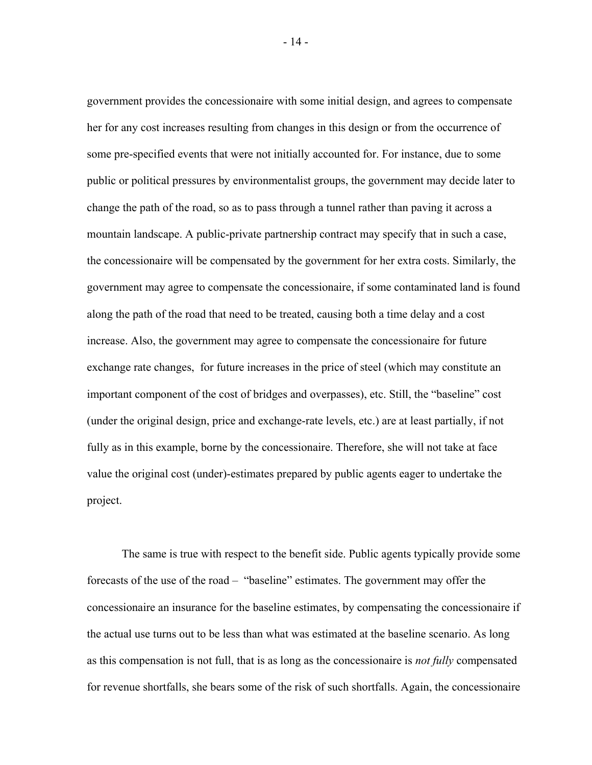government provides the concessionaire with some initial design, and agrees to compensate her for any cost increases resulting from changes in this design or from the occurrence of some pre-specified events that were not initially accounted for. For instance, due to some public or political pressures by environmentalist groups, the government may decide later to change the path of the road, so as to pass through a tunnel rather than paving it across a mountain landscape. A public-private partnership contract may specify that in such a case, the concessionaire will be compensated by the government for her extra costs. Similarly, the government may agree to compensate the concessionaire, if some contaminated land is found along the path of the road that need to be treated, causing both a time delay and a cost increase. Also, the government may agree to compensate the concessionaire for future exchange rate changes, for future increases in the price of steel (which may constitute an important component of the cost of bridges and overpasses), etc. Still, the "baseline" cost (under the original design, price and exchange-rate levels, etc.) are at least partially, if not fully as in this example, borne by the concessionaire. Therefore, she will not take at face value the original cost (under)-estimates prepared by public agents eager to undertake the project.

The same is true with respect to the benefit side. Public agents typically provide some forecasts of the use of the road – "baseline" estimates. The government may offer the concessionaire an insurance for the baseline estimates, by compensating the concessionaire if the actual use turns out to be less than what was estimated at the baseline scenario. As long as this compensation is not full, that is as long as the concessionaire is *not fully* compensated for revenue shortfalls, she bears some of the risk of such shortfalls. Again, the concessionaire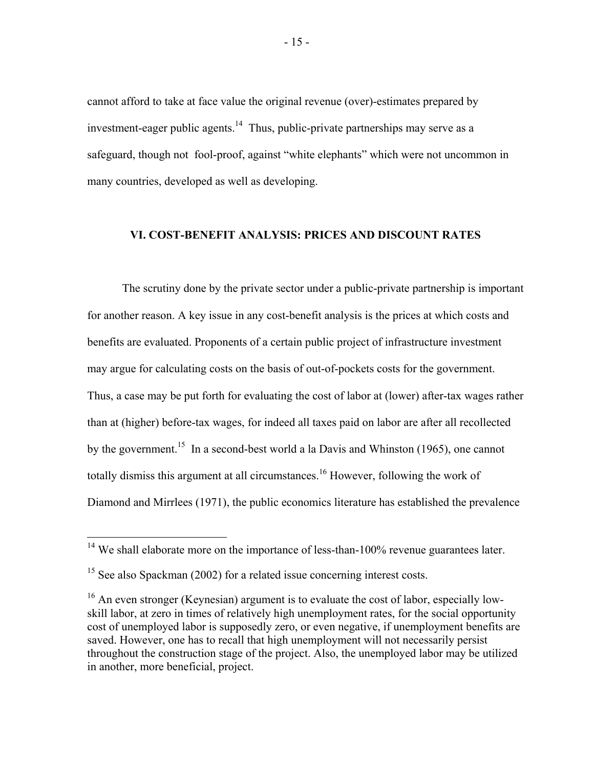cannot afford to take at face value the original revenue (over)-estimates prepared by investment-eager public agents.[14] Thus, public-private partnerships may serve as a safeguard, though not fool-proof, against "white elephants" which were not uncommon in many countries, developed as well as developing.

## VI. COST-BENEFIT ANALYSIS: PRICES AND DISCOUNT RATES

The scrutiny done by the private sector under a public-private partnership is important for another reason. A key issue in any cost-benefit analysis is the prices at which costs and benefits are evaluated. Proponents of a certain public project of infrastructure investment may argue for calculating costs on the basis of out-of-pockets costs for the government. Thus, a case may be put forth for evaluating the cost of labor at (lower) after-tax wages rather than at (higher) before-tax wages, for indeed all taxes paid on labor are after all recollected by the government.[15] In a second-best world a la Davis and Whinston (1965), one cannot totally dismiss this argument at all circumstances.[16] However, following the work of Diamond and Mirrlees (1971), the public economics literature has established the prevalence

---

[14] We shall elaborate more on the importance of less-than-100% revenue guarantees later.

[15] See also Spackman (2002) for a related issue concerning interest costs.

[16] An even stronger (Keynesian) argument is to evaluate the cost of labor, especially low-skill labor, at zero in times of relatively high unemployment rates, for the social opportunity cost of unemployed labor is supposedly zero, or even negative, if unemployment benefits are saved. However, one has to recall that high unemployment will not necessarily persist throughout the construction stage of the project. Also, the unemployed labor may be utilized in another, more beneficial, project.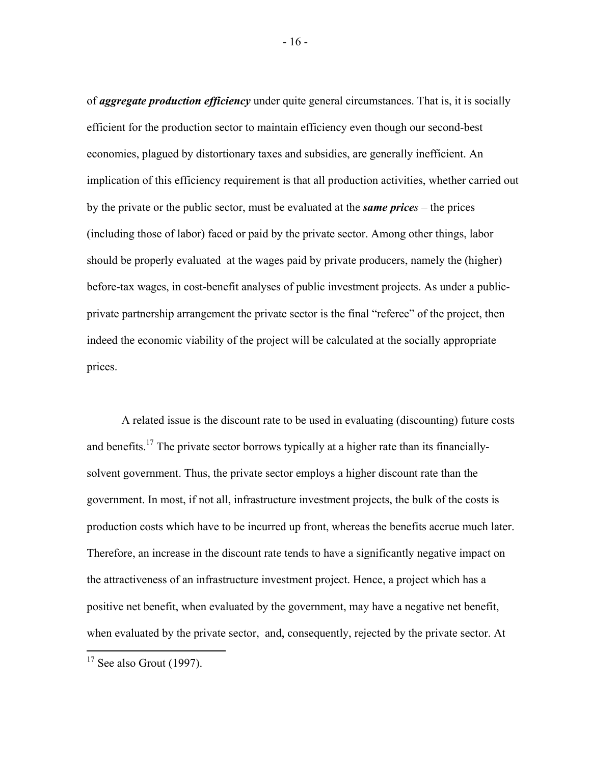of ***aggregate production efficiency*** under quite general circumstances. That is, it is socially efficient for the production sector to maintain efficiency even though our second-best economies, plagued by distortionary taxes and subsidies, are generally inefficient. An implication of this efficiency requirement is that all production activities, whether carried out by the private or the public sector, must be evaluated at the ***same prices*** – the prices (including those of labor) faced or paid by the private sector. Among other things, labor should be properly evaluated at the wages paid by private producers, namely the (higher) before-tax wages, in cost-benefit analyses of public investment projects. As under a public-private partnership arrangement the private sector is the final "referee" of the project, then indeed the economic viability of the project will be calculated at the socially appropriate prices.

A related issue is the discount rate to be used in evaluating (discounting) future costs and benefits.[17] The private sector borrows typically at a higher rate than its financially-solvent government. Thus, the private sector employs a higher discount rate than the government. In most, if not all, infrastructure investment projects, the bulk of the costs is production costs which have to be incurred up front, whereas the benefits accrue much later. Therefore, an increase in the discount rate tends to have a significantly negative impact on the attractiveness of an infrastructure investment project. Hence, a project which has a positive net benefit, when evaluated by the government, may have a negative net benefit, when evaluated by the private sector, and, consequently, rejected by the private sector. At

[17] See also Grout (1997).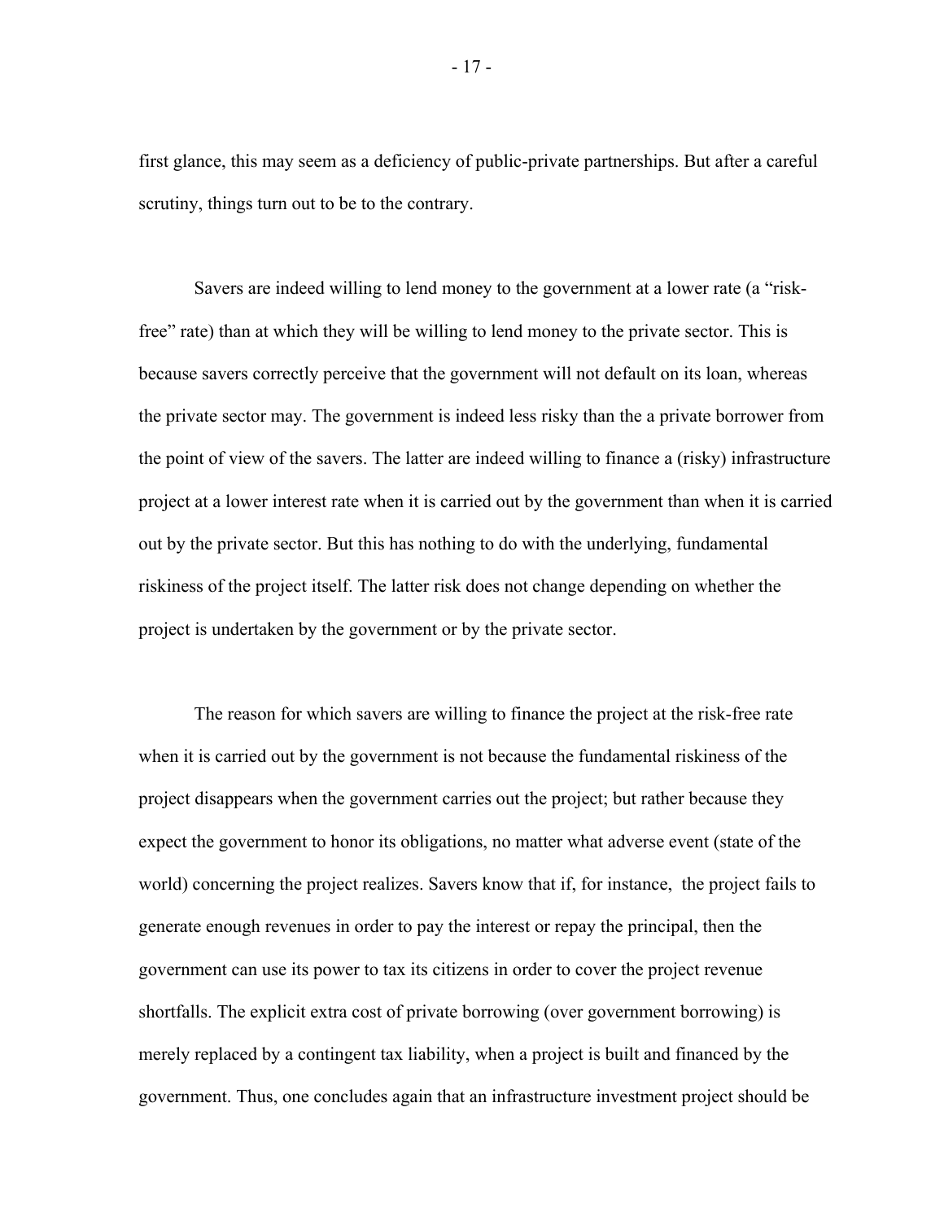first glance, this may seem as a deficiency of public-private partnerships. But after a careful scrutiny, things turn out to be to the contrary.

Savers are indeed willing to lend money to the government at a lower rate (a "risk-free" rate) than at which they will be willing to lend money to the private sector. This is because savers correctly perceive that the government will not default on its loan, whereas the private sector may. The government is indeed less risky than the a private borrower from the point of view of the savers. The latter are indeed willing to finance a (risky) infrastructure project at a lower interest rate when it is carried out by the government than when it is carried out by the private sector. But this has nothing to do with the underlying, fundamental riskiness of the project itself. The latter risk does not change depending on whether the project is undertaken by the government or by the private sector.

The reason for which savers are willing to finance the project at the risk-free rate when it is carried out by the government is not because the fundamental riskiness of the project disappears when the government carries out the project; but rather because they expect the government to honor its obligations, no matter what adverse event (state of the world) concerning the project realizes. Savers know that if, for instance, the project fails to generate enough revenues in order to pay the interest or repay the principal, then the government can use its power to tax its citizens in order to cover the project revenue shortfalls. The explicit extra cost of private borrowing (over government borrowing) is merely replaced by a contingent tax liability, when a project is built and financed by the government. Thus, one concludes again that an infrastructure investment project should be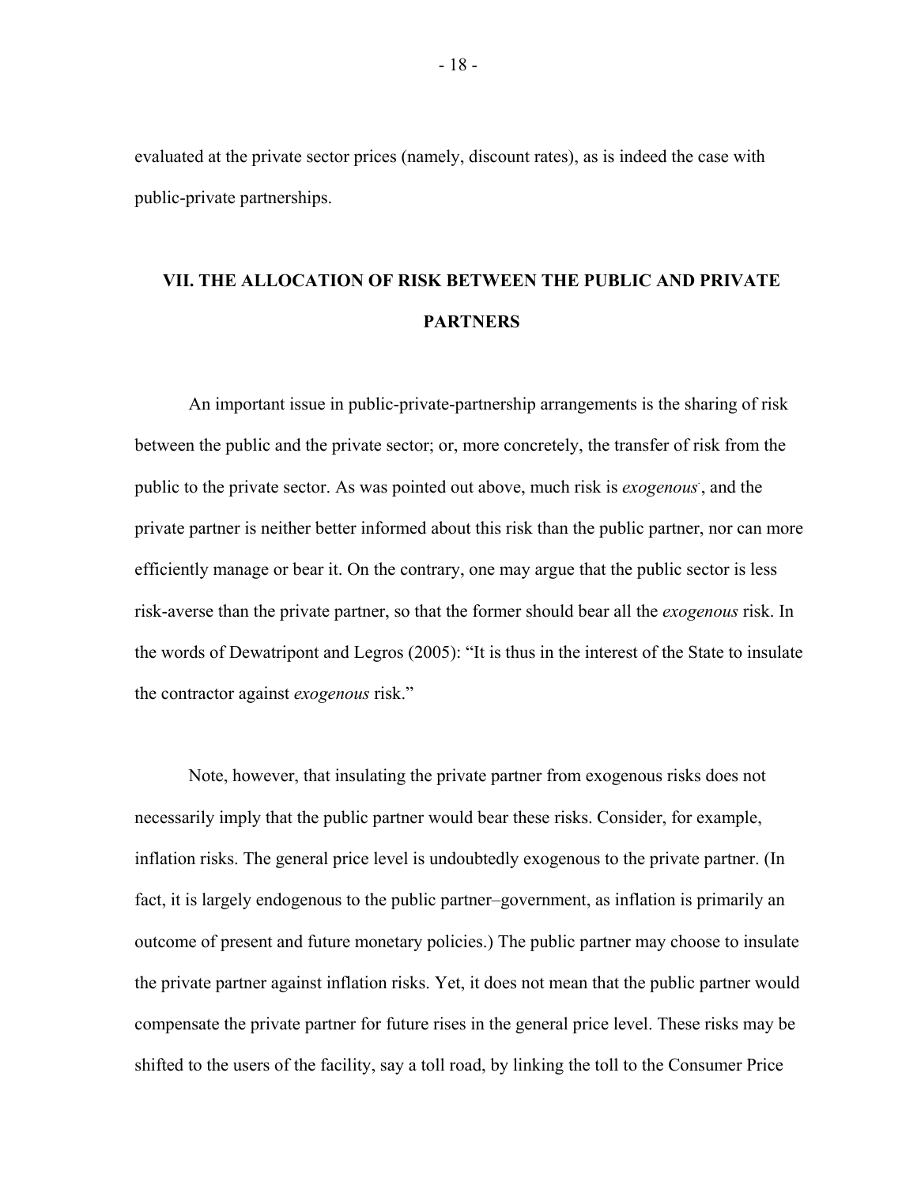evaluated at the private sector prices (namely, discount rates), as is indeed the case with public-private partnerships.

## VII. THE ALLOCATION OF RISK BETWEEN THE PUBLIC AND PRIVATE PARTNERS

An important issue in public-private-partnership arrangements is the sharing of risk between the public and the private sector; or, more concretely, the transfer of risk from the public to the private sector. As was pointed out above, much risk is *exogenous*, and the private partner is neither better informed about this risk than the public partner, nor can more efficiently manage or bear it. On the contrary, one may argue that the public sector is less risk-averse than the private partner, so that the former should bear all the *exogenous* risk. In the words of Dewatripont and Legros (2005): "It is thus in the interest of the State to insulate the contractor against *exogenous* risk."

Note, however, that insulating the private partner from exogenous risks does not necessarily imply that the public partner would bear these risks. Consider, for example, inflation risks. The general price level is undoubtedly exogenous to the private partner. (In fact, it is largely endogenous to the public partner–government, as inflation is primarily an outcome of present and future monetary policies.) The public partner may choose to insulate the private partner against inflation risks. Yet, it does not mean that the public partner would compensate the private partner for future rises in the general price level. These risks may be shifted to the users of the facility, say a toll road, by linking the toll to the Consumer Price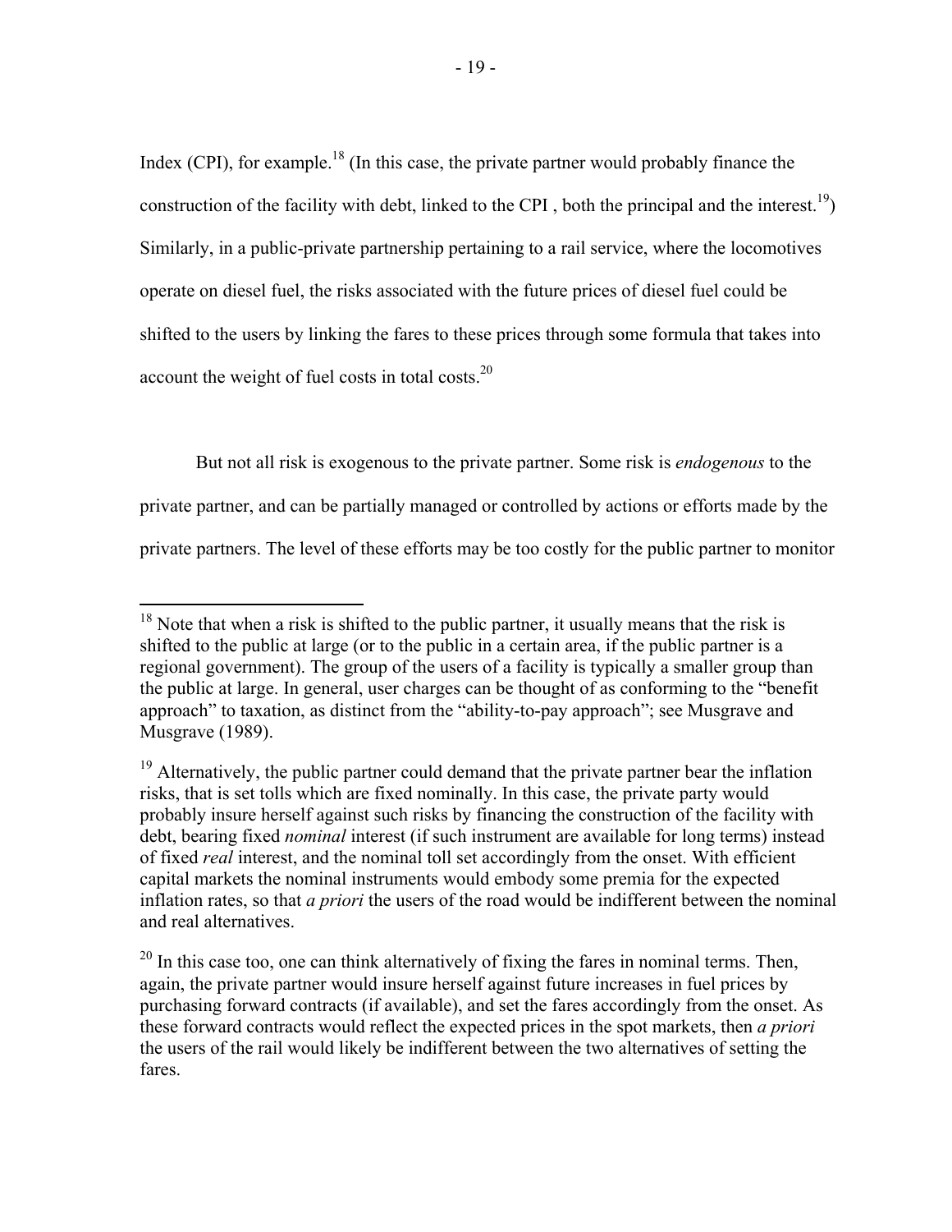Index (CPI), for example.[18] (In this case, the private partner would probably finance the construction of the facility with debt, linked to the CPI , both the principal and the interest.[19]) Similarly, in a public-private partnership pertaining to a rail service, where the locomotives operate on diesel fuel, the risks associated with the future prices of diesel fuel could be shifted to the users by linking the fares to these prices through some formula that takes into account the weight of fuel costs in total costs.[20]

But not all risk is exogenous to the private partner. Some risk is *endogenous* to the private partner, and can be partially managed or controlled by actions or efforts made by the private partners. The level of these efforts may be too costly for the public partner to monitor

---

[18] Note that when a risk is shifted to the public partner, it usually means that the risk is shifted to the public at large (or to the public in a certain area, if the public partner is a regional government). The group of the users of a facility is typically a smaller group than the public at large. In general, user charges can be thought of as conforming to the "benefit approach" to taxation, as distinct from the "ability-to-pay approach"; see Musgrave and Musgrave (1989).

[19] Alternatively, the public partner could demand that the private partner bear the inflation risks, that is set tolls which are fixed nominally. In this case, the private party would probably insure herself against such risks by financing the construction of the facility with debt, bearing fixed *nominal* interest (if such instrument are available for long terms) instead of fixed *real* interest, and the nominal toll set accordingly from the onset. With efficient capital markets the nominal instruments would embody some premia for the expected inflation rates, so that *a priori* the users of the road would be indifferent between the nominal and real alternatives.

[20] In this case too, one can think alternatively of fixing the fares in nominal terms. Then, again, the private partner would insure herself against future increases in fuel prices by purchasing forward contracts (if available), and set the fares accordingly from the onset. As these forward contracts would reflect the expected prices in the spot markets, then *a priori* the users of the rail would likely be indifferent between the two alternatives of setting the fares.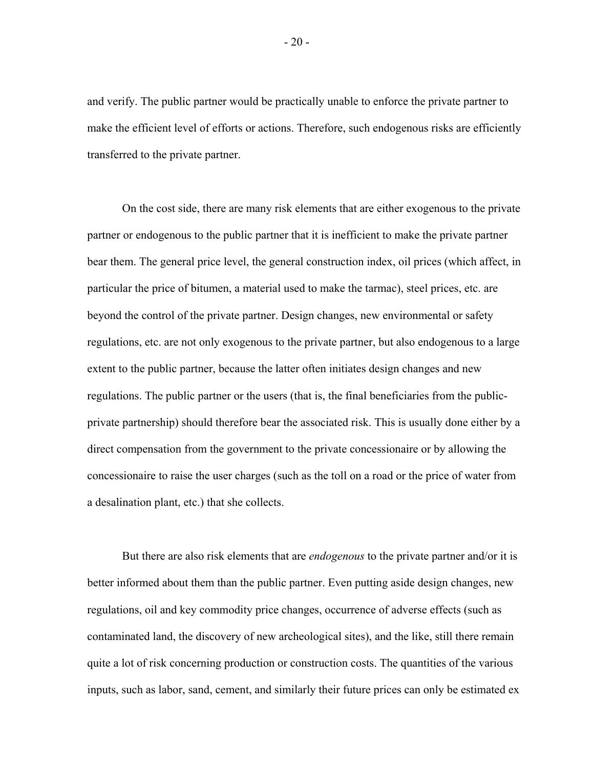and verify. The public partner would be practically unable to enforce the private partner to make the efficient level of efforts or actions. Therefore, such endogenous risks are efficiently transferred to the private partner.

On the cost side, there are many risk elements that are either exogenous to the private partner or endogenous to the public partner that it is inefficient to make the private partner bear them. The general price level, the general construction index, oil prices (which affect, in particular the price of bitumen, a material used to make the tarmac), steel prices, etc. are beyond the control of the private partner. Design changes, new environmental or safety regulations, etc. are not only exogenous to the private partner, but also endogenous to a large extent to the public partner, because the latter often initiates design changes and new regulations. The public partner or the users (that is, the final beneficiaries from the public-private partnership) should therefore bear the associated risk. This is usually done either by a direct compensation from the government to the private concessionaire or by allowing the concessionaire to raise the user charges (such as the toll on a road or the price of water from a desalination plant, etc.) that she collects.

But there are also risk elements that are *endogenous* to the private partner and/or it is better informed about them than the public partner. Even putting aside design changes, new regulations, oil and key commodity price changes, occurrence of adverse effects (such as contaminated land, the discovery of new archeological sites), and the like, still there remain quite a lot of risk concerning production or construction costs. The quantities of the various inputs, such as labor, sand, cement, and similarly their future prices can only be estimated ex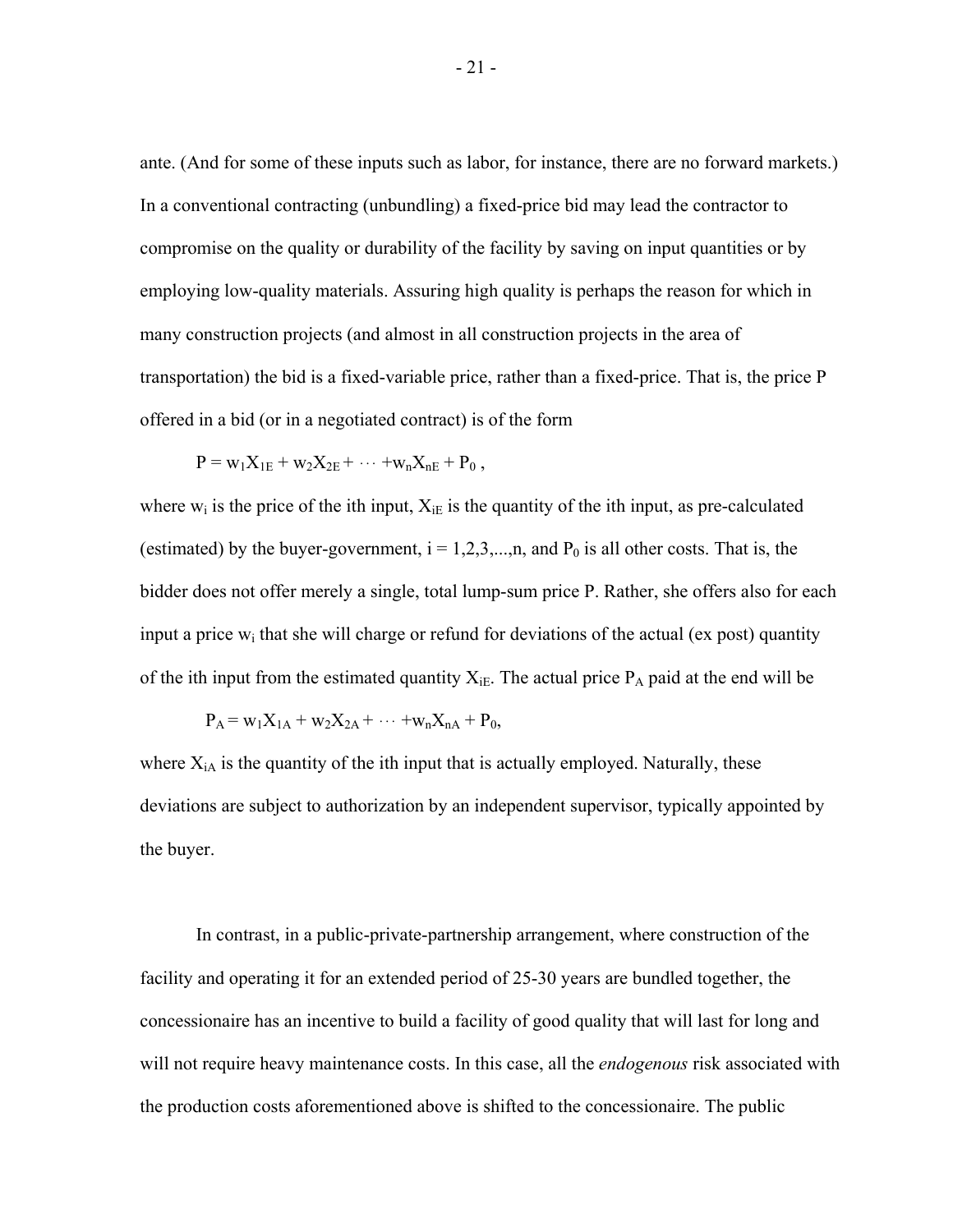ante. (And for some of these inputs such as labor, for instance, there are no forward markets.) In a conventional contracting (unbundling) a fixed-price bid may lead the contractor to compromise on the quality or durability of the facility by saving on input quantities or by employing low-quality materials. Assuring high quality is perhaps the reason for which in many construction projects (and almost in all construction projects in the area of transportation) the bid is a fixed-variable price, rather than a fixed-price. That is, the price P offered in a bid (or in a negotiated contract) is of the form

$$P = w_1X_{1E} + w_2X_{2E} + \cdots + w_nX_{nE} + P_0 ,$$

where $w_i$ is the price of the ith input, $X_{iE}$ is the quantity of the ith input, as pre-calculated (estimated) by the buyer-government, $i = 1,2,3,...,n$, and $P_0$ is all other costs. That is, the bidder does not offer merely a single, total lump-sum price P. Rather, she offers also for each input a price $w_i$ that she will charge or refund for deviations of the actual (ex post) quantity of the ith input from the estimated quantity $X_{iE}$. The actual price $P_A$ paid at the end will be

$$P_A = w_1X_{1A} + w_2X_{2A} + \cdots + w_nX_{nA} + P_0,$$

where $X_{iA}$ is the quantity of the ith input that is actually employed. Naturally, these deviations are subject to authorization by an independent supervisor, typically appointed by the buyer.

In contrast, in a public-private-partnership arrangement, where construction of the facility and operating it for an extended period of 25-30 years are bundled together, the concessionaire has an incentive to build a facility of good quality that will last for long and will not require heavy maintenance costs. In this case, all the *endogenous* risk associated with the production costs aforementioned above is shifted to the concessionaire. The public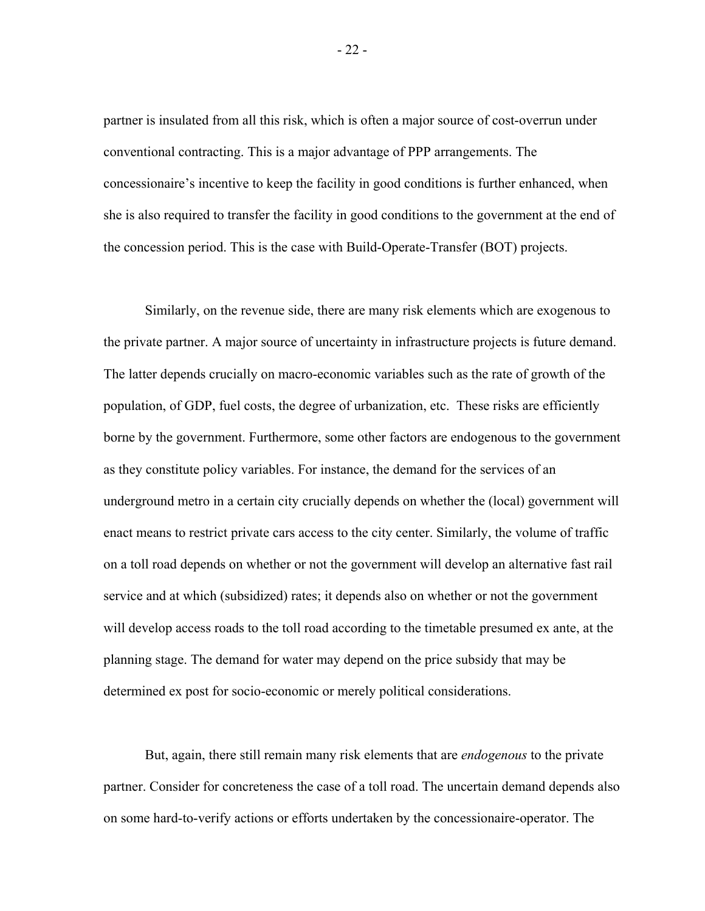partner is insulated from all this risk, which is often a major source of cost-overrun under conventional contracting. This is a major advantage of PPP arrangements. The concessionaire's incentive to keep the facility in good conditions is further enhanced, when she is also required to transfer the facility in good conditions to the government at the end of the concession period. This is the case with Build-Operate-Transfer (BOT) projects.

Similarly, on the revenue side, there are many risk elements which are exogenous to the private partner. A major source of uncertainty in infrastructure projects is future demand. The latter depends crucially on macro-economic variables such as the rate of growth of the population, of GDP, fuel costs, the degree of urbanization, etc. These risks are efficiently borne by the government. Furthermore, some other factors are endogenous to the government as they constitute policy variables. For instance, the demand for the services of an underground metro in a certain city crucially depends on whether the (local) government will enact means to restrict private cars access to the city center. Similarly, the volume of traffic on a toll road depends on whether or not the government will develop an alternative fast rail service and at which (subsidized) rates; it depends also on whether or not the government will develop access roads to the toll road according to the timetable presumed ex ante, at the planning stage. The demand for water may depend on the price subsidy that may be determined ex post for socio-economic or merely political considerations.

But, again, there still remain many risk elements that are *endogenous* to the private partner. Consider for concreteness the case of a toll road. The uncertain demand depends also on some hard-to-verify actions or efforts undertaken by the concessionaire-operator. The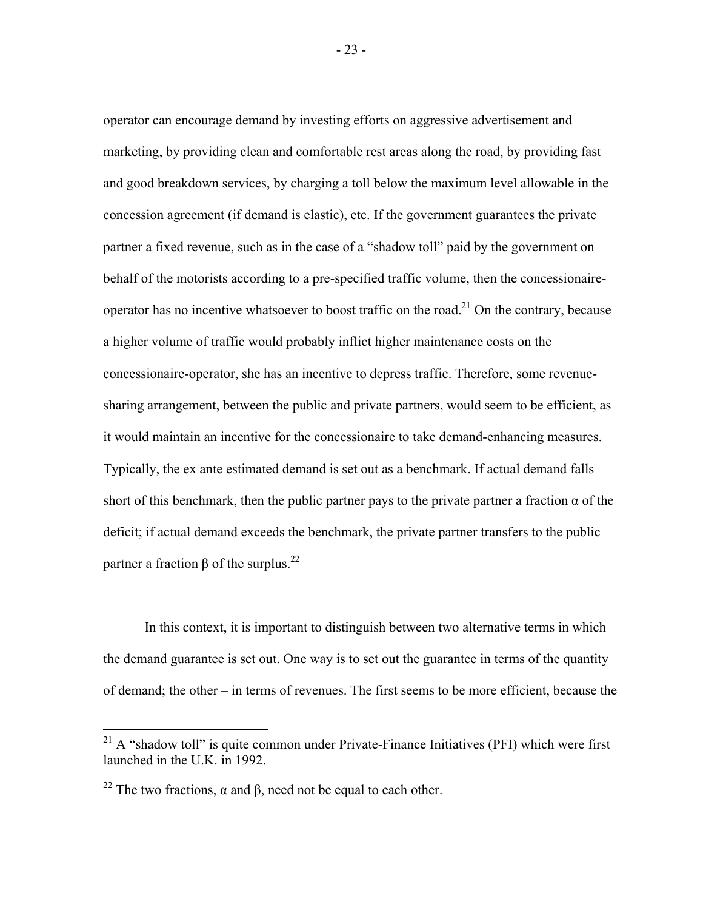operator can encourage demand by investing efforts on aggressive advertisement and marketing, by providing clean and comfortable rest areas along the road, by providing fast and good breakdown services, by charging a toll below the maximum level allowable in the concession agreement (if demand is elastic), etc. If the government guarantees the private partner a fixed revenue, such as in the case of a "shadow toll" paid by the government on behalf of the motorists according to a pre-specified traffic volume, then the concessionaire-operator has no incentive whatsoever to boost traffic on the road.[21] On the contrary, because a higher volume of traffic would probably inflict higher maintenance costs on the concessionaire-operator, she has an incentive to depress traffic. Therefore, some revenue-sharing arrangement, between the public and private partners, would seem to be efficient, as it would maintain an incentive for the concessionaire to take demand-enhancing measures. Typically, the ex ante estimated demand is set out as a benchmark. If actual demand falls short of this benchmark, then the public partner pays to the private partner a fraction $\alpha$ of the deficit; if actual demand exceeds the benchmark, the private partner transfers to the public partner a fraction $\beta$ of the surplus.[22]

In this context, it is important to distinguish between two alternative terms in which the demand guarantee is set out. One way is to set out the guarantee in terms of the quantity of demand; the other – in terms of revenues. The first seems to be more efficient, because the

[21] A "shadow toll" is quite common under Private-Finance Initiatives (PFI) which were first launched in the U.K. in 1992.

[22] The two fractions, $\alpha$ and $\beta$, need not be equal to each other.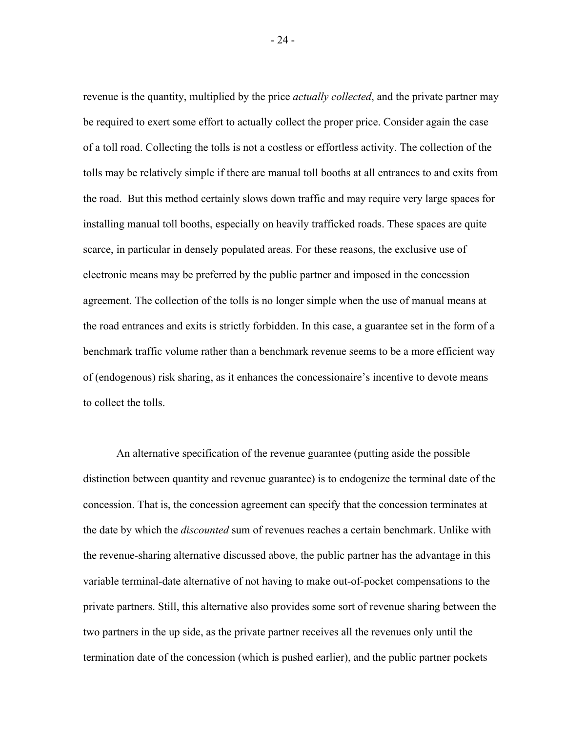revenue is the quantity, multiplied by the price *actually collected*, and the private partner may be required to exert some effort to actually collect the proper price. Consider again the case of a toll road. Collecting the tolls is not a costless or effortless activity. The collection of the tolls may be relatively simple if there are manual toll booths at all entrances to and exits from the road. But this method certainly slows down traffic and may require very large spaces for installing manual toll booths, especially on heavily trafficked roads. These spaces are quite scarce, in particular in densely populated areas. For these reasons, the exclusive use of electronic means may be preferred by the public partner and imposed in the concession agreement. The collection of the tolls is no longer simple when the use of manual means at the road entrances and exits is strictly forbidden. In this case, a guarantee set in the form of a benchmark traffic volume rather than a benchmark revenue seems to be a more efficient way of (endogenous) risk sharing, as it enhances the concessionaire's incentive to devote means to collect the tolls.

An alternative specification of the revenue guarantee (putting aside the possible distinction between quantity and revenue guarantee) is to endogenize the terminal date of the concession. That is, the concession agreement can specify that the concession terminates at the date by which the *discounted* sum of revenues reaches a certain benchmark. Unlike with the revenue-sharing alternative discussed above, the public partner has the advantage in this variable terminal-date alternative of not having to make out-of-pocket compensations to the private partners. Still, this alternative also provides some sort of revenue sharing between the two partners in the up side, as the private partner receives all the revenues only until the termination date of the concession (which is pushed earlier), and the public partner pockets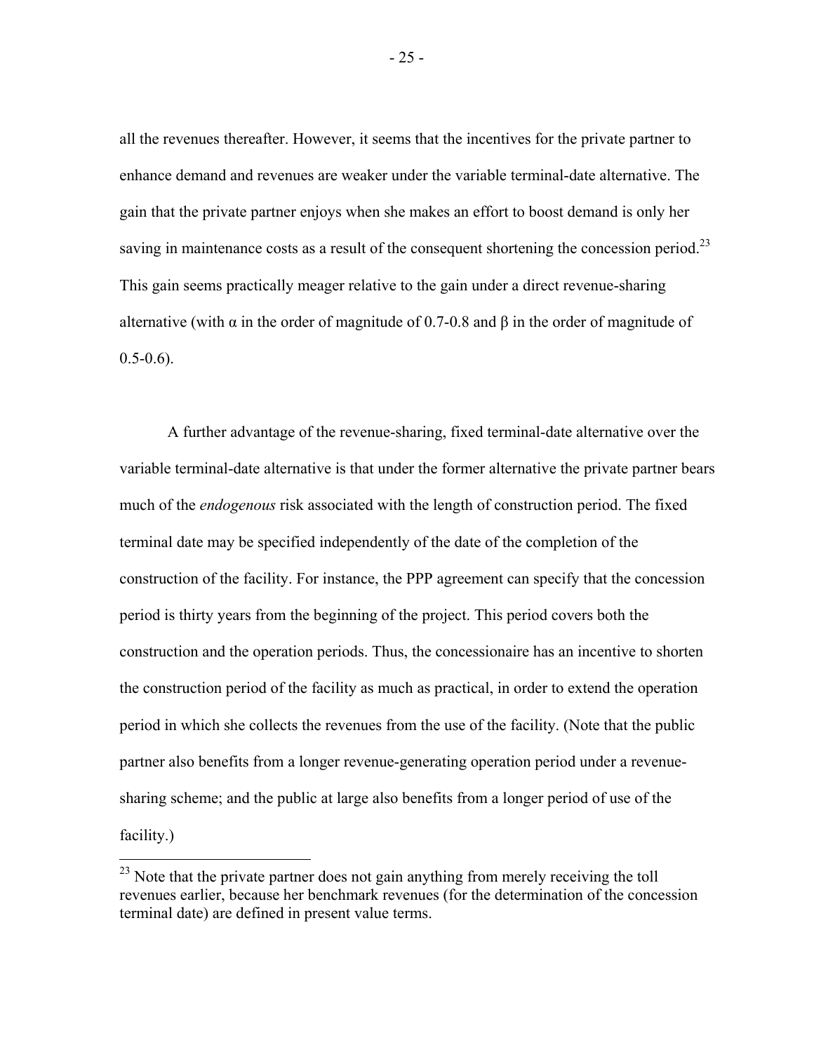all the revenues thereafter. However, it seems that the incentives for the private partner to enhance demand and revenues are weaker under the variable terminal-date alternative. The gain that the private partner enjoys when she makes an effort to boost demand is only her saving in maintenance costs as a result of the consequent shortening the concession period.[23] This gain seems practically meager relative to the gain under a direct revenue-sharing alternative (with $\alpha$ in the order of magnitude of 0.7-0.8 and $\beta$ in the order of magnitude of 0.5-0.6).

A further advantage of the revenue-sharing, fixed terminal-date alternative over the variable terminal-date alternative is that under the former alternative the private partner bears much of the *endogenous* risk associated with the length of construction period. The fixed terminal date may be specified independently of the date of the completion of the construction of the facility. For instance, the PPP agreement can specify that the concession period is thirty years from the beginning of the project. This period covers both the construction and the operation periods. Thus, the concessionaire has an incentive to shorten the construction period of the facility as much as practical, in order to extend the operation period in which she collects the revenues from the use of the facility. (Note that the public partner also benefits from a longer revenue-generating operation period under a revenue-sharing scheme; and the public at large also benefits from a longer period of use of the facility.)

[23] Note that the private partner does not gain anything from merely receiving the toll revenues earlier, because her benchmark revenues (for the determination of the concession terminal date) are defined in present value terms.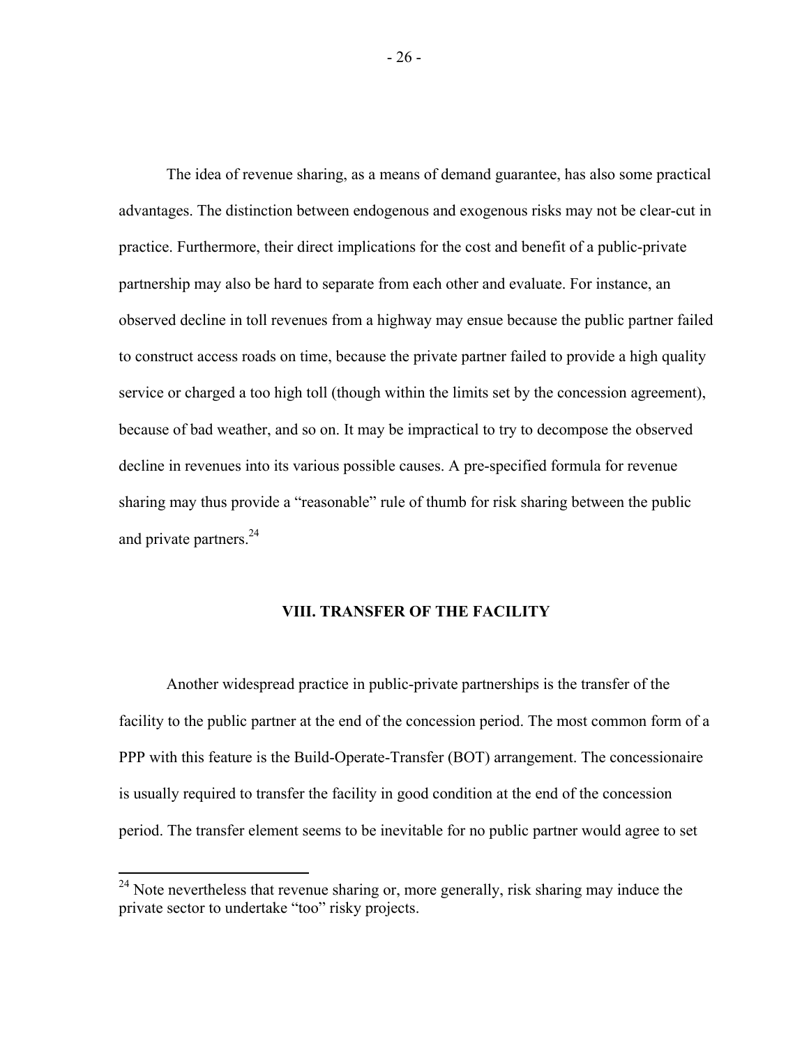The idea of revenue sharing, as a means of demand guarantee, has also some practical advantages. The distinction between endogenous and exogenous risks may not be clear-cut in practice. Furthermore, their direct implications for the cost and benefit of a public-private partnership may also be hard to separate from each other and evaluate. For instance, an observed decline in toll revenues from a highway may ensue because the public partner failed to construct access roads on time, because the private partner failed to provide a high quality service or charged a too high toll (though within the limits set by the concession agreement), because of bad weather, and so on. It may be impractical to try to decompose the observed decline in revenues into its various possible causes. A pre-specified formula for revenue sharing may thus provide a "reasonable" rule of thumb for risk sharing between the public and private partners.[24]

## VIII. TRANSFER OF THE FACILITY

Another widespread practice in public-private partnerships is the transfer of the facility to the public partner at the end of the concession period. The most common form of a PPP with this feature is the Build-Operate-Transfer (BOT) arrangement. The concessionaire is usually required to transfer the facility in good condition at the end of the concession period. The transfer element seems to be inevitable for no public partner would agree to set

[24] Note nevertheless that revenue sharing or, more generally, risk sharing may induce the private sector to undertake "too" risky projects.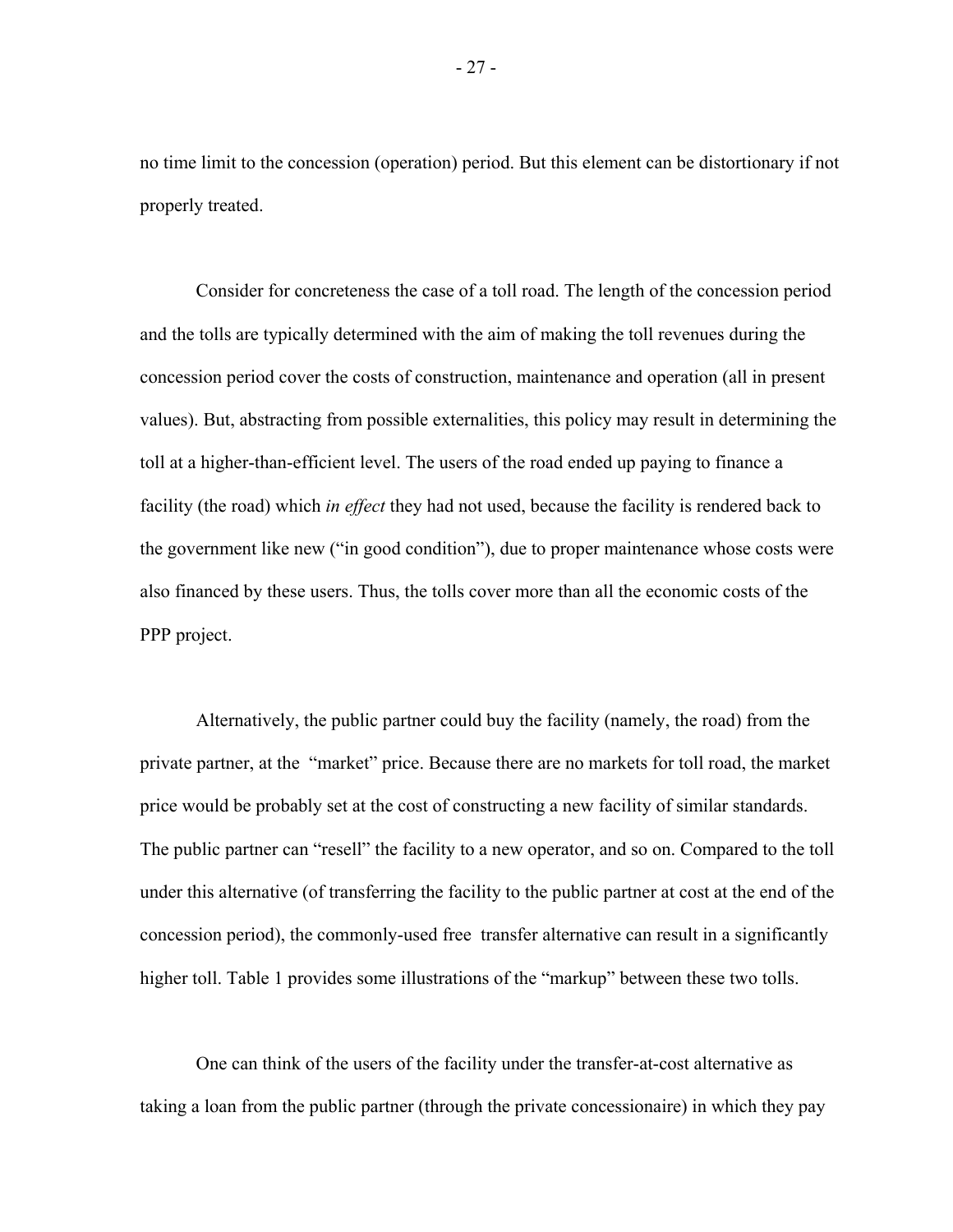no time limit to the concession (operation) period. But this element can be distortionary if not properly treated.

Consider for concreteness the case of a toll road. The length of the concession period and the tolls are typically determined with the aim of making the toll revenues during the concession period cover the costs of construction, maintenance and operation (all in present values). But, abstracting from possible externalities, this policy may result in determining the toll at a higher-than-efficient level. The users of the road ended up paying to finance a facility (the road) which *in effect* they had not used, because the facility is rendered back to the government like new ("in good condition"), due to proper maintenance whose costs were also financed by these users. Thus, the tolls cover more than all the economic costs of the PPP project.

Alternatively, the public partner could buy the facility (namely, the road) from the private partner, at the "market" price. Because there are no markets for toll road, the market price would be probably set at the cost of constructing a new facility of similar standards. The public partner can "resell" the facility to a new operator, and so on. Compared to the toll under this alternative (of transferring the facility to the public partner at cost at the end of the concession period), the commonly-used free transfer alternative can result in a significantly higher toll. Table 1 provides some illustrations of the "markup" between these two tolls.

One can think of the users of the facility under the transfer-at-cost alternative as taking a loan from the public partner (through the private concessionaire) in which they pay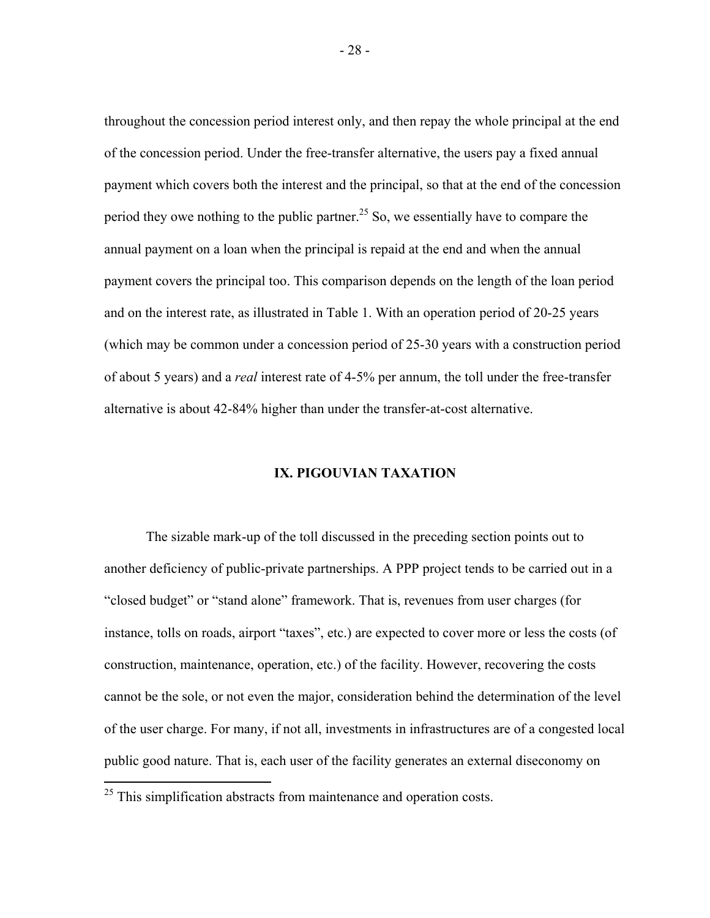throughout the concession period interest only, and then repay the whole principal at the end of the concession period. Under the free-transfer alternative, the users pay a fixed annual payment which covers both the interest and the principal, so that at the end of the concession period they owe nothing to the public partner.[25] So, we essentially have to compare the annual payment on a loan when the principal is repaid at the end and when the annual payment covers the principal too. This comparison depends on the length of the loan period and on the interest rate, as illustrated in Table 1. With an operation period of 20-25 years (which may be common under a concession period of 25-30 years with a construction period of about 5 years) and a *real* interest rate of 4-5% per annum, the toll under the free-transfer alternative is about 42-84% higher than under the transfer-at-cost alternative.

## IX. PIGOUVIAN TAXATION

The sizable mark-up of the toll discussed in the preceding section points out to another deficiency of public-private partnerships. A PPP project tends to be carried out in a "closed budget" or "stand alone" framework. That is, revenues from user charges (for instance, tolls on roads, airport "taxes", etc.) are expected to cover more or less the costs (of construction, maintenance, operation, etc.) of the facility. However, recovering the costs cannot be the sole, or not even the major, consideration behind the determination of the level of the user charge. For many, if not all, investments in infrastructures are of a congested local public good nature. That is, each user of the facility generates an external diseconomy on

[25] This simplification abstracts from maintenance and operation costs.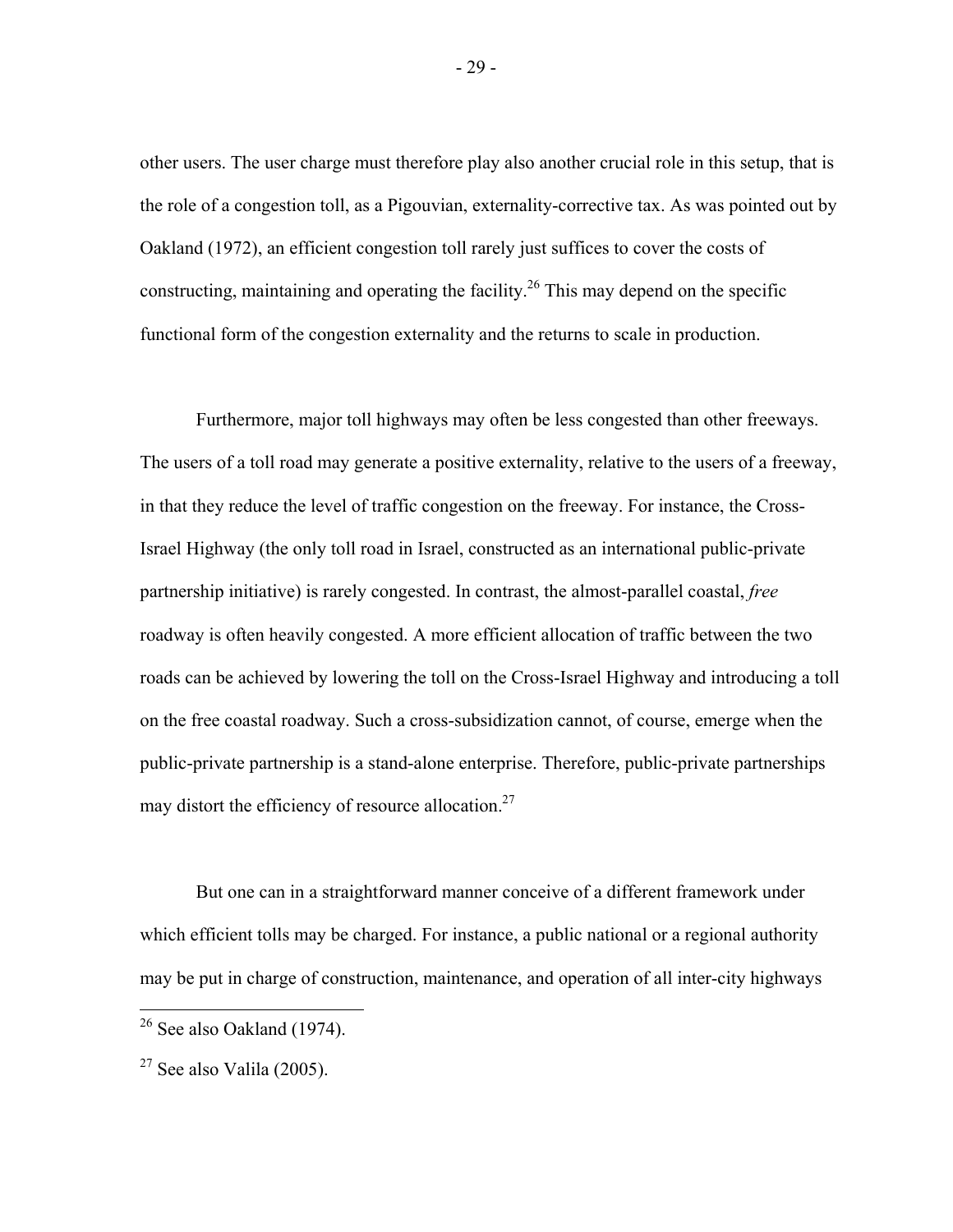other users. The user charge must therefore play also another crucial role in this setup, that is the role of a congestion toll, as a Pigouvian, externality-corrective tax. As was pointed out by Oakland (1972), an efficient congestion toll rarely just suffices to cover the costs of constructing, maintaining and operating the facility.[26] This may depend on the specific functional form of the congestion externality and the returns to scale in production.

Furthermore, major toll highways may often be less congested than other freeways. The users of a toll road may generate a positive externality, relative to the users of a freeway, in that they reduce the level of traffic congestion on the freeway. For instance, the Cross-Israel Highway (the only toll road in Israel, constructed as an international public-private partnership initiative) is rarely congested. In contrast, the almost-parallel coastal, *free* roadway is often heavily congested. A more efficient allocation of traffic between the two roads can be achieved by lowering the toll on the Cross-Israel Highway and introducing a toll on the free coastal roadway. Such a cross-subsidization cannot, of course, emerge when the public-private partnership is a stand-alone enterprise. Therefore, public-private partnerships may distort the efficiency of resource allocation.[27]

But one can in a straightforward manner conceive of a different framework under which efficient tolls may be charged. For instance, a public national or a regional authority may be put in charge of construction, maintenance, and operation of all inter-city highways

---

[26] See also Oakland (1974).

[27] See also Valila (2005).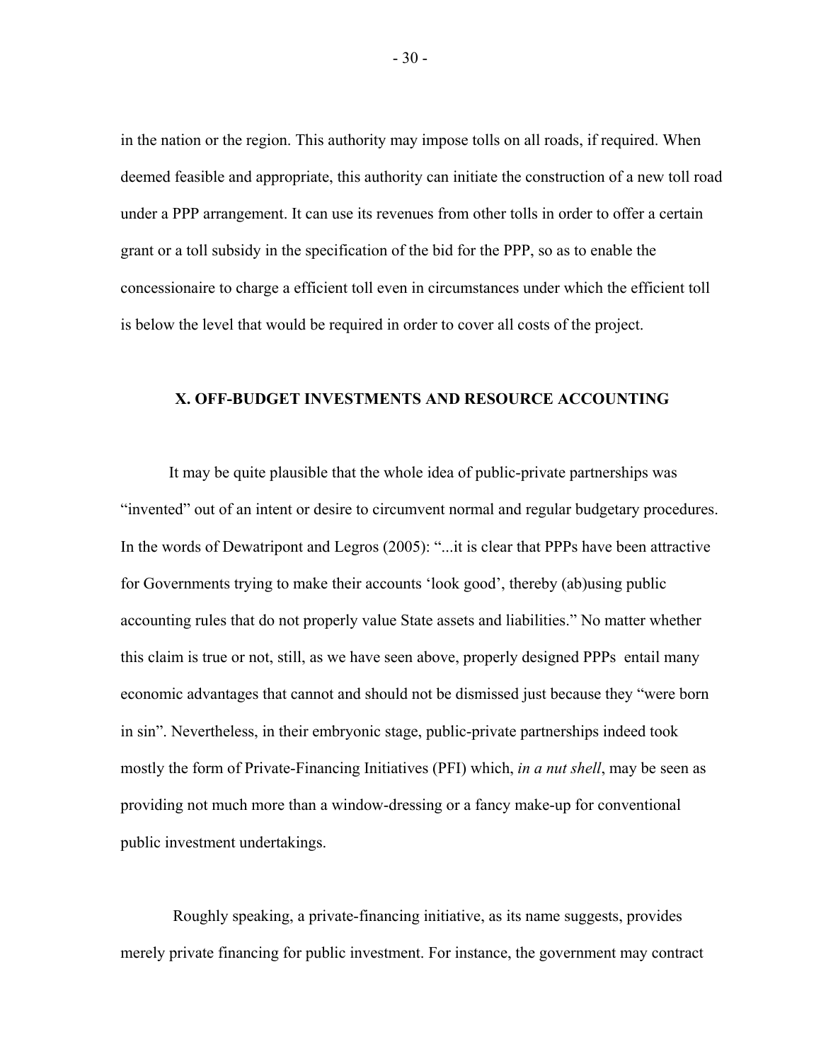in the nation or the region. This authority may impose tolls on all roads, if required. When deemed feasible and appropriate, this authority can initiate the construction of a new toll road under a PPP arrangement. It can use its revenues from other tolls in order to offer a certain grant or a toll subsidy in the specification of the bid for the PPP, so as to enable the concessionaire to charge a efficient toll even in circumstances under which the efficient toll is below the level that would be required in order to cover all costs of the project.

## X. OFF-BUDGET INVESTMENTS AND RESOURCE ACCOUNTING

It may be quite plausible that the whole idea of public-private partnerships was "invented" out of an intent or desire to circumvent normal and regular budgetary procedures. In the words of Dewatripont and Legros (2005): "...it is clear that PPPs have been attractive for Governments trying to make their accounts 'look good', thereby (ab)using public accounting rules that do not properly value State assets and liabilities." No matter whether this claim is true or not, still, as we have seen above, properly designed PPPs entail many economic advantages that cannot and should not be dismissed just because they "were born in sin". Nevertheless, in their embryonic stage, public-private partnerships indeed took mostly the form of Private-Financing Initiatives (PFI) which, *in a nut shell*, may be seen as providing not much more than a window-dressing or a fancy make-up for conventional public investment undertakings.

Roughly speaking, a private-financing initiative, as its name suggests, provides merely private financing for public investment. For instance, the government may contract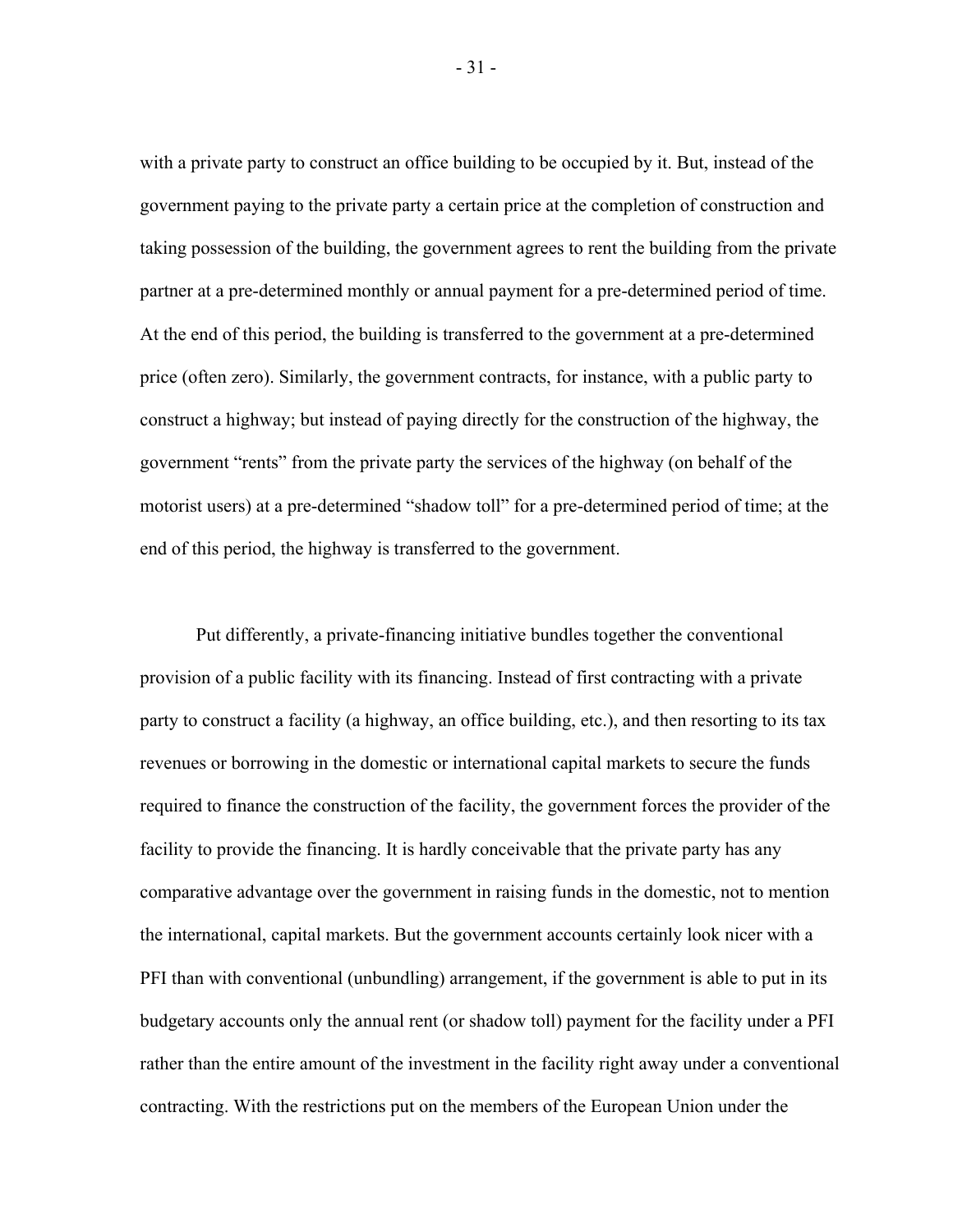with a private party to construct an office building to be occupied by it. But, instead of the government paying to the private party a certain price at the completion of construction and taking possession of the building, the government agrees to rent the building from the private partner at a pre-determined monthly or annual payment for a pre-determined period of time. At the end of this period, the building is transferred to the government at a pre-determined price (often zero). Similarly, the government contracts, for instance, with a public party to construct a highway; but instead of paying directly for the construction of the highway, the government "rents" from the private party the services of the highway (on behalf of the motorist users) at a pre-determined "shadow toll" for a pre-determined period of time; at the end of this period, the highway is transferred to the government.

Put differently, a private-financing initiative bundles together the conventional provision of a public facility with its financing. Instead of first contracting with a private party to construct a facility (a highway, an office building, etc.), and then resorting to its tax revenues or borrowing in the domestic or international capital markets to secure the funds required to finance the construction of the facility, the government forces the provider of the facility to provide the financing. It is hardly conceivable that the private party has any comparative advantage over the government in raising funds in the domestic, not to mention the international, capital markets. But the government accounts certainly look nicer with a PFI than with conventional (unbundling) arrangement, if the government is able to put in its budgetary accounts only the annual rent (or shadow toll) payment for the facility under a PFI rather than the entire amount of the investment in the facility right away under a conventional contracting. With the restrictions put on the members of the European Union under the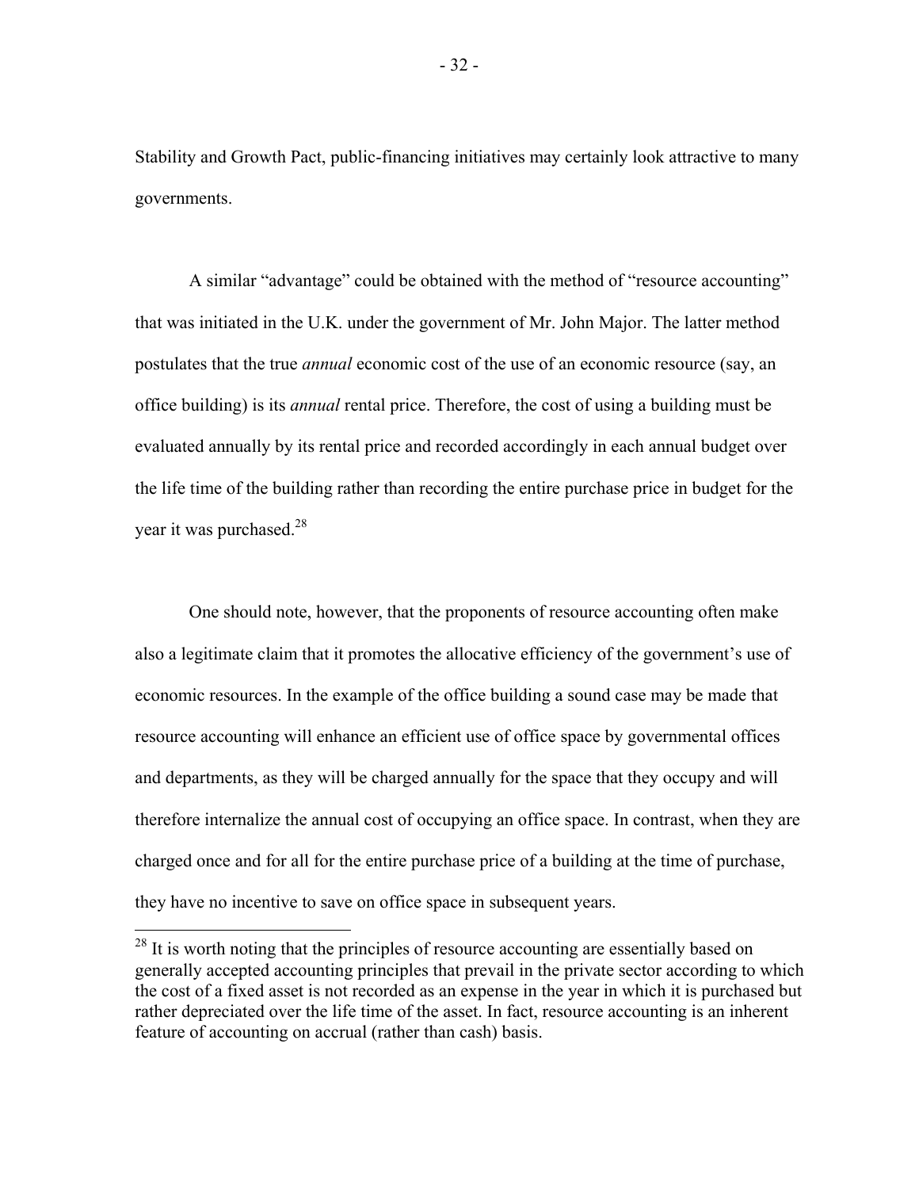Stability and Growth Pact, public-financing initiatives may certainly look attractive to many governments.

A similar "advantage" could be obtained with the method of "resource accounting" that was initiated in the U.K. under the government of Mr. John Major. The latter method postulates that the true *annual* economic cost of the use of an economic resource (say, an office building) is its *annual* rental price. Therefore, the cost of using a building must be evaluated annually by its rental price and recorded accordingly in each annual budget over the life time of the building rather than recording the entire purchase price in budget for the year it was purchased.[28]

One should note, however, that the proponents of resource accounting often make also a legitimate claim that it promotes the allocative efficiency of the government's use of economic resources. In the example of the office building a sound case may be made that resource accounting will enhance an efficient use of office space by governmental offices and departments, as they will be charged annually for the space that they occupy and will therefore internalize the annual cost of occupying an office space. In contrast, when they are charged once and for all for the entire purchase price of a building at the time of purchase, they have no incentive to save on office space in subsequent years.

[28] It is worth noting that the principles of resource accounting are essentially based on generally accepted accounting principles that prevail in the private sector according to which the cost of a fixed asset is not recorded as an expense in the year in which it is purchased but rather depreciated over the life time of the asset. In fact, resource accounting is an inherent feature of accounting on accrual (rather than cash) basis.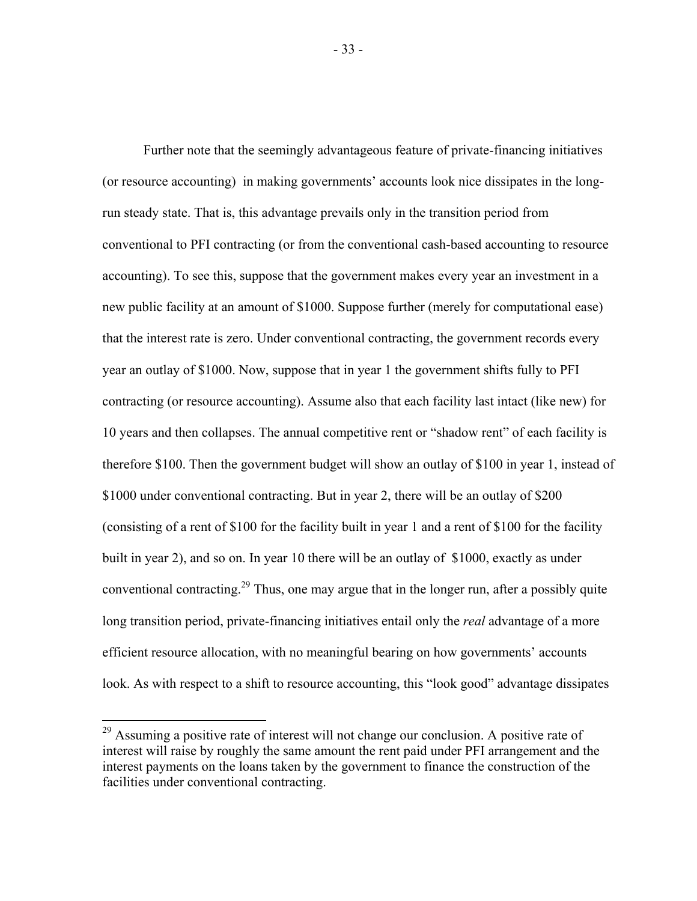Further note that the seemingly advantageous feature of private-financing initiatives (or resource accounting) in making governments' accounts look nice dissipates in the long-run steady state. That is, this advantage prevails only in the transition period from conventional to PFI contracting (or from the conventional cash-based accounting to resource accounting). To see this, suppose that the government makes every year an investment in a new public facility at an amount of $1000. Suppose further (merely for computational ease) that the interest rate is zero. Under conventional contracting, the government records every year an outlay of $1000. Now, suppose that in year 1 the government shifts fully to PFI contracting (or resource accounting). Assume also that each facility last intact (like new) for 10 years and then collapses. The annual competitive rent or "shadow rent" of each facility is therefore $100. Then the government budget will show an outlay of $100 in year 1, instead of $1000 under conventional contracting. But in year 2, there will be an outlay of $200 (consisting of a rent of $100 for the facility built in year 1 and a rent of $100 for the facility built in year 2), and so on. In year 10 there will be an outlay of $1000, exactly as under conventional contracting.[29] Thus, one may argue that in the longer run, after a possibly quite long transition period, private-financing initiatives entail only the *real* advantage of a more efficient resource allocation, with no meaningful bearing on how governments' accounts look. As with respect to a shift to resource accounting, this "look good" advantage dissipates

[29] Assuming a positive rate of interest will not change our conclusion. A positive rate of interest will raise by roughly the same amount the rent paid under PFI arrangement and the interest payments on the loans taken by the government to finance the construction of the facilities under conventional contracting.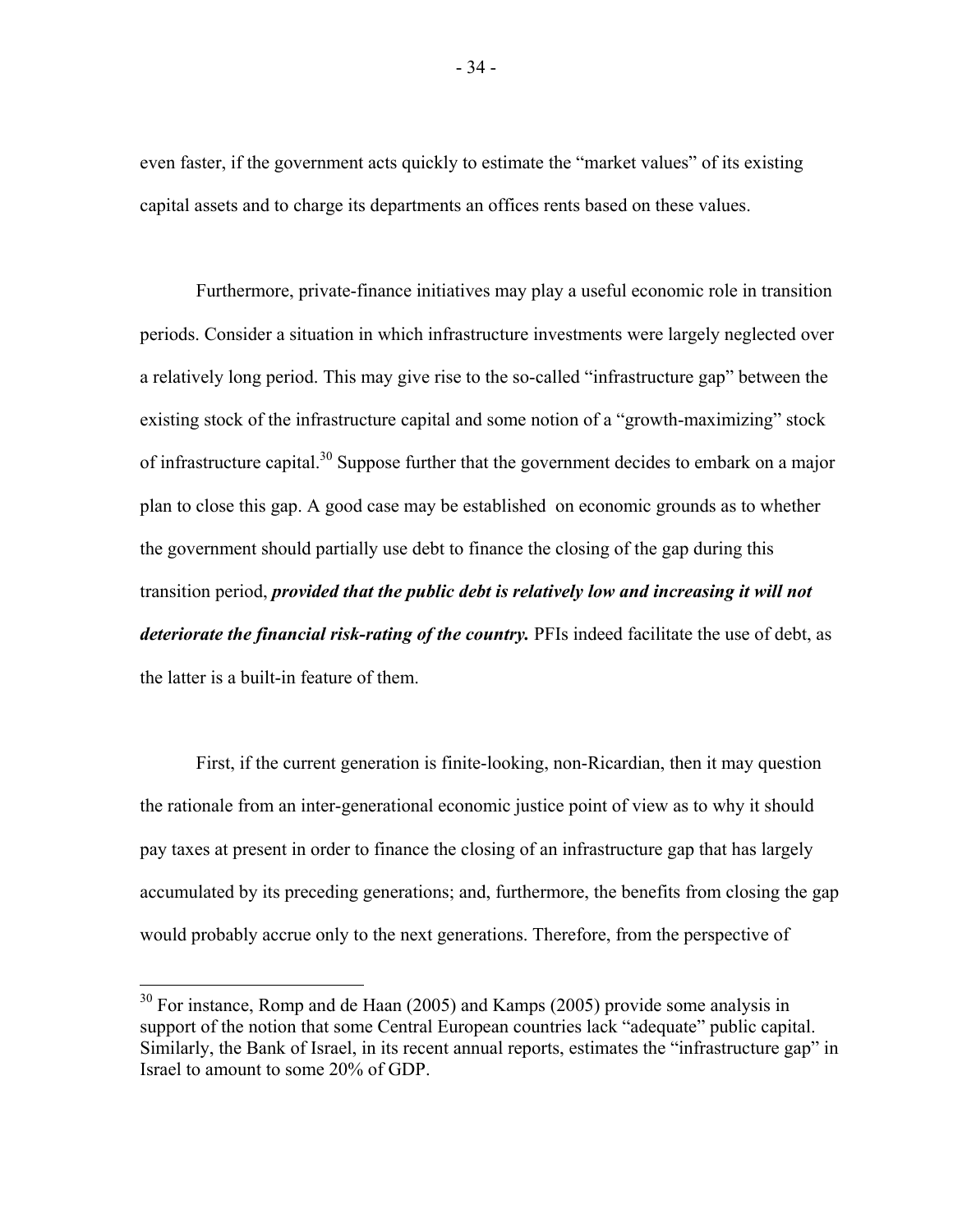even faster, if the government acts quickly to estimate the "market values" of its existing capital assets and to charge its departments an offices rents based on these values.

Furthermore, private-finance initiatives may play a useful economic role in transition periods. Consider a situation in which infrastructure investments were largely neglected over a relatively long period. This may give rise to the so-called "infrastructure gap" between the existing stock of the infrastructure capital and some notion of a "growth-maximizing" stock of infrastructure capital.[30] Suppose further that the government decides to embark on a major plan to close this gap. A good case may be established on economic grounds as to whether the government should partially use debt to finance the closing of the gap during this transition period, ***provided that the public debt is relatively low and increasing it will not deteriorate the financial risk-rating of the country.*** PFIs indeed facilitate the use of debt, as the latter is a built-in feature of them.

First, if the current generation is finite-looking, non-Ricardian, then it may question the rationale from an inter-generational economic justice point of view as to why it should pay taxes at present in order to finance the closing of an infrastructure gap that has largely accumulated by its preceding generations; and, furthermore, the benefits from closing the gap would probably accrue only to the next generations. Therefore, from the perspective of

---

[30] For instance, Romp and de Haan (2005) and Kamps (2005) provide some analysis in support of the notion that some Central European countries lack "adequate" public capital. Similarly, the Bank of Israel, in its recent annual reports, estimates the "infrastructure gap" in Israel to amount to some 20% of GDP.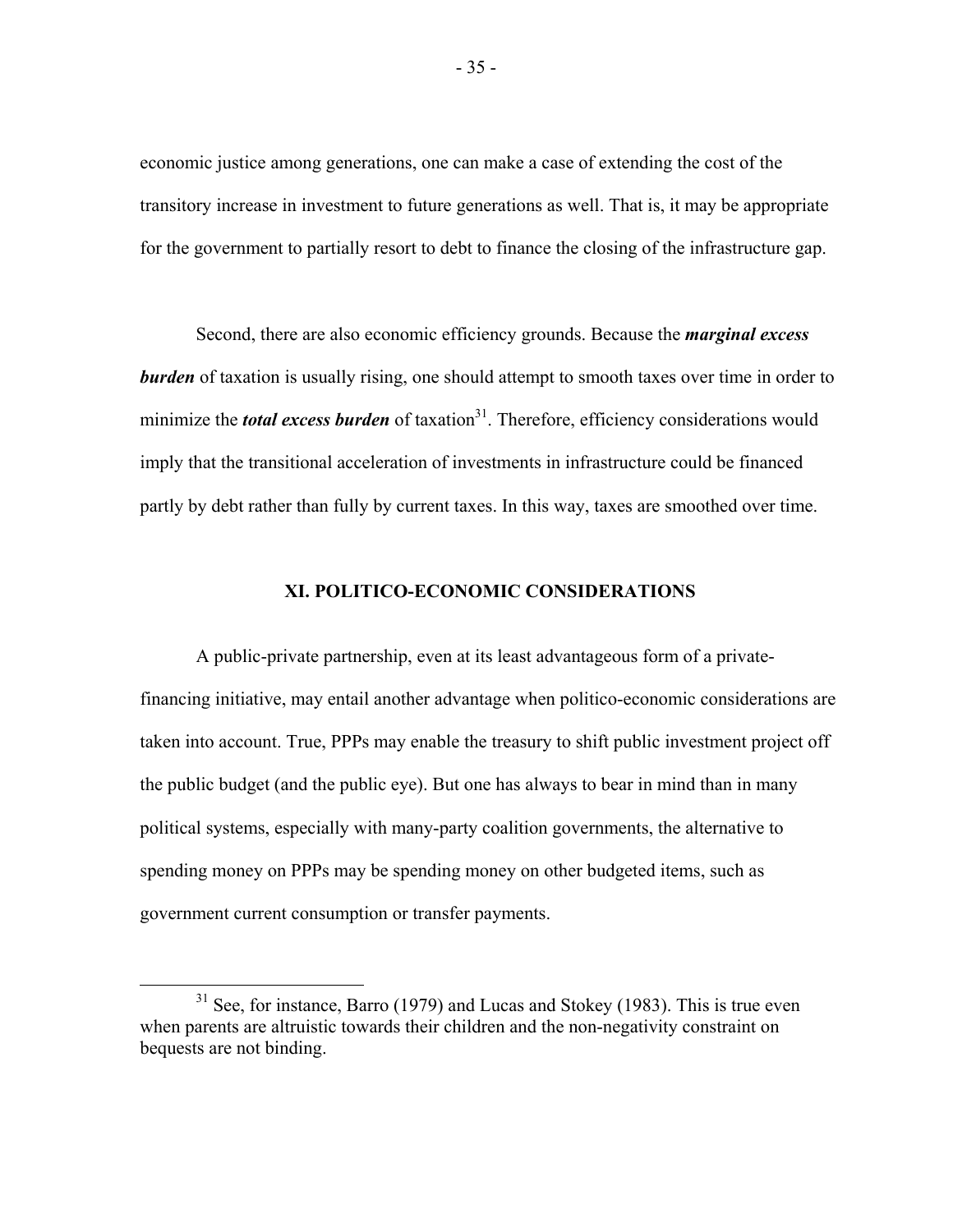economic justice among generations, one can make a case of extending the cost of the transitory increase in investment to future generations as well. That is, it may be appropriate for the government to partially resort to debt to finance the closing of the infrastructure gap.

Second, there are also economic efficiency grounds. Because the ***marginal excess burden*** of taxation is usually rising, one should attempt to smooth taxes over time in order to minimize the ***total excess burden*** of taxation[31]. Therefore, efficiency considerations would imply that the transitional acceleration of investments in infrastructure could be financed partly by debt rather than fully by current taxes. In this way, taxes are smoothed over time.

## XI. POLITICO-ECONOMIC CONSIDERATIONS

A public-private partnership, even at its least advantageous form of a private-financing initiative, may entail another advantage when politico-economic considerations are taken into account. True, PPPs may enable the treasury to shift public investment project off the public budget (and the public eye). But one has always to bear in mind than in many political systems, especially with many-party coalition governments, the alternative to spending money on PPPs may be spending money on other budgeted items, such as government current consumption or transfer payments.

---

[31] See, for instance, Barro (1979) and Lucas and Stokey (1983). This is true even when parents are altruistic towards their children and the non-negativity constraint on bequests are not binding.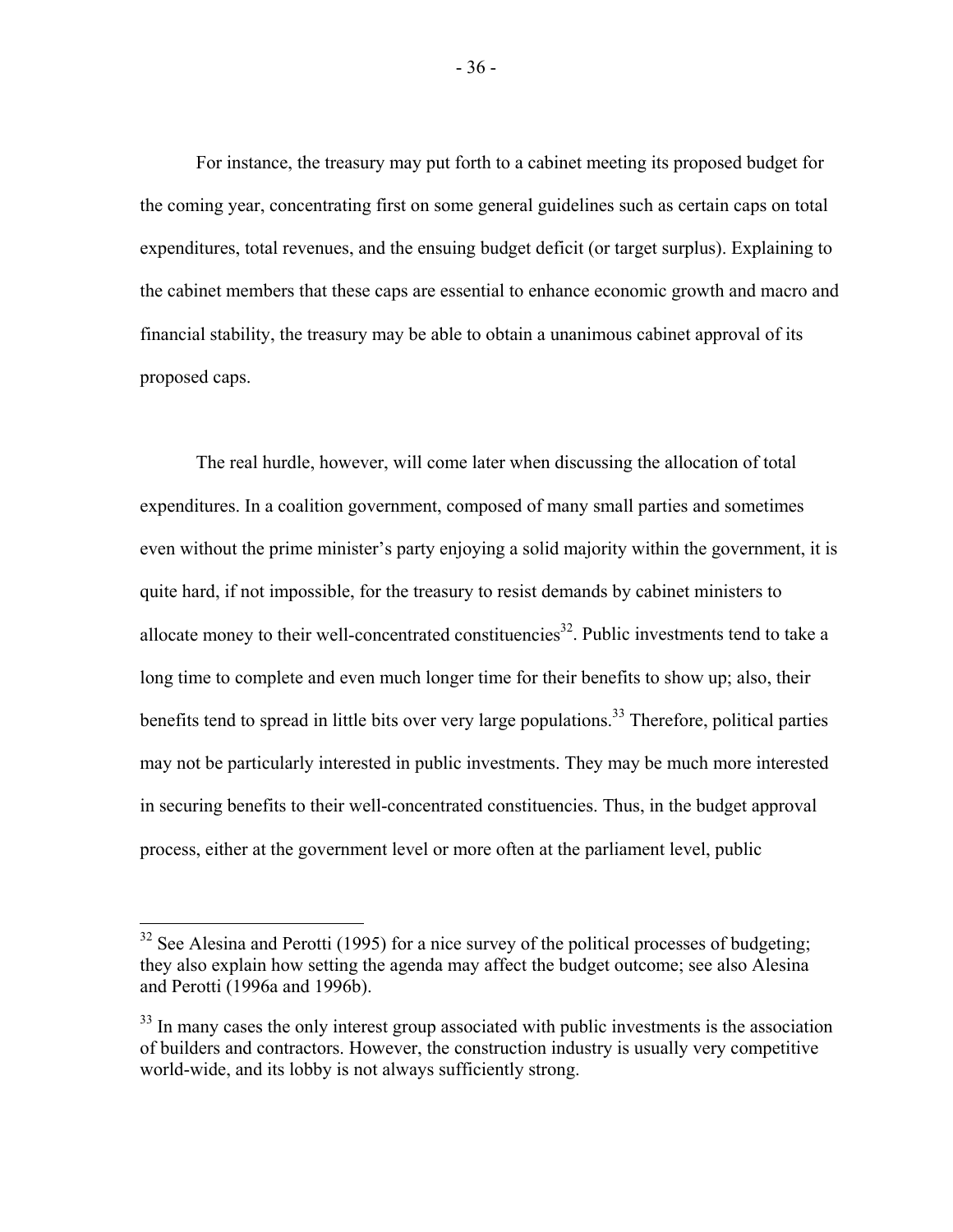For instance, the treasury may put forth to a cabinet meeting its proposed budget for the coming year, concentrating first on some general guidelines such as certain caps on total expenditures, total revenues, and the ensuing budget deficit (or target surplus). Explaining to the cabinet members that these caps are essential to enhance economic growth and macro and financial stability, the treasury may be able to obtain a unanimous cabinet approval of its proposed caps.

The real hurdle, however, will come later when discussing the allocation of total expenditures. In a coalition government, composed of many small parties and sometimes even without the prime minister's party enjoying a solid majority within the government, it is quite hard, if not impossible, for the treasury to resist demands by cabinet ministers to allocate money to their well-concentrated constituencies[32]. Public investments tend to take a long time to complete and even much longer time for their benefits to show up; also, their benefits tend to spread in little bits over very large populations.[33] Therefore, political parties may not be particularly interested in public investments. They may be much more interested in securing benefits to their well-concentrated constituencies. Thus, in the budget approval process, either at the government level or more often at the parliament level, public

[32] See Alesina and Perotti (1995) for a nice survey of the political processes of budgeting; they also explain how setting the agenda may affect the budget outcome; see also Alesina and Perotti (1996a and 1996b).

[33] In many cases the only interest group associated with public investments is the association of builders and contractors. However, the construction industry is usually very competitive world-wide, and its lobby is not always sufficiently strong.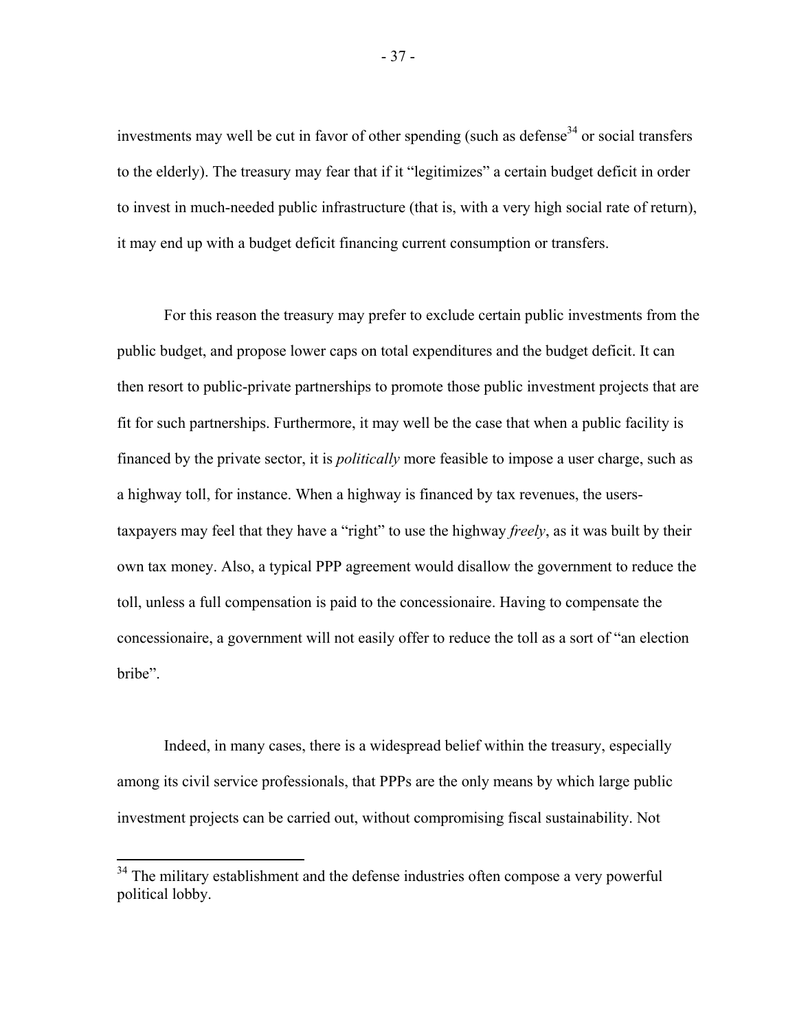investments may well be cut in favor of other spending (such as defense[34] or social transfers to the elderly). The treasury may fear that if it "legitimizes" a certain budget deficit in order to invest in much-needed public infrastructure (that is, with a very high social rate of return), it may end up with a budget deficit financing current consumption or transfers.

For this reason the treasury may prefer to exclude certain public investments from the public budget, and propose lower caps on total expenditures and the budget deficit. It can then resort to public-private partnerships to promote those public investment projects that are fit for such partnerships. Furthermore, it may well be the case that when a public facility is financed by the private sector, it is *politically* more feasible to impose a user charge, such as a highway toll, for instance. When a highway is financed by tax revenues, the users-taxpayers may feel that they have a "right" to use the highway *freely*, as it was built by their own tax money. Also, a typical PPP agreement would disallow the government to reduce the toll, unless a full compensation is paid to the concessionaire. Having to compensate the concessionaire, a government will not easily offer to reduce the toll as a sort of "an election bribe".

Indeed, in many cases, there is a widespread belief within the treasury, especially among its civil service professionals, that PPPs are the only means by which large public investment projects can be carried out, without compromising fiscal sustainability. Not

---

[34] The military establishment and the defense industries often compose a very powerful political lobby.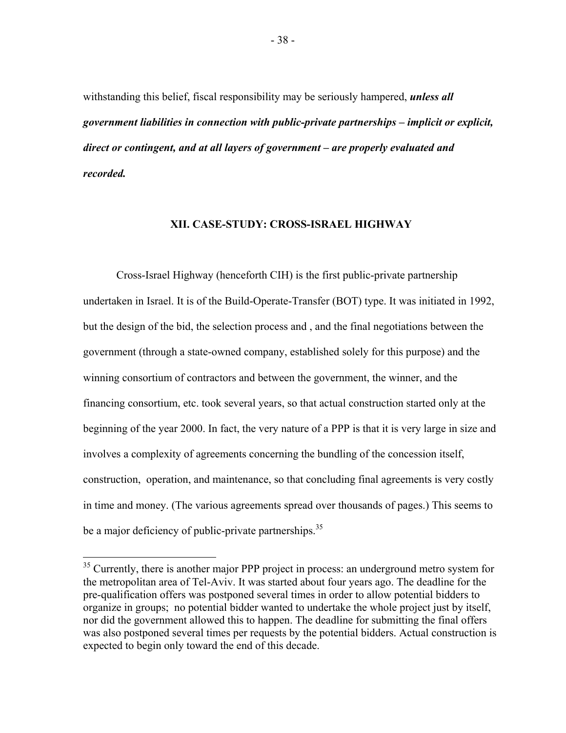withstanding this belief, fiscal responsibility may be seriously hampered, ***unless all government liabilities in connection with public-private partnerships – implicit or explicit, direct or contingent, and at all layers of government – are properly evaluated and recorded.***

## XII. CASE-STUDY: CROSS-ISRAEL HIGHWAY

Cross-Israel Highway (henceforth CIH) is the first public-private partnership undertaken in Israel. It is of the Build-Operate-Transfer (BOT) type. It was initiated in 1992, but the design of the bid, the selection process and , and the final negotiations between the government (through a state-owned company, established solely for this purpose) and the winning consortium of contractors and between the government, the winner, and the financing consortium, etc. took several years, so that actual construction started only at the beginning of the year 2000. In fact, the very nature of a PPP is that it is very large in size and involves a complexity of agreements concerning the bundling of the concession itself, construction, operation, and maintenance, so that concluding final agreements is very costly in time and money. (The various agreements spread over thousands of pages.) This seems to be a major deficiency of public-private partnerships.[35]

[35] Currently, there is another major PPP project in process: an underground metro system for the metropolitan area of Tel-Aviv. It was started about four years ago. The deadline for the pre-qualification offers was postponed several times in order to allow potential bidders to organize in groups; no potential bidder wanted to undertake the whole project just by itself, nor did the government allowed this to happen. The deadline for submitting the final offers was also postponed several times per requests by the potential bidders. Actual construction is expected to begin only toward the end of this decade.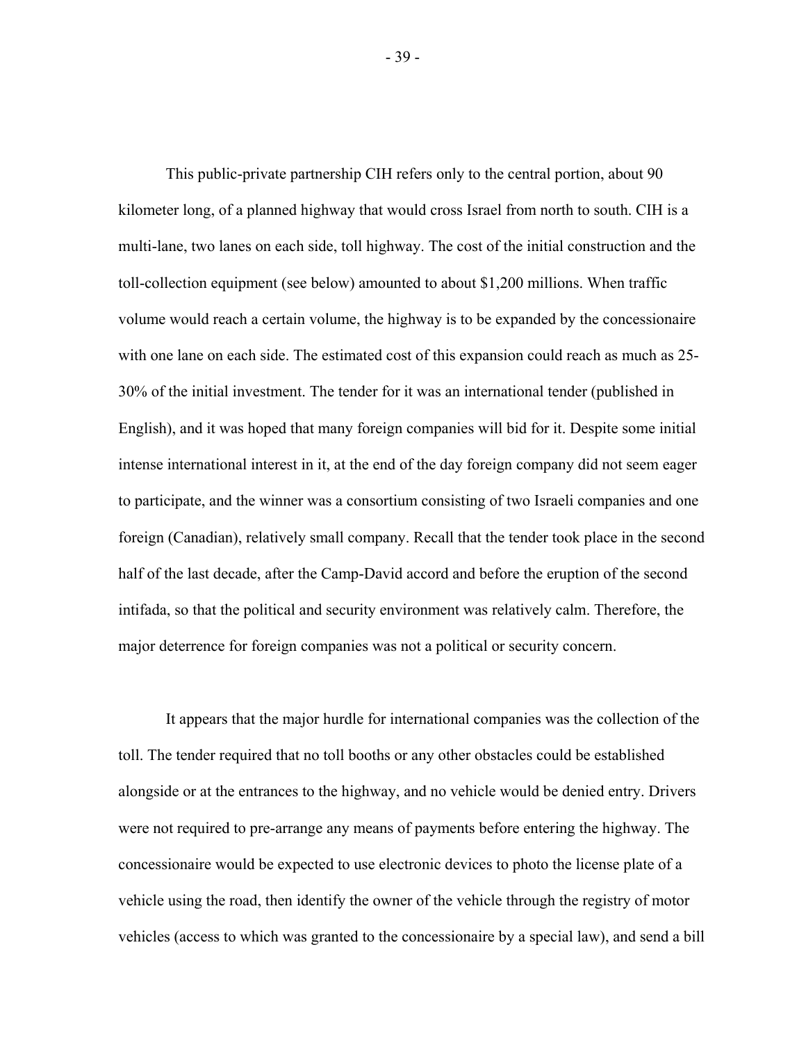This public-private partnership CIH refers only to the central portion, about 90 kilometer long, of a planned highway that would cross Israel from north to south. CIH is a multi-lane, two lanes on each side, toll highway. The cost of the initial construction and the toll-collection equipment (see below) amounted to about $1,200 millions. When traffic volume would reach a certain volume, the highway is to be expanded by the concessionaire with one lane on each side. The estimated cost of this expansion could reach as much as 25-30% of the initial investment. The tender for it was an international tender (published in English), and it was hoped that many foreign companies will bid for it. Despite some initial intense international interest in it, at the end of the day foreign company did not seem eager to participate, and the winner was a consortium consisting of two Israeli companies and one foreign (Canadian), relatively small company. Recall that the tender took place in the second half of the last decade, after the Camp-David accord and before the eruption of the second intifada, so that the political and security environment was relatively calm. Therefore, the major deterrence for foreign companies was not a political or security concern.

It appears that the major hurdle for international companies was the collection of the toll. The tender required that no toll booths or any other obstacles could be established alongside or at the entrances to the highway, and no vehicle would be denied entry. Drivers were not required to pre-arrange any means of payments before entering the highway. The concessionaire would be expected to use electronic devices to photo the license plate of a vehicle using the road, then identify the owner of the vehicle through the registry of motor vehicles (access to which was granted to the concessionaire by a special law), and send a bill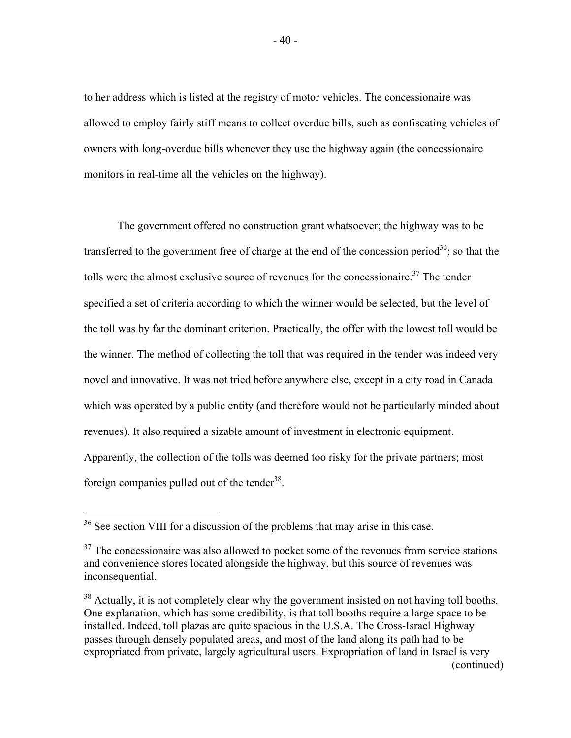to her address which is listed at the registry of motor vehicles. The concessionaire was allowed to employ fairly stiff means to collect overdue bills, such as confiscating vehicles of owners with long-overdue bills whenever they use the highway again (the concessionaire monitors in real-time all the vehicles on the highway).

The government offered no construction grant whatsoever; the highway was to be transferred to the government free of charge at the end of the concession period[36]; so that the tolls were the almost exclusive source of revenues for the concessionaire.[37] The tender specified a set of criteria according to which the winner would be selected, but the level of the toll was by far the dominant criterion. Practically, the offer with the lowest toll would be the winner. The method of collecting the toll that was required in the tender was indeed very novel and innovative. It was not tried before anywhere else, except in a city road in Canada which was operated by a public entity (and therefore would not be particularly minded about revenues). It also required a sizable amount of investment in electronic equipment. Apparently, the collection of the tolls was deemed too risky for the private partners; most foreign companies pulled out of the tender[38].

---

[36] See section VIII for a discussion of the problems that may arise in this case.

[37] The concessionaire was also allowed to pocket some of the revenues from service stations and convenience stores located alongside the highway, but this source of revenues was inconsequential.

[38] Actually, it is not completely clear why the government insisted on not having toll booths. One explanation, which has some credibility, is that toll booths require a large space to be installed. Indeed, toll plazas are quite spacious in the U.S.A. The Cross-Israel Highway passes through densely populated areas, and most of the land along its path had to be expropriated from private, largely agricultural users. Expropriation of land in Israel is very (continued)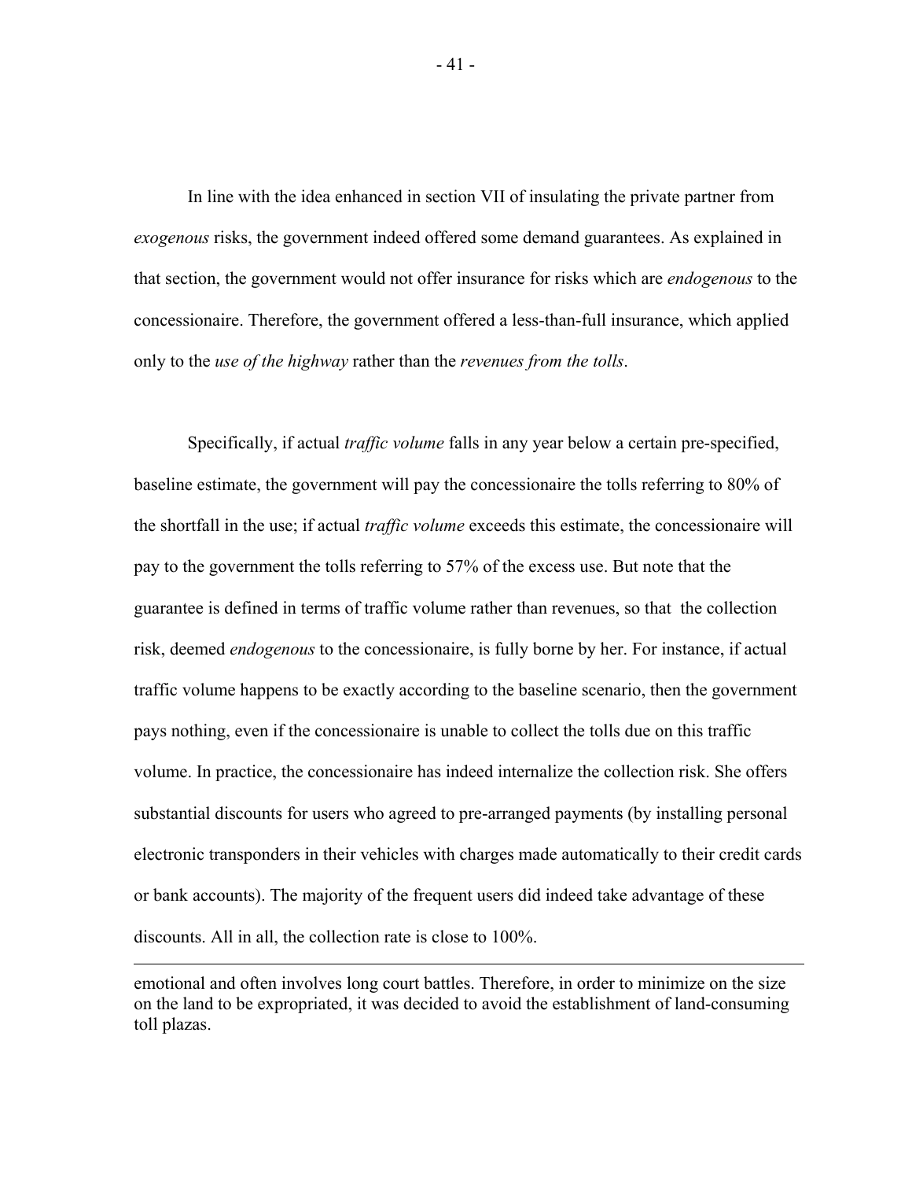In line with the idea enhanced in section VII of insulating the private partner from *exogenous* risks, the government indeed offered some demand guarantees. As explained in that section, the government would not offer insurance for risks which are *endogenous* to the concessionaire. Therefore, the government offered a less-than-full insurance, which applied only to the *use of the highway* rather than the *revenues from the tolls*.

Specifically, if actual *traffic volume* falls in any year below a certain pre-specified, baseline estimate, the government will pay the concessionaire the tolls referring to 80% of the shortfall in the use; if actual *traffic volume* exceeds this estimate, the concessionaire will pay to the government the tolls referring to 57% of the excess use. But note that the guarantee is defined in terms of traffic volume rather than revenues, so that the collection risk, deemed *endogenous* to the concessionaire, is fully borne by her. For instance, if actual traffic volume happens to be exactly according to the baseline scenario, then the government pays nothing, even if the concessionaire is unable to collect the tolls due on this traffic volume. In practice, the concessionaire has indeed internalize the collection risk. She offers substantial discounts for users who agreed to pre-arranged payments (by installing personal electronic transponders in their vehicles with charges made automatically to their credit cards or bank accounts). The majority of the frequent users did indeed take advantage of these discounts. All in all, the collection rate is close to 100%.

---

emotional and often involves long court battles. Therefore, in order to minimize on the size on the land to be expropriated, it was decided to avoid the establishment of land-consuming toll plazas.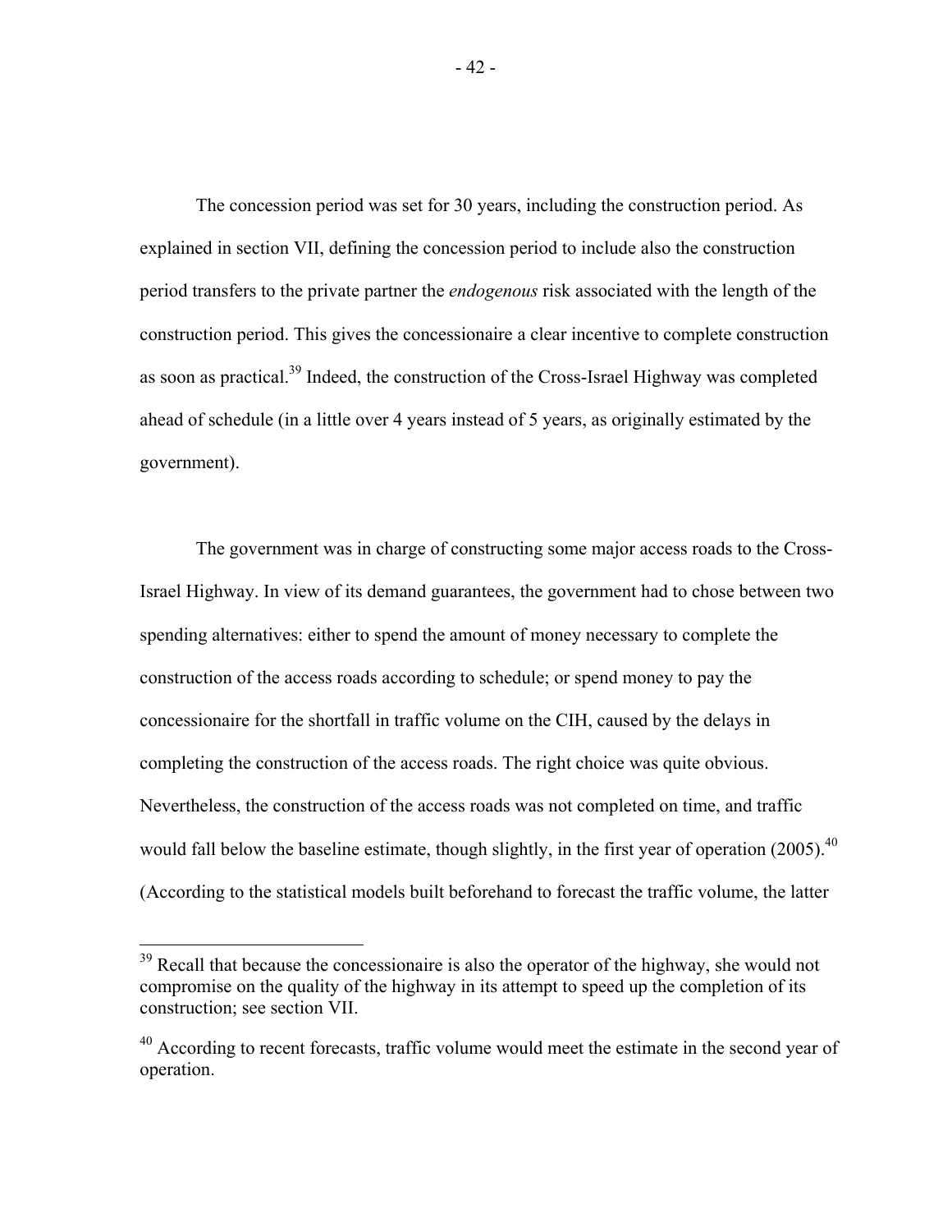The concession period was set for 30 years, including the construction period. As explained in section VII, defining the concession period to include also the construction period transfers to the private partner the *endogenous* risk associated with the length of the construction period. This gives the concessionaire a clear incentive to complete construction as soon as practical.[39] Indeed, the construction of the Cross-Israel Highway was completed ahead of schedule (in a little over 4 years instead of 5 years, as originally estimated by the government).

The government was in charge of constructing some major access roads to the Cross-Israel Highway. In view of its demand guarantees, the government had to chose between two spending alternatives: either to spend the amount of money necessary to complete the construction of the access roads according to schedule; or spend money to pay the concessionaire for the shortfall in traffic volume on the CIH, caused by the delays in completing the construction of the access roads. The right choice was quite obvious. Nevertheless, the construction of the access roads was not completed on time, and traffic would fall below the baseline estimate, though slightly, in the first year of operation (2005).[40] (According to the statistical models built beforehand to forecast the traffic volume, the latter

---

[39] Recall that because the concessionaire is also the operator of the highway, she would not compromise on the quality of the highway in its attempt to speed up the completion of its construction; see section VII.

[40] According to recent forecasts, traffic volume would meet the estimate in the second year of operation.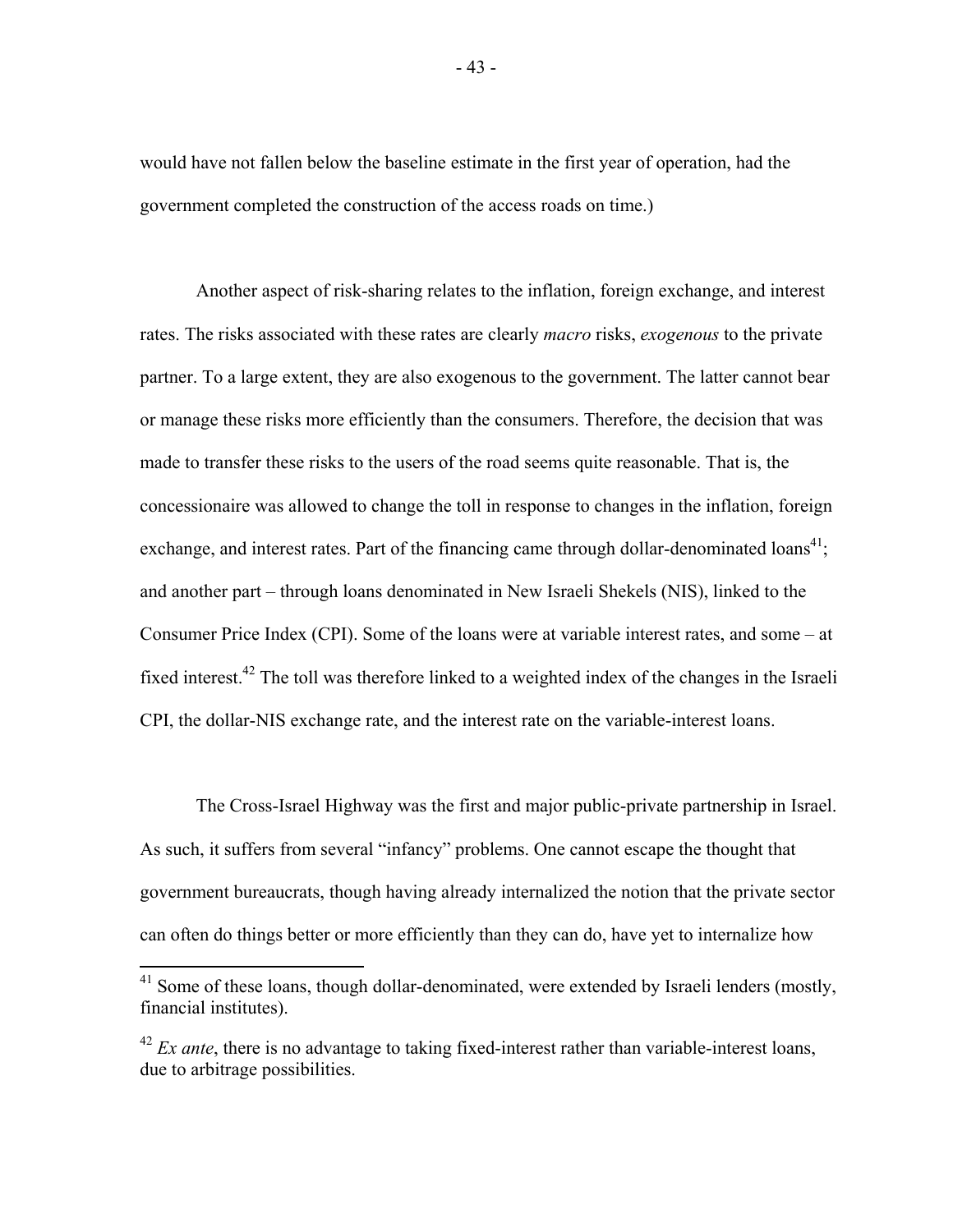would have not fallen below the baseline estimate in the first year of operation, had the government completed the construction of the access roads on time.)

Another aspect of risk-sharing relates to the inflation, foreign exchange, and interest rates. The risks associated with these rates are clearly *macro* risks, *exogenous* to the private partner. To a large extent, they are also exogenous to the government. The latter cannot bear or manage these risks more efficiently than the consumers. Therefore, the decision that was made to transfer these risks to the users of the road seems quite reasonable. That is, the concessionaire was allowed to change the toll in response to changes in the inflation, foreign exchange, and interest rates. Part of the financing came through dollar-denominated loans[41]; and another part – through loans denominated in New Israeli Shekels (NIS), linked to the Consumer Price Index (CPI). Some of the loans were at variable interest rates, and some – at fixed interest.[42] The toll was therefore linked to a weighted index of the changes in the Israeli CPI, the dollar-NIS exchange rate, and the interest rate on the variable-interest loans.

The Cross-Israel Highway was the first and major public-private partnership in Israel. As such, it suffers from several "infancy" problems. One cannot escape the thought that government bureaucrats, though having already internalized the notion that the private sector can often do things better or more efficiently than they can do, have yet to internalize how

[41] Some of these loans, though dollar-denominated, were extended by Israeli lenders (mostly, financial institutes).

[42] *Ex ante*, there is no advantage to taking fixed-interest rather than variable-interest loans, due to arbitrage possibilities.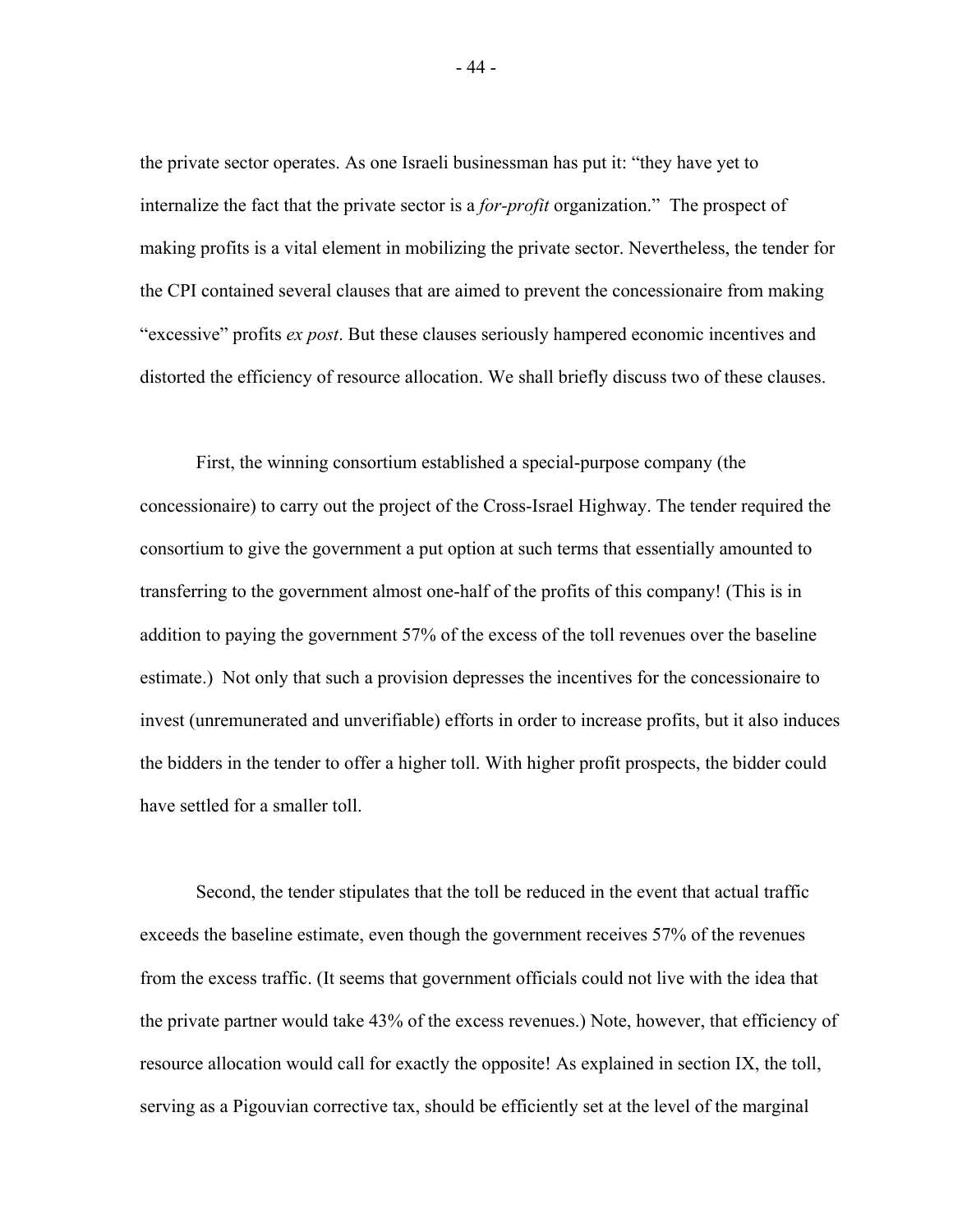the private sector operates. As one Israeli businessman has put it: "they have yet to internalize the fact that the private sector is a *for-profit* organization." The prospect of making profits is a vital element in mobilizing the private sector. Nevertheless, the tender for the CPI contained several clauses that are aimed to prevent the concessionaire from making "excessive" profits *ex post*. But these clauses seriously hampered economic incentives and distorted the efficiency of resource allocation. We shall briefly discuss two of these clauses.

First, the winning consortium established a special-purpose company (the concessionaire) to carry out the project of the Cross-Israel Highway. The tender required the consortium to give the government a put option at such terms that essentially amounted to transferring to the government almost one-half of the profits of this company! (This is in addition to paying the government 57% of the excess of the toll revenues over the baseline estimate.) Not only that such a provision depresses the incentives for the concessionaire to invest (unremunerated and unverifiable) efforts in order to increase profits, but it also induces the bidders in the tender to offer a higher toll. With higher profit prospects, the bidder could have settled for a smaller toll.

Second, the tender stipulates that the toll be reduced in the event that actual traffic exceeds the baseline estimate, even though the government receives 57% of the revenues from the excess traffic. (It seems that government officials could not live with the idea that the private partner would take 43% of the excess revenues.) Note, however, that efficiency of resource allocation would call for exactly the opposite! As explained in section IX, the toll, serving as a Pigouvian corrective tax, should be efficiently set at the level of the marginal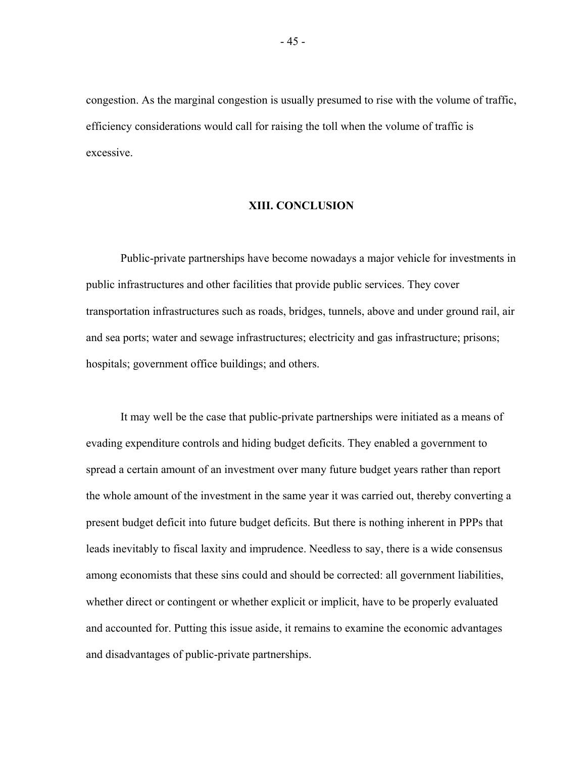congestion. As the marginal congestion is usually presumed to rise with the volume of traffic, efficiency considerations would call for raising the toll when the volume of traffic is excessive.

## XIII. CONCLUSION

Public-private partnerships have become nowadays a major vehicle for investments in public infrastructures and other facilities that provide public services. They cover transportation infrastructures such as roads, bridges, tunnels, above and under ground rail, air and sea ports; water and sewage infrastructures; electricity and gas infrastructure; prisons; hospitals; government office buildings; and others.

It may well be the case that public-private partnerships were initiated as a means of evading expenditure controls and hiding budget deficits. They enabled a government to spread a certain amount of an investment over many future budget years rather than report the whole amount of the investment in the same year it was carried out, thereby converting a present budget deficit into future budget deficits. But there is nothing inherent in PPPs that leads inevitably to fiscal laxity and imprudence. Needless to say, there is a wide consensus among economists that these sins could and should be corrected: all government liabilities, whether direct or contingent or whether explicit or implicit, have to be properly evaluated and accounted for. Putting this issue aside, it remains to examine the economic advantages and disadvantages of public-private partnerships.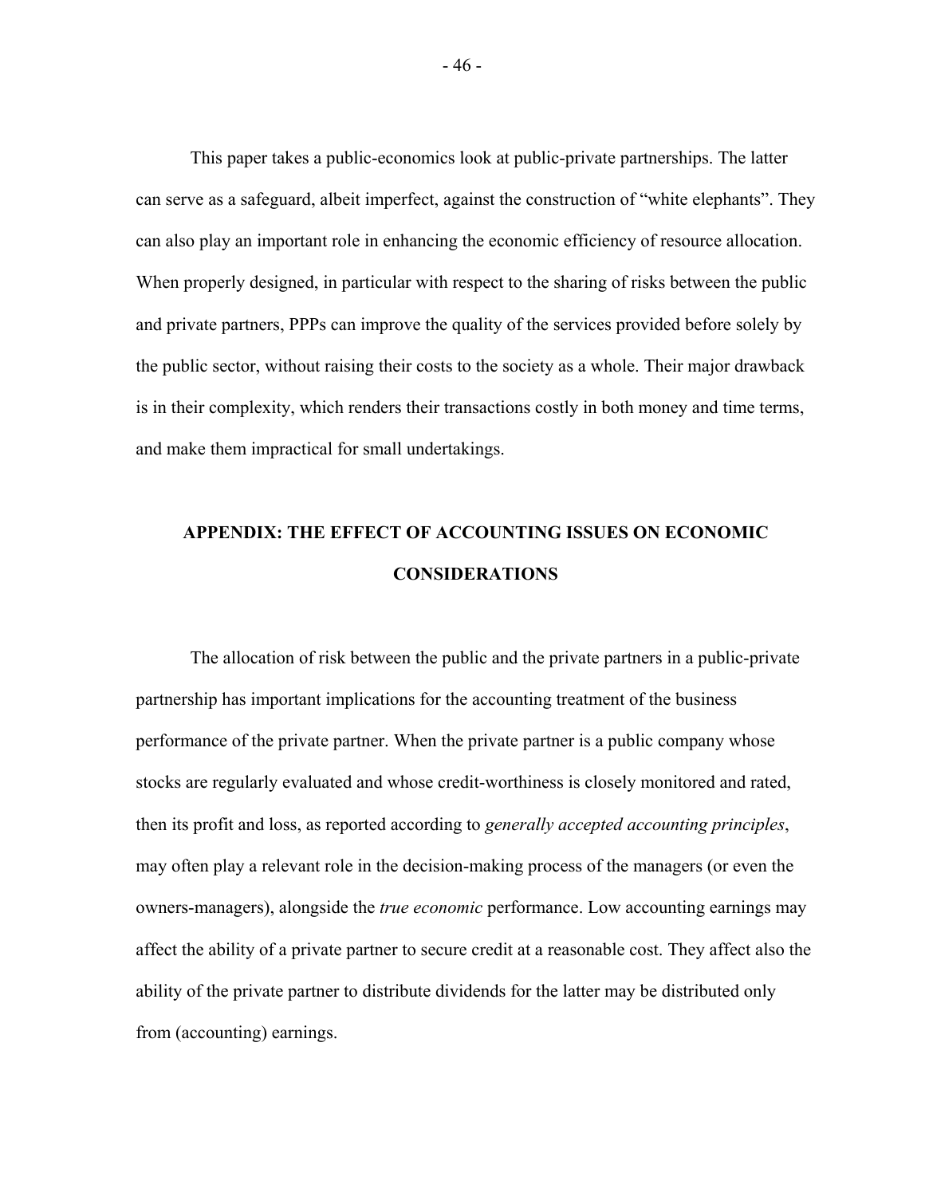This paper takes a public-economics look at public-private partnerships. The latter can serve as a safeguard, albeit imperfect, against the construction of "white elephants". They can also play an important role in enhancing the economic efficiency of resource allocation. When properly designed, in particular with respect to the sharing of risks between the public and private partners, PPPs can improve the quality of the services provided before solely by the public sector, without raising their costs to the society as a whole. Their major drawback is in their complexity, which renders their transactions costly in both money and time terms, and make them impractical for small undertakings.

## APPENDIX: THE EFFECT OF ACCOUNTING ISSUES ON ECONOMIC CONSIDERATIONS

The allocation of risk between the public and the private partners in a public-private partnership has important implications for the accounting treatment of the business performance of the private partner. When the private partner is a public company whose stocks are regularly evaluated and whose credit-worthiness is closely monitored and rated, then its profit and loss, as reported according to *generally accepted accounting principles*, may often play a relevant role in the decision-making process of the managers (or even the owners-managers), alongside the *true economic* performance. Low accounting earnings may affect the ability of a private partner to secure credit at a reasonable cost. They affect also the ability of the private partner to distribute dividends for the latter may be distributed only from (accounting) earnings.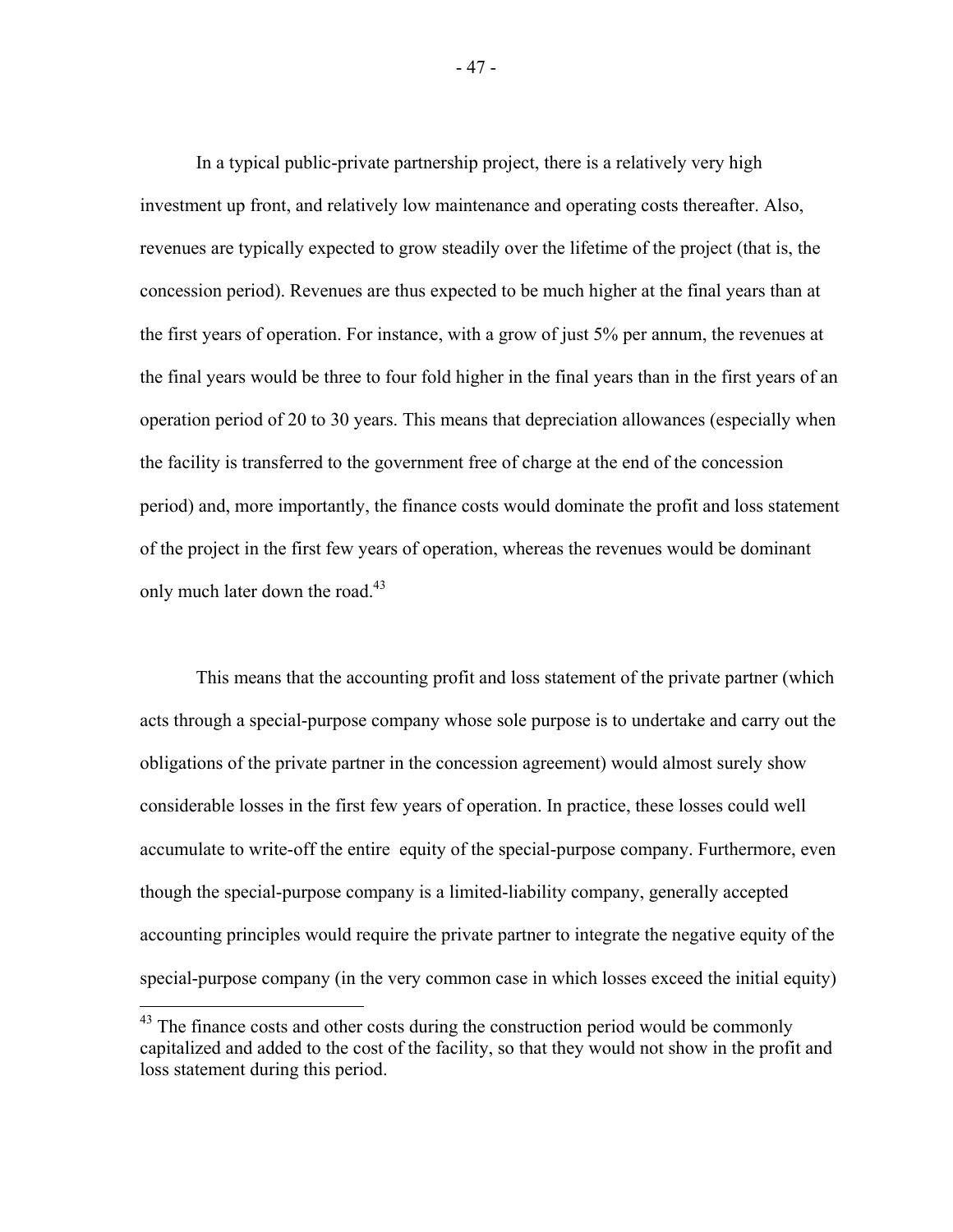In a typical public-private partnership project, there is a relatively very high investment up front, and relatively low maintenance and operating costs thereafter. Also, revenues are typically expected to grow steadily over the lifetime of the project (that is, the concession period). Revenues are thus expected to be much higher at the final years than at the first years of operation. For instance, with a grow of just 5% per annum, the revenues at the final years would be three to four fold higher in the final years than in the first years of an operation period of 20 to 30 years. This means that depreciation allowances (especially when the facility is transferred to the government free of charge at the end of the concession period) and, more importantly, the finance costs would dominate the profit and loss statement of the project in the first few years of operation, whereas the revenues would be dominant only much later down the road.[43]

This means that the accounting profit and loss statement of the private partner (which acts through a special-purpose company whose sole purpose is to undertake and carry out the obligations of the private partner in the concession agreement) would almost surely show considerable losses in the first few years of operation. In practice, these losses could well accumulate to write-off the entire equity of the special-purpose company. Furthermore, even though the special-purpose company is a limited-liability company, generally accepted accounting principles would require the private partner to integrate the negative equity of the special-purpose company (in the very common case in which losses exceed the initial equity)

[43] The finance costs and other costs during the construction period would be commonly capitalized and added to the cost of the facility, so that they would not show in the profit and loss statement during this period.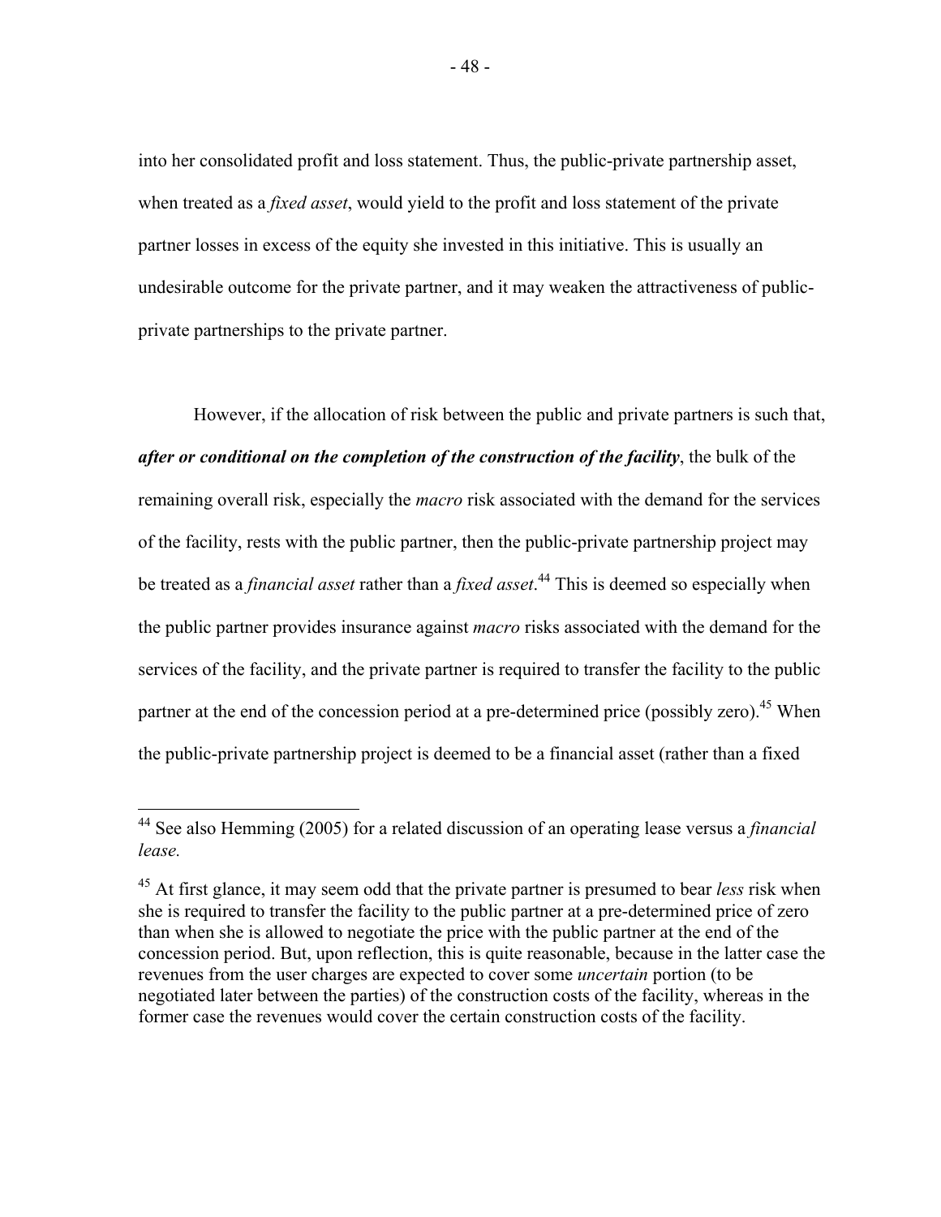into her consolidated profit and loss statement. Thus, the public-private partnership asset, when treated as a *fixed asset*, would yield to the profit and loss statement of the private partner losses in excess of the equity she invested in this initiative. This is usually an undesirable outcome for the private partner, and it may weaken the attractiveness of public-private partnerships to the private partner.

However, if the allocation of risk between the public and private partners is such that, ***after or conditional on the completion of the construction of the facility***, the bulk of the remaining overall risk, especially the *macro* risk associated with the demand for the services of the facility, rests with the public partner, then the public-private partnership project may be treated as a *financial asset* rather than a *fixed asset*.[44] This is deemed so especially when the public partner provides insurance against *macro* risks associated with the demand for the services of the facility, and the private partner is required to transfer the facility to the public partner at the end of the concession period at a pre-determined price (possibly zero).[45] When the public-private partnership project is deemed to be a financial asset (rather than a fixed

---

[44] See also Hemming (2005) for a related discussion of an operating lease versus a *financial lease.*

[45] At first glance, it may seem odd that the private partner is presumed to bear *less* risk when she is required to transfer the facility to the public partner at a pre-determined price of zero than when she is allowed to negotiate the price with the public partner at the end of the concession period. But, upon reflection, this is quite reasonable, because in the latter case the revenues from the user charges are expected to cover some *uncertain* portion (to be negotiated later between the parties) of the construction costs of the facility, whereas in the former case the revenues would cover the certain construction costs of the facility.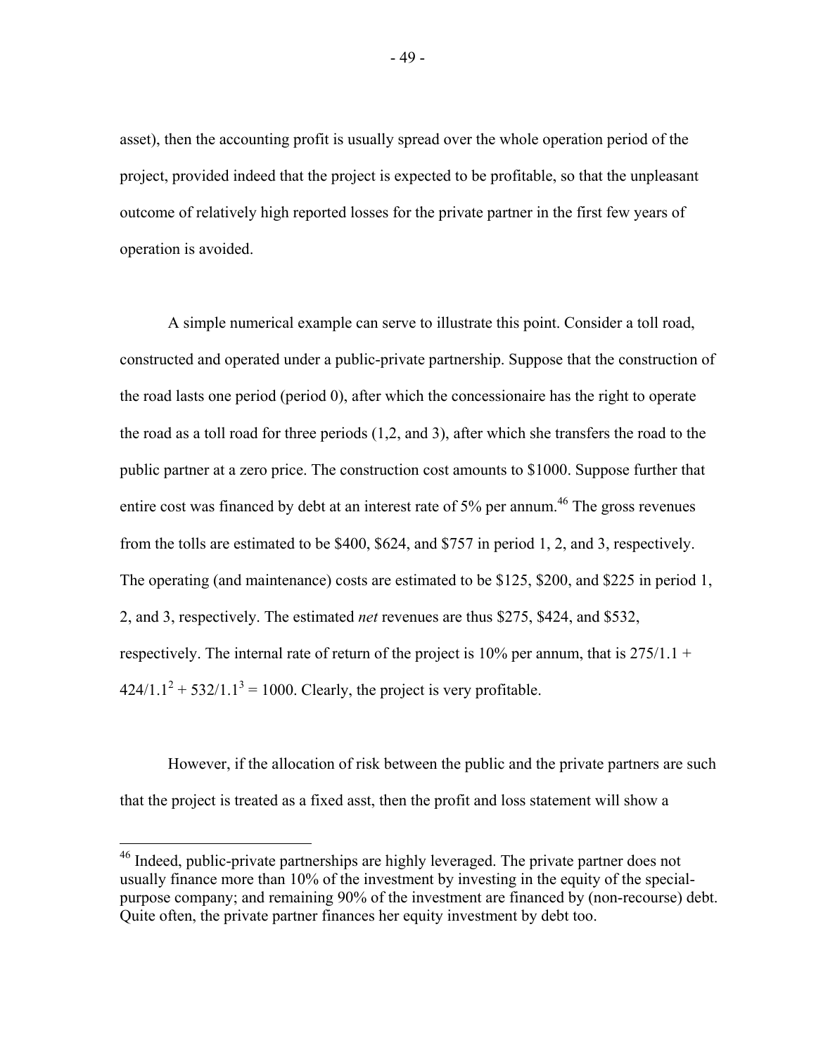asset), then the accounting profit is usually spread over the whole operation period of the project, provided indeed that the project is expected to be profitable, so that the unpleasant outcome of relatively high reported losses for the private partner in the first few years of operation is avoided.

A simple numerical example can serve to illustrate this point. Consider a toll road, constructed and operated under a public-private partnership. Suppose that the construction of the road lasts one period (period 0), after which the concessionaire has the right to operate the road as a toll road for three periods (1,2, and 3), after which she transfers the road to the public partner at a zero price. The construction cost amounts to $1000. Suppose further that entire cost was financed by debt at an interest rate of 5% per annum.[46] The gross revenues from the tolls are estimated to be $400, $624, and $757 in period 1, 2, and 3, respectively. The operating (and maintenance) costs are estimated to be $125, $200, and $225 in period 1, 2, and 3, respectively. The estimated *net* revenues are thus $275, $424, and $532, respectively. The internal rate of return of the project is 10% per annum, that is $275/1.1 + 424/1.1^2 + 532/1.1^3 = 1000$. Clearly, the project is very profitable.

However, if the allocation of risk between the public and the private partners are such that the project is treated as a fixed asst, then the profit and loss statement will show a

[46] Indeed, public-private partnerships are highly leveraged. The private partner does not usually finance more than 10% of the investment by investing in the equity of the special-purpose company; and remaining 90% of the investment are financed by (non-recourse) debt. Quite often, the private partner finances her equity investment by debt too.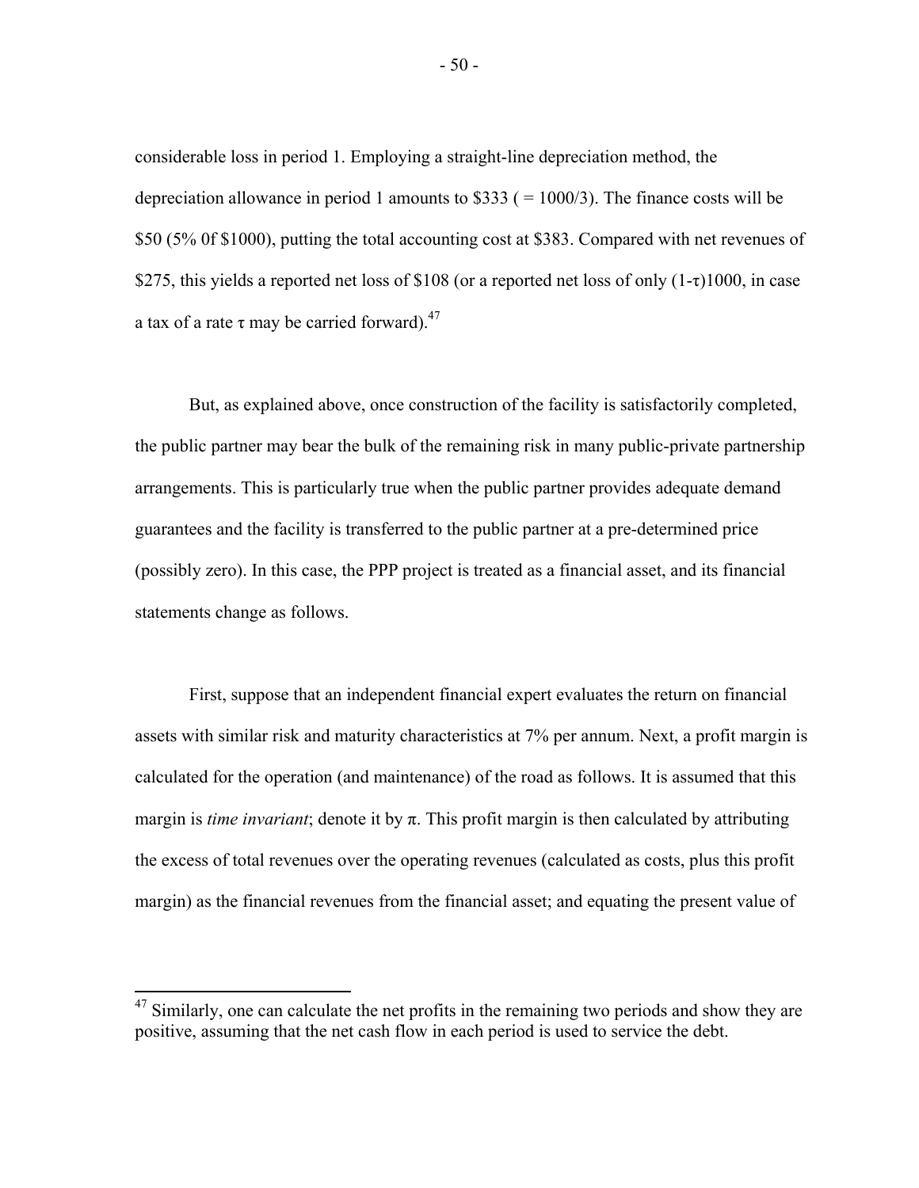considerable loss in period 1. Employing a straight-line depreciation method, the depreciation allowance in period 1 amounts to \$333 ( = 1000/3). The finance costs will be \$50 (5% 0f \$1000), putting the total accounting cost at \$383. Compared with net revenues of \$275, this yields a reported net loss of \$108 (or a reported net loss of only $(1-\tau)1000$, in case a tax of a rate $\tau$ may be carried forward).[47]

But, as explained above, once construction of the facility is satisfactorily completed, the public partner may bear the bulk of the remaining risk in many public-private partnership arrangements. This is particularly true when the public partner provides adequate demand guarantees and the facility is transferred to the public partner at a pre-determined price (possibly zero). In this case, the PPP project is treated as a financial asset, and its financial statements change as follows.

First, suppose that an independent financial expert evaluates the return on financial assets with similar risk and maturity characteristics at 7% per annum. Next, a profit margin is calculated for the operation (and maintenance) of the road as follows. It is assumed that this margin is *time invariant*; denote it by $\pi$. This profit margin is then calculated by attributing the excess of total revenues over the operating revenues (calculated as costs, plus this profit margin) as the financial revenues from the financial asset; and equating the present value of

---

[47] Similarly, one can calculate the net profits in the remaining two periods and show they are positive, assuming that the net cash flow in each period is used to service the debt.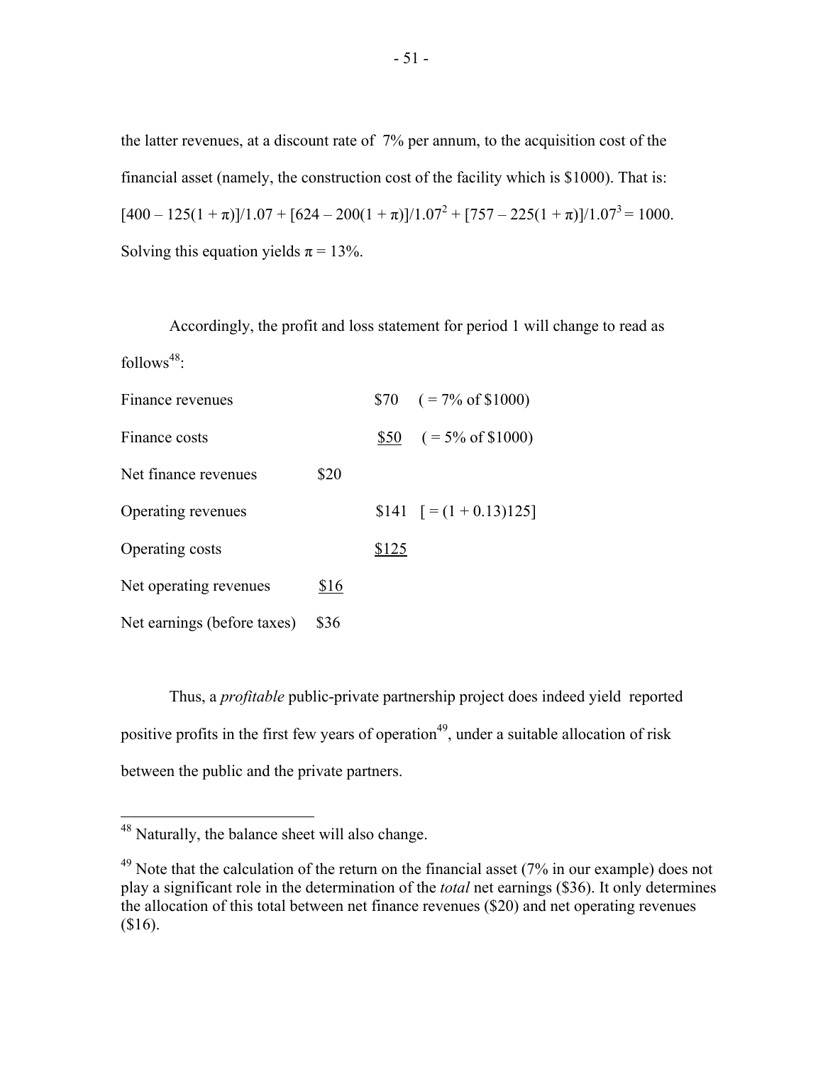the latter revenues, at a discount rate of 7% per annum, to the acquisition cost of the financial asset (namely, the construction cost of the facility which is \$1000). That is:

$[400 – 125(1 + \pi)]/1.07 + [624 – 200(1 + \pi)]/1.07^2 + [757 – 225(1 + \pi)]/1.07^3 = 1000.$

Solving this equation yields $\pi = 13\%$.

Accordingly, the profit and loss statement for period 1 will change to read as follows[48]:

| | | | |
|---|---|---|---|
| Finance revenues | | \$70 | ( = 7% of \$1000) |
| Finance costs | | <u>\$50</u> | ( = 5% of \$1000) |
| Net finance revenues | \$20 | | |
| Operating revenues | | \$141 | [ = (1 + 0.13)125] |
| Operating costs | | <u>\$125</u> | |
| Net operating revenues | <u>\$16</u> | | |
| Net earnings (before taxes) | \$36 | | |

Thus, a *profitable* public-private partnership project does indeed yield reported positive profits in the first few years of operation[49], under a suitable allocation of risk between the public and the private partners.

---

[48] Naturally, the balance sheet will also change.

[49] Note that the calculation of the return on the financial asset (7% in our example) does not play a significant role in the determination of the *total* net earnings (\$36). It only determines the allocation of this total between net finance revenues (\$20) and net operating revenues (\$16).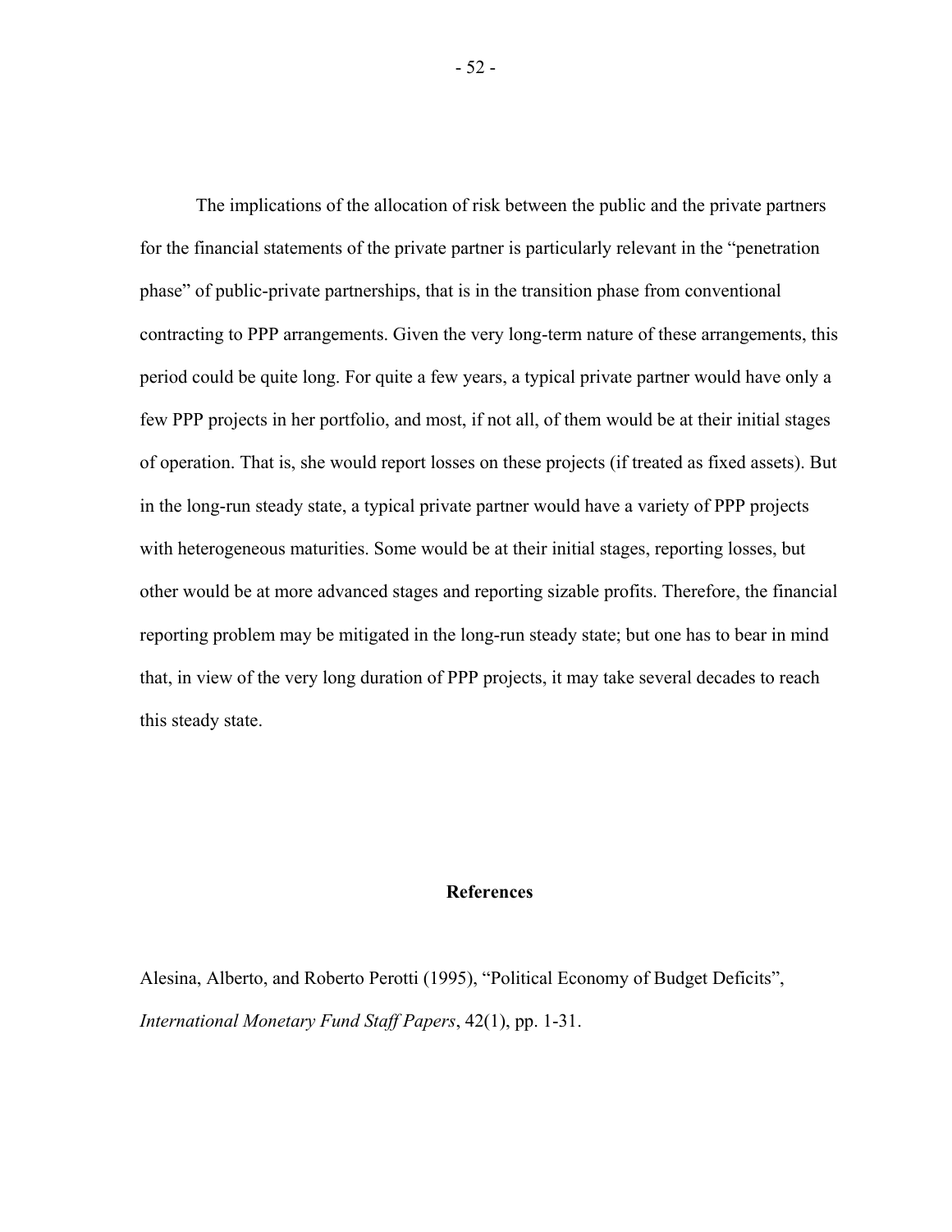The implications of the allocation of risk between the public and the private partners for the financial statements of the private partner is particularly relevant in the "penetration phase" of public-private partnerships, that is in the transition phase from conventional contracting to PPP arrangements. Given the very long-term nature of these arrangements, this period could be quite long. For quite a few years, a typical private partner would have only a few PPP projects in her portfolio, and most, if not all, of them would be at their initial stages of operation. That is, she would report losses on these projects (if treated as fixed assets). But in the long-run steady state, a typical private partner would have a variety of PPP projects with heterogeneous maturities. Some would be at their initial stages, reporting losses, but other would be at more advanced stages and reporting sizable profits. Therefore, the financial reporting problem may be mitigated in the long-run steady state; but one has to bear in mind that, in view of the very long duration of PPP projects, it may take several decades to reach this steady state.

## References

Alesina, Alberto, and Roberto Perotti (1995), "Political Economy of Budget Deficits", *International Monetary Fund Staff Papers*, 42(1), pp. 1-31.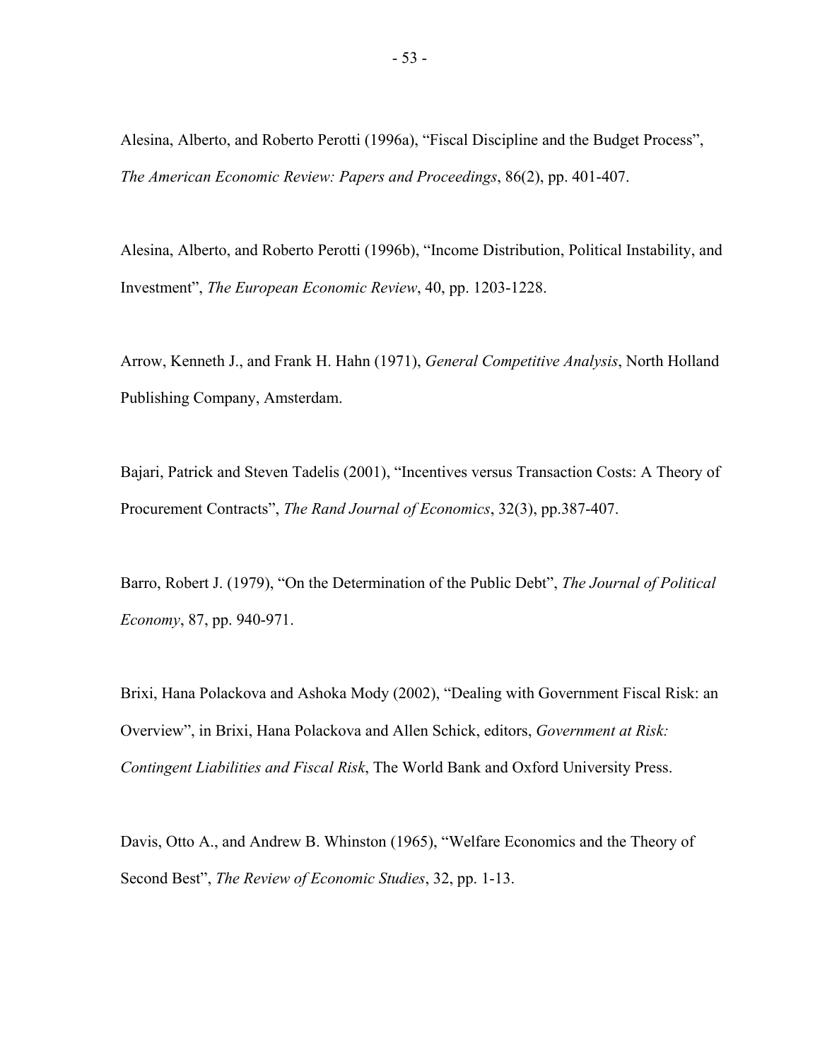Alesina, Alberto, and Roberto Perotti (1996a), "Fiscal Discipline and the Budget Process", *The American Economic Review: Papers and Proceedings*, 86(2), pp. 401-407.

Alesina, Alberto, and Roberto Perotti (1996b), "Income Distribution, Political Instability, and Investment", *The European Economic Review*, 40, pp. 1203-1228.

Arrow, Kenneth J., and Frank H. Hahn (1971), *General Competitive Analysis*, North Holland Publishing Company, Amsterdam.

Bajari, Patrick and Steven Tadelis (2001), "Incentives versus Transaction Costs: A Theory of Procurement Contracts", *The Rand Journal of Economics*, 32(3), pp.387-407.

Barro, Robert J. (1979), "On the Determination of the Public Debt", *The Journal of Political Economy*, 87, pp. 940-971.

Brixi, Hana Polackova and Ashoka Mody (2002), "Dealing with Government Fiscal Risk: an Overview", in Brixi, Hana Polackova and Allen Schick, editors, *Government at Risk: Contingent Liabilities and Fiscal Risk*, The World Bank and Oxford University Press.

Davis, Otto A., and Andrew B. Whinston (1965), "Welfare Economics and the Theory of Second Best", *The Review of Economic Studies*, 32, pp. 1-13.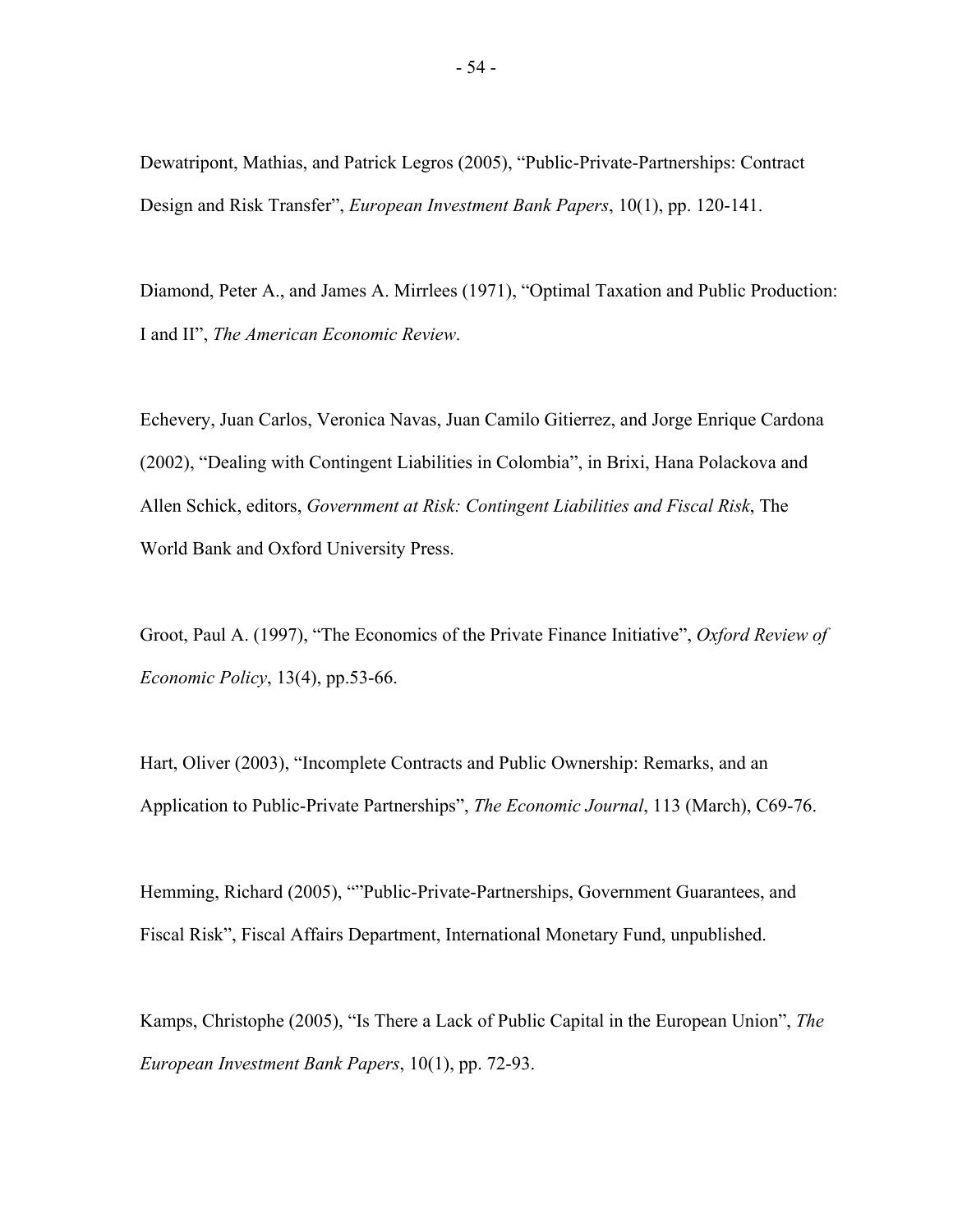Dewatripont, Mathias, and Patrick Legros (2005), "Public-Private-Partnerships: Contract Design and Risk Transfer", *European Investment Bank Papers*, 10(1), pp. 120-141.

Diamond, Peter A., and James A. Mirrlees (1971), "Optimal Taxation and Public Production: I and II", *The American Economic Review*.

Echevery, Juan Carlos, Veronica Navas, Juan Camilo Gitierrez, and Jorge Enrique Cardona (2002), "Dealing with Contingent Liabilities in Colombia", in Brixi, Hana Polackova and Allen Schick, editors, *Government at Risk: Contingent Liabilities and Fiscal Risk*, The World Bank and Oxford University Press.

Groot, Paul A. (1997), "The Economics of the Private Finance Initiative", *Oxford Review of Economic Policy*, 13(4), pp.53-66.

Hart, Oliver (2003), "Incomplete Contracts and Public Ownership: Remarks, and an Application to Public-Private Partnerships", *The Economic Journal*, 113 (March), C69-76.

Hemming, Richard (2005), ""Public-Private-Partnerships, Government Guarantees, and Fiscal Risk", Fiscal Affairs Department, International Monetary Fund, unpublished.

Kamps, Christophe (2005), "Is There a Lack of Public Capital in the European Union", *The European Investment Bank Papers*, 10(1), pp. 72-93.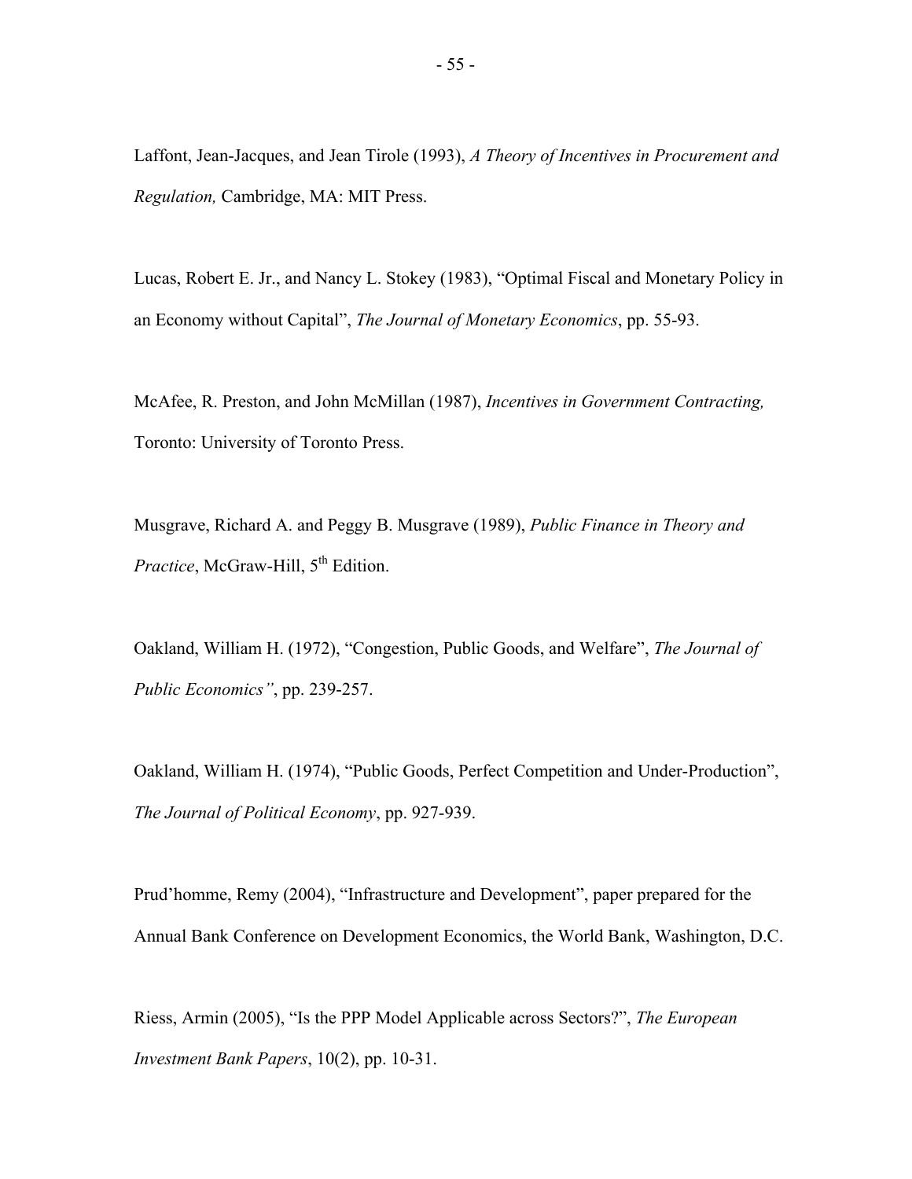Laffont, Jean-Jacques, and Jean Tirole (1993), *A Theory of Incentives in Procurement and Regulation,* Cambridge, MA: MIT Press.

Lucas, Robert E. Jr., and Nancy L. Stokey (1983), "Optimal Fiscal and Monetary Policy in an Economy without Capital", *The Journal of Monetary Economics*, pp. 55-93.

McAfee, R. Preston, and John McMillan (1987), *Incentives in Government Contracting,* Toronto: University of Toronto Press.

Musgrave, Richard A. and Peggy B. Musgrave (1989), *Public Finance in Theory and Practice*, McGraw-Hill, 5th Edition.

Oakland, William H. (1972), "Congestion, Public Goods, and Welfare", *The Journal of Public Economics"*, pp. 239-257.

Oakland, William H. (1974), "Public Goods, Perfect Competition and Under-Production", *The Journal of Political Economy*, pp. 927-939.

Prud'homme, Remy (2004), "Infrastructure and Development", paper prepared for the Annual Bank Conference on Development Economics, the World Bank, Washington, D.C.

Riess, Armin (2005), "Is the PPP Model Applicable across Sectors?", *The European Investment Bank Papers*, 10(2), pp. 10-31.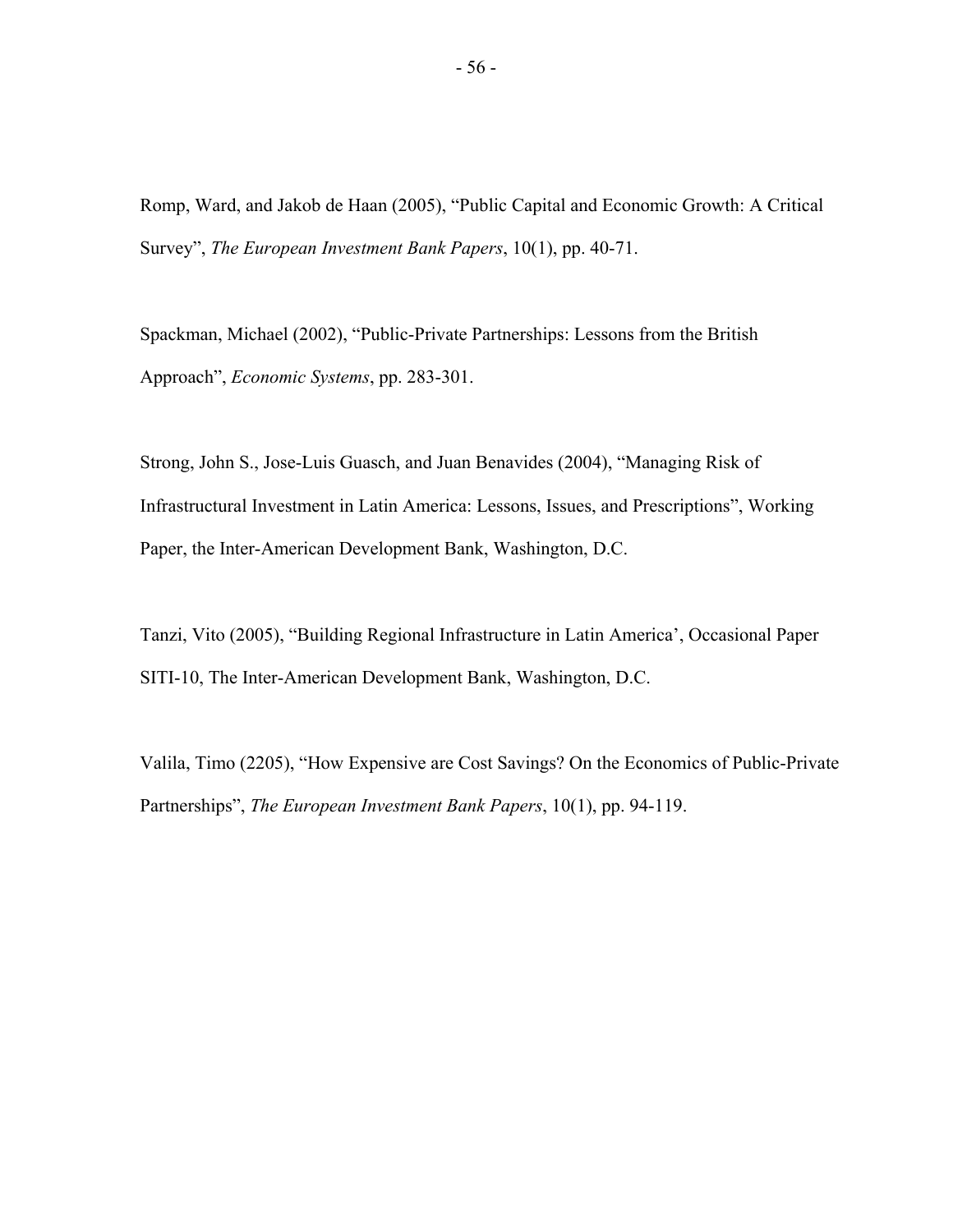Romp, Ward, and Jakob de Haan (2005), "Public Capital and Economic Growth: A Critical Survey", *The European Investment Bank Papers*, 10(1), pp. 40-71.

Spackman, Michael (2002), "Public-Private Partnerships: Lessons from the British Approach", *Economic Systems*, pp. 283-301.

Strong, John S., Jose-Luis Guasch, and Juan Benavides (2004), "Managing Risk of Infrastructural Investment in Latin America: Lessons, Issues, and Prescriptions", Working Paper, the Inter-American Development Bank, Washington, D.C.

Tanzi, Vito (2005), "Building Regional Infrastructure in Latin America', Occasional Paper SITI-10, The Inter-American Development Bank, Washington, D.C.

Valila, Timo (2205), "How Expensive are Cost Savings? On the Economics of Public-Private Partnerships", *The European Investment Bank Papers*, 10(1), pp. 94-119.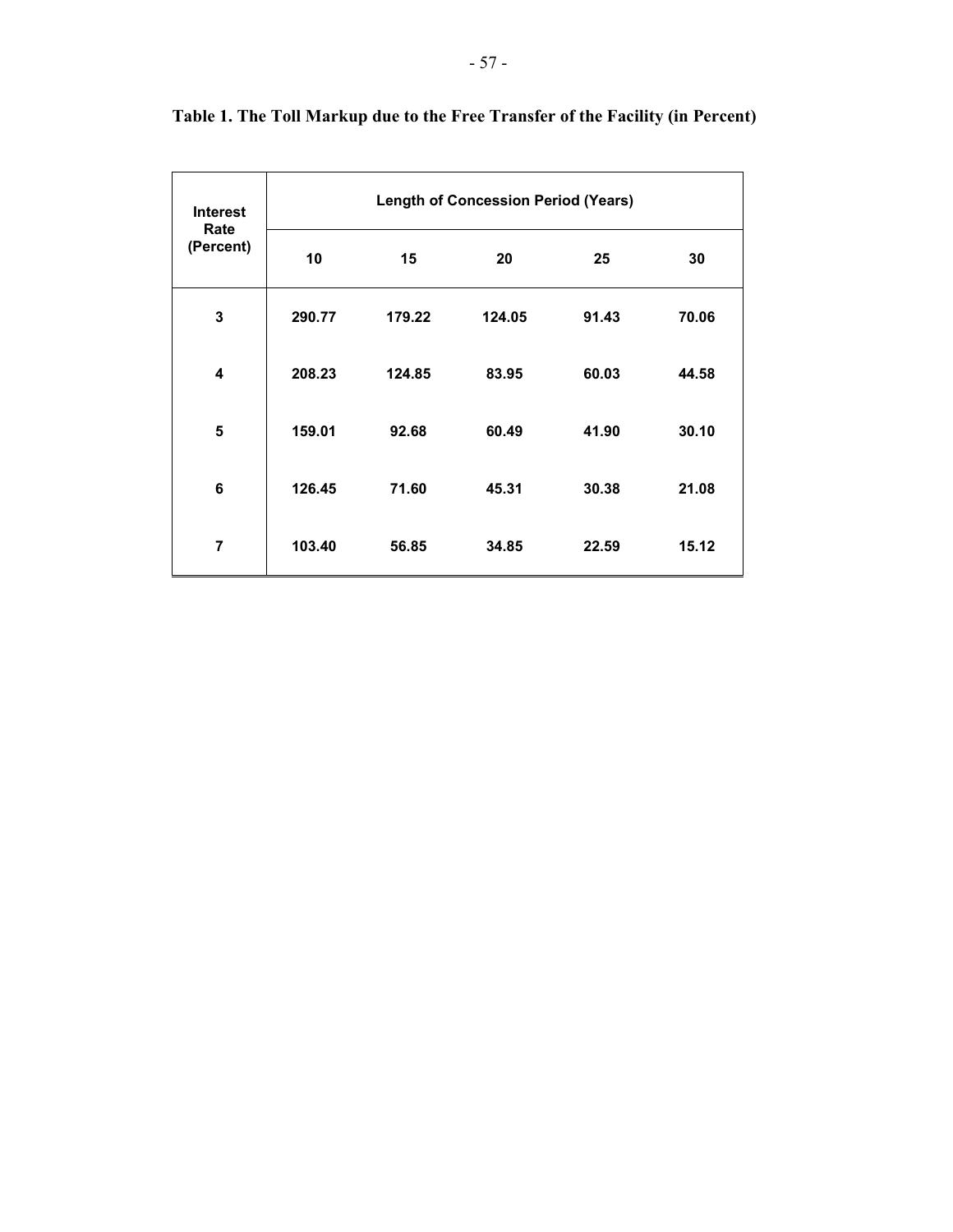**Table 1. The Toll Markup due to the Free Transfer of the Facility (in Percent)**

| Interest Rate (Percent) | Length of Concession Period (Years) | | | | |
|---|---|---|---|---|---|
| | 10 | 15 | 20 | 25 | 30 |
| 3 | 290.77 | 179.22 | 124.05 | 91.43 | 70.06 |
| 4 | 208.23 | 124.85 | 83.95 | 60.03 | 44.58 |
| 5 | 159.01 | 92.68 | 60.49 | 41.90 | 30.10 |
| 6 | 126.45 | 71.60 | 45.31 | 30.38 | 21.08 |
| 7 | 103.40 | 56.85 | 34.85 | 22.59 | 15.12 |